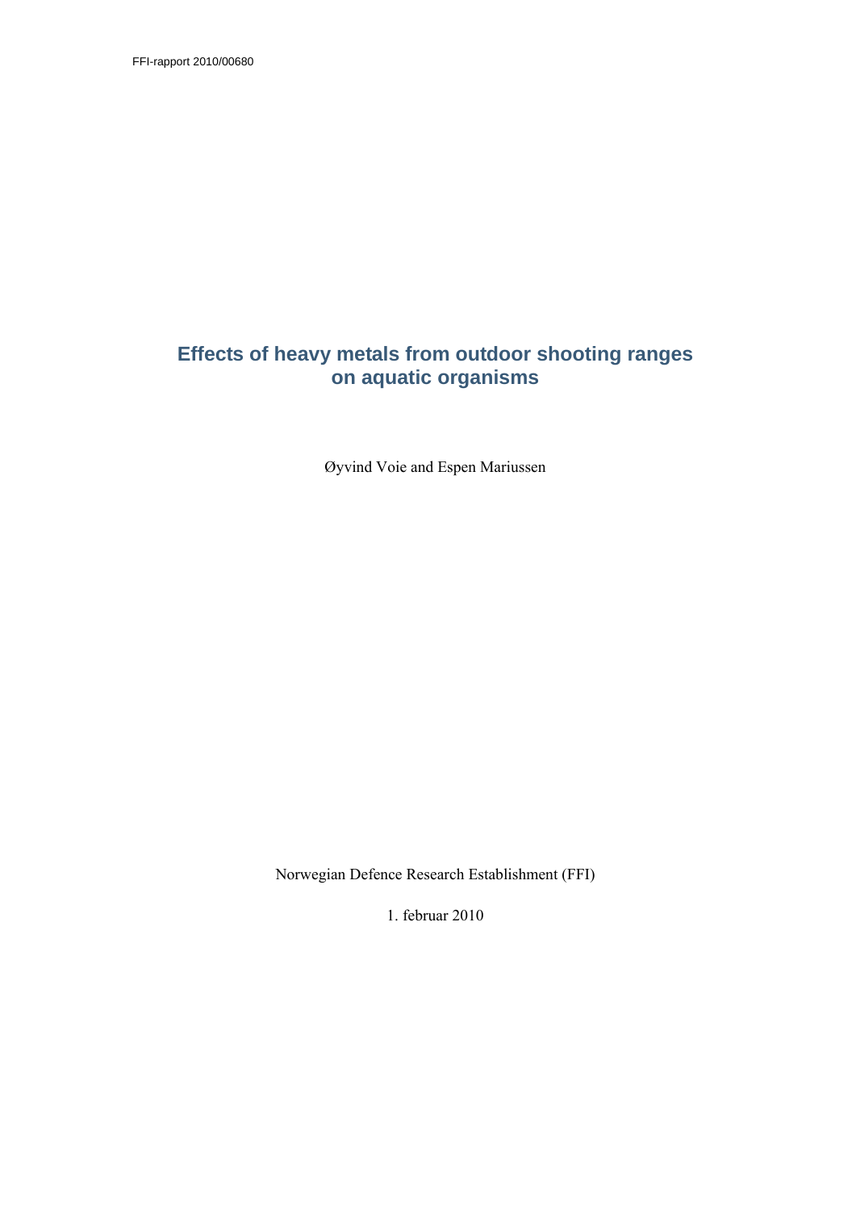FFI-rapport 2010/00680

# Effects of heavy metals from outdoor shooting ranges on aquatic organisms

Øyvind Voie and Espen Mariussen

Norwegian Defence Research Establishment (FFI)

1. februar 2010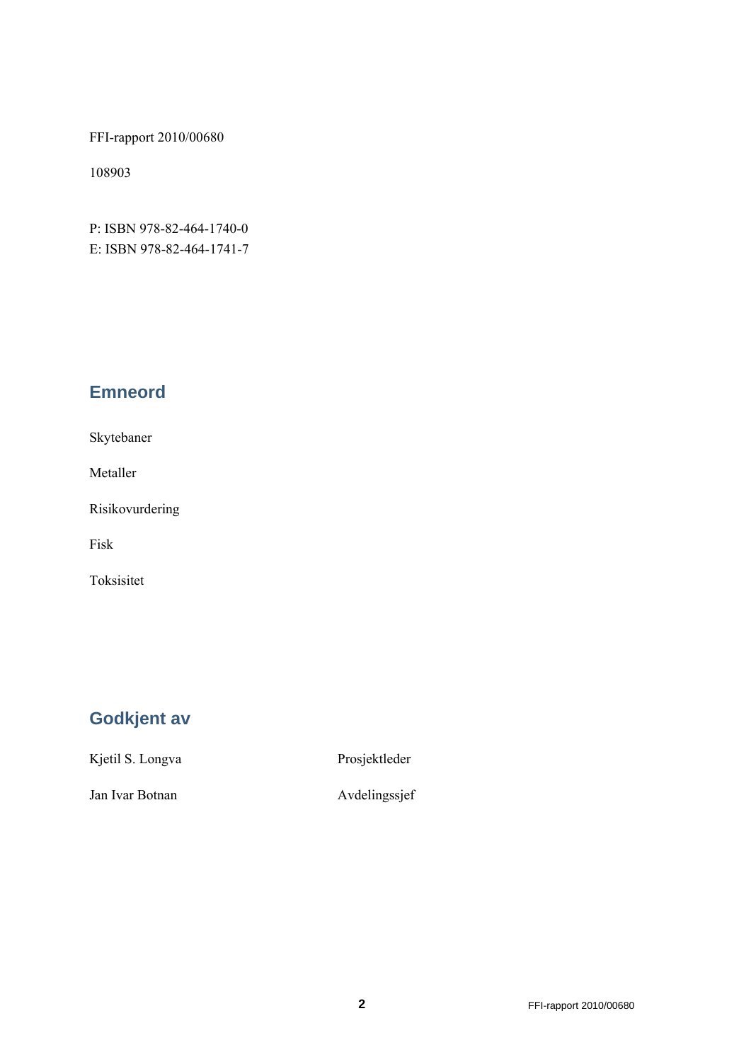FFI-rapport 2010/00680

108903

P: ISBN 978-82-464-1740-0
E: ISBN 978-82-464-1741-7

## Emneord

Skytebaner

Metaller

Risikovurdering

Fisk

Toksisitet

## Godkjent av

| | |
|---|---|
| Kjetil S. Longva | Prosjektleder |
| Jan Ivar Botnan | Avdelingssjef |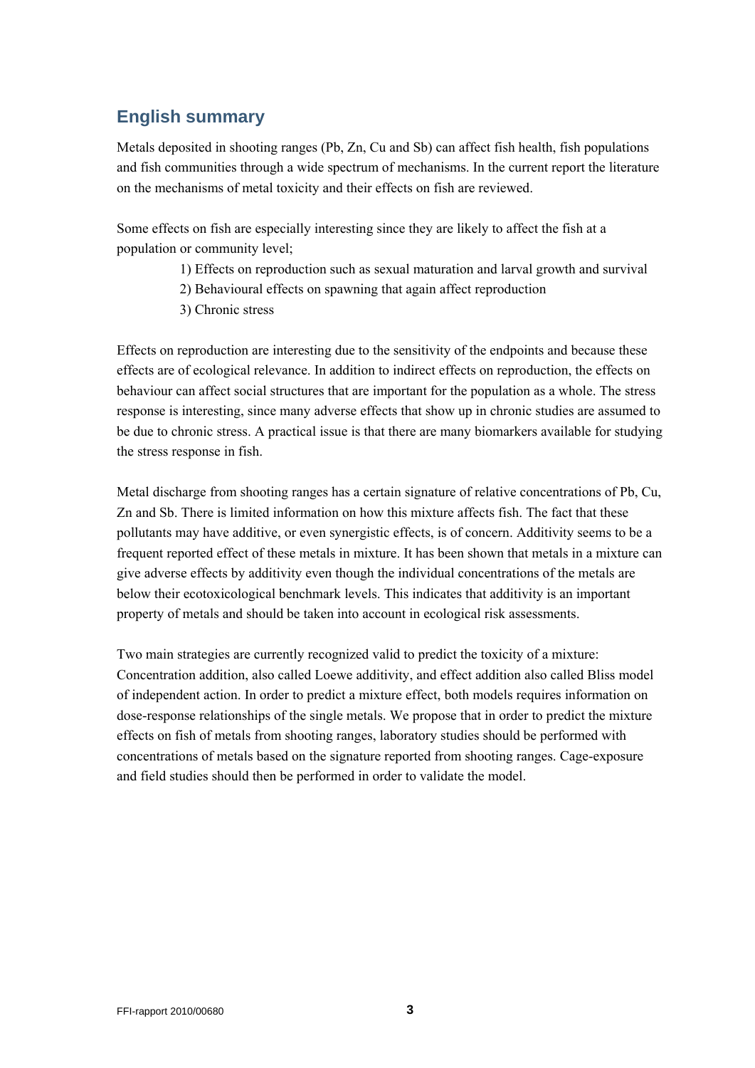## English summary

Metals deposited in shooting ranges (Pb, Zn, Cu and Sb) can affect fish health, fish populations and fish communities through a wide spectrum of mechanisms. In the current report the literature on the mechanisms of metal toxicity and their effects on fish are reviewed.

Some effects on fish are especially interesting since they are likely to affect the fish at a population or community level;

1) Effects on reproduction such as sexual maturation and larval growth and survival
2) Behavioural effects on spawning that again affect reproduction
3) Chronic stress

Effects on reproduction are interesting due to the sensitivity of the endpoints and because these effects are of ecological relevance. In addition to indirect effects on reproduction, the effects on behaviour can affect social structures that are important for the population as a whole. The stress response is interesting, since many adverse effects that show up in chronic studies are assumed to be due to chronic stress. A practical issue is that there are many biomarkers available for studying the stress response in fish.

Metal discharge from shooting ranges has a certain signature of relative concentrations of Pb, Cu, Zn and Sb. There is limited information on how this mixture affects fish. The fact that these pollutants may have additive, or even synergistic effects, is of concern. Additivity seems to be a frequent reported effect of these metals in mixture. It has been shown that metals in a mixture can give adverse effects by additivity even though the individual concentrations of the metals are below their ecotoxicological benchmark levels. This indicates that additivity is an important property of metals and should be taken into account in ecological risk assessments.

Two main strategies are currently recognized valid to predict the toxicity of a mixture: Concentration addition, also called Loewe additivity, and effect addition also called Bliss model of independent action. In order to predict a mixture effect, both models requires information on dose-response relationships of the single metals. We propose that in order to predict the mixture effects on fish of metals from shooting ranges, laboratory studies should be performed with concentrations of metals based on the signature reported from shooting ranges. Cage-exposure and field studies should then be performed in order to validate the model.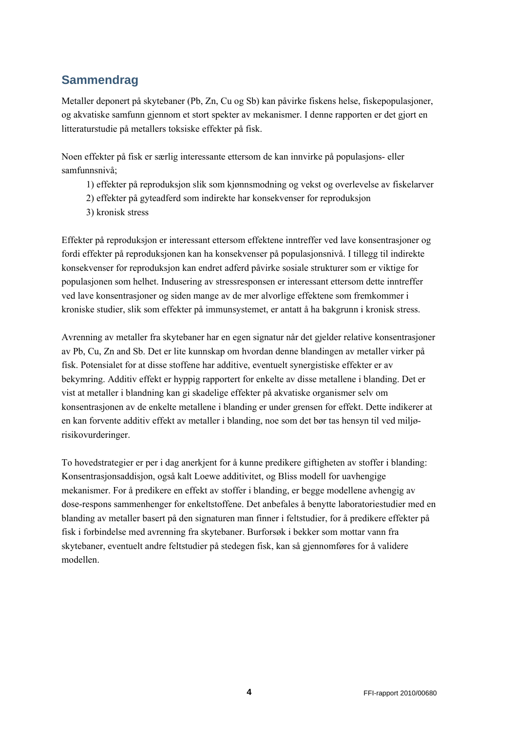## Sammendrag

Metaller deponert på skytebaner (Pb, Zn, Cu og Sb) kan påvirke fiskens helse, fiskepopulasjoner, og akvatiske samfunn gjennom et stort spekter av mekanismer. I denne rapporten er det gjort en litteraturstudie på metallers toksiske effekter på fisk.

Noen effekter på fisk er særlig interessante ettersom de kan innvirke på populasjons- eller samfunnsnivå;

1) effekter på reproduksjon slik som kjønnsmodning og vekst og overlevelse av fiskelarver
2) effekter på gyteadferd som indirekte har konsekvenser for reproduksjon
3) kronisk stress

Effekter på reproduksjon er interessant ettersom effektene inntreffer ved lave konsentrasjoner og fordi effekter på reproduksjonen kan ha konsekvenser på populasjonsnivå. I tillegg til indirekte konsekvenser for reproduksjon kan endret adferd påvirke sosiale strukturer som er viktige for populasjonen som helhet. Indusering av stressresponsen er interessant ettersom dette inntreffer ved lave konsentrasjoner og siden mange av de mer alvorlige effektene som fremkommer i kroniske studier, slik som effekter på immunsystemet, er antatt å ha bakgrunn i kronisk stress.

Avrenning av metaller fra skytebaner har en egen signatur når det gjelder relative konsentrasjoner av Pb, Cu, Zn and Sb. Det er lite kunnskap om hvordan denne blandingen av metaller virker på fisk. Potensialet for at disse stoffene har additive, eventuelt synergistiske effekter er av bekymring. Additiv effekt er hyppig rapportert for enkelte av disse metallene i blanding. Det er vist at metaller i blandning kan gi skadelige effekter på akvatiske organismer selv om konsentrasjonen av de enkelte metallene i blanding er under grensen for effekt. Dette indikerer at en kan forvente additiv effekt av metaller i blanding, noe som det bør tas hensyn til ved miljø-risikovurderinger.

To hovedstrategier er per i dag anerkjent for å kunne predikere giftigheten av stoffer i blanding: Konsentrasjonsaddisjon, også kalt Loewe additivitet, og Bliss modell for uavhengige mekanismer. For å predikere en effekt av stoffer i blanding, er begge modellene avhengig av dose-respons sammenhenger for enkeltstoffene. Det anbefales å benytte laboratoriestudier med en blanding av metaller basert på den signaturen man finner i feltstudier, for å predikere effekter på fisk i forbindelse med avrenning fra skytebaner. Burforsøk i bekker som mottar vann fra skytebaner, eventuelt andre feltstudier på stedegen fisk, kan så gjennomføres for å validere modellen.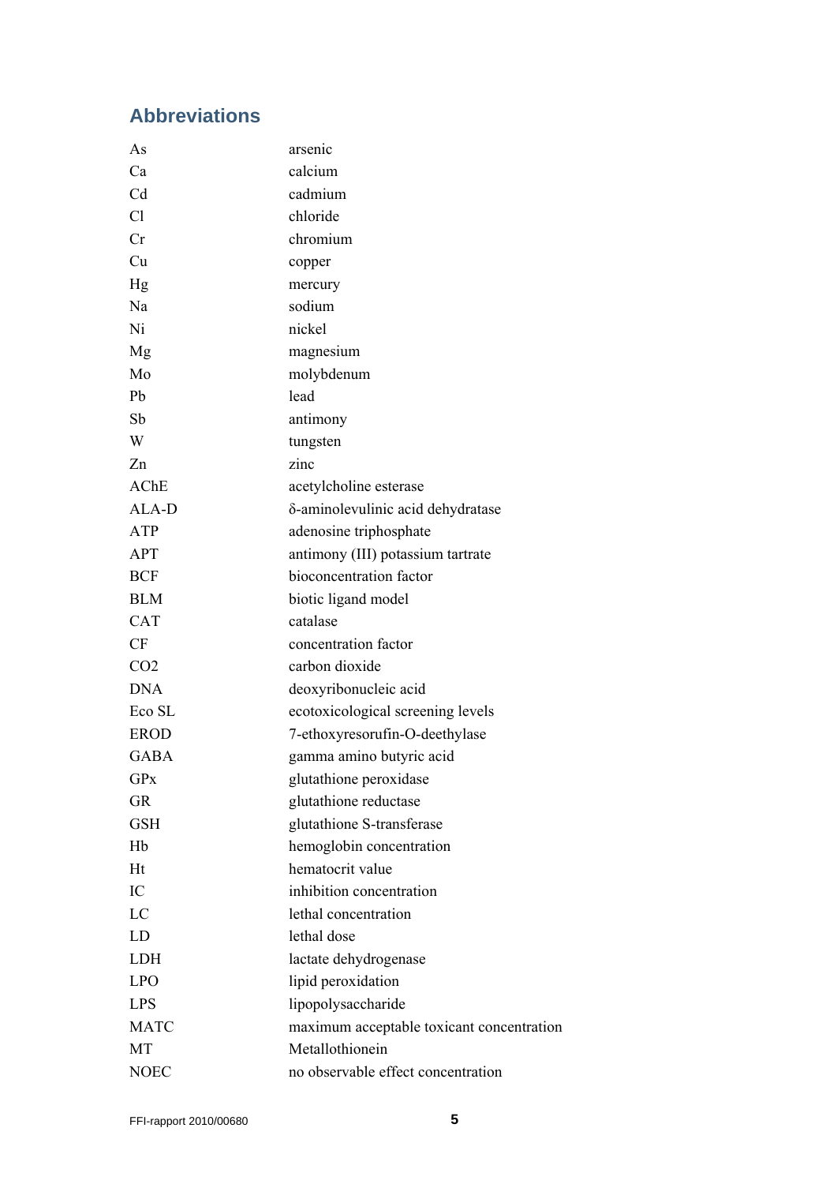## Abbreviations

| | |
|---|---|
| As | arsenic |
| Ca | calcium |
| Cd | cadmium |
| Cl | chloride |
| Cr | chromium |
| Cu | copper |
| Hg | mercury |
| Na | sodium |
| Ni | nickel |
| Mg | magnesium |
| Mo | molybdenum |
| Pb | lead |
| Sb | antimony |
| W | tungsten |
| Zn | zinc |
| AChE | acetylcholine esterase |
| ALA-D | δ-aminolevulinic acid dehydratase |
| ATP | adenosine triphosphate |
| APT | antimony (III) potassium tartrate |
| BCF | bioconcentration factor |
| BLM | biotic ligand model |
| CAT | catalase |
| CF | concentration factor |
| CO2 | carbon dioxide |
| DNA | deoxyribonucleic acid |
| Eco SL | ecotoxicological screening levels |
| EROD | 7-ethoxyresorufin-O-deethylase |
| GABA | gamma amino butyric acid |
| GPx | glutathione peroxidase |
| GR | glutathione reductase |
| GSH | glutathione S-transferase |
| Hb | hemoglobin concentration |
| Ht | hematocrit value |
| IC | inhibition concentration |
| LC | lethal concentration |
| LD | lethal dose |
| LDH | lactate dehydrogenase |
| LPO | lipid peroxidation |
| LPS | lipopolysaccharide |
| MATC | maximum acceptable toxicant concentration |
| MT | Metallothionein |
| NOEC | no observable effect concentration |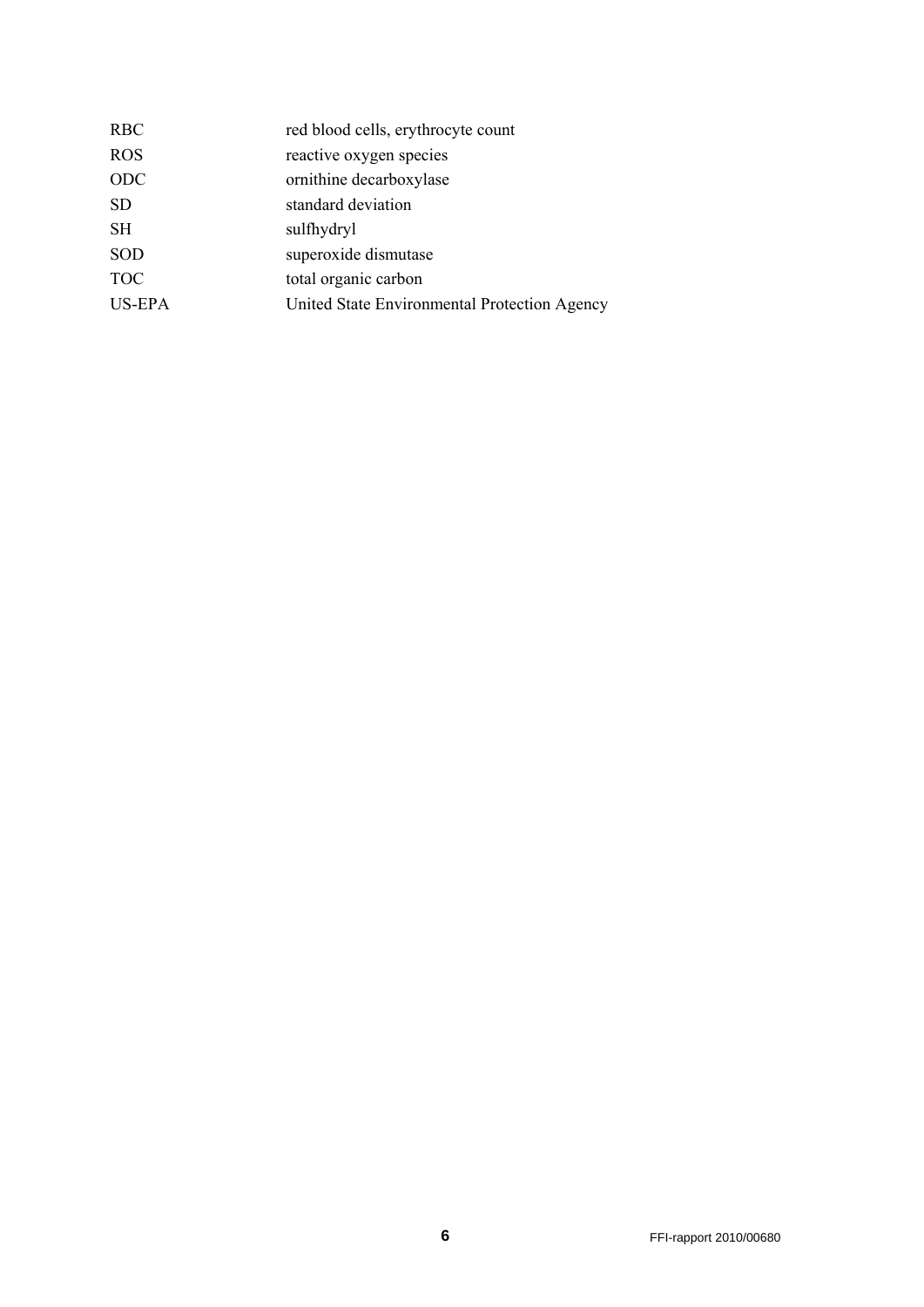| | |
|---|---|
| RBC | red blood cells, erythrocyte count |
| ROS | reactive oxygen species |
| ODC | ornithine decarboxylase |
| SD | standard deviation |
| SH | sulfhydryl |
| SOD | superoxide dismutase |
| TOC | total organic carbon |
| US-EPA | United State Environmental Protection Agency |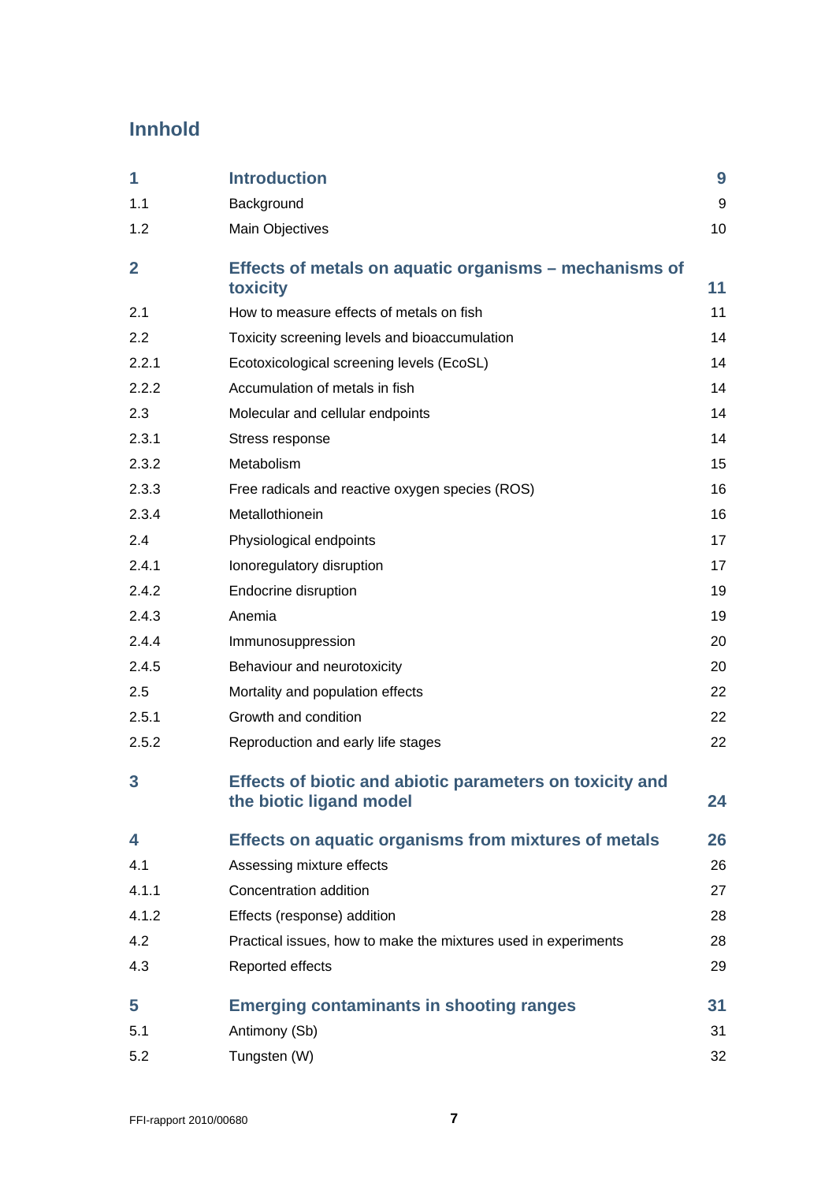## Innhold

| | | |
|---|---|---|
| **1** | **Introduction** | **9** |
| 1.1 | Background | 9 |
| 1.2 | Main Objectives | 10 |
| **2** | **Effects of metals on aquatic organisms – mechanisms of toxicity** | **11** |
| 2.1 | How to measure effects of metals on fish | 11 |
| 2.2 | Toxicity screening levels and bioaccumulation | 14 |
| 2.2.1 | Ecotoxicological screening levels (EcoSL) | 14 |
| 2.2.2 | Accumulation of metals in fish | 14 |
| 2.3 | Molecular and cellular endpoints | 14 |
| 2.3.1 | Stress response | 14 |
| 2.3.2 | Metabolism | 15 |
| 2.3.3 | Free radicals and reactive oxygen species (ROS) | 16 |
| 2.3.4 | Metallothionein | 16 |
| 2.4 | Physiological endpoints | 17 |
| 2.4.1 | Ionoregulatory disruption | 17 |
| 2.4.2 | Endocrine disruption | 19 |
| 2.4.3 | Anemia | 19 |
| 2.4.4 | Immunosuppression | 20 |
| 2.4.5 | Behaviour and neurotoxicity | 20 |
| 2.5 | Mortality and population effects | 22 |
| 2.5.1 | Growth and condition | 22 |
| 2.5.2 | Reproduction and early life stages | 22 |
| **3** | **Effects of biotic and abiotic parameters on toxicity and the biotic ligand model** | **24** |
| **4** | **Effects on aquatic organisms from mixtures of metals** | **26** |
| 4.1 | Assessing mixture effects | 26 |
| 4.1.1 | Concentration addition | 27 |
| 4.1.2 | Effects (response) addition | 28 |
| 4.2 | Practical issues, how to make the mixtures used in experiments | 28 |
| 4.3 | Reported effects | 29 |
| **5** | **Emerging contaminants in shooting ranges** | **31** |
| 5.1 | Antimony (Sb) | 31 |
| 5.2 | Tungsten (W) | 32 |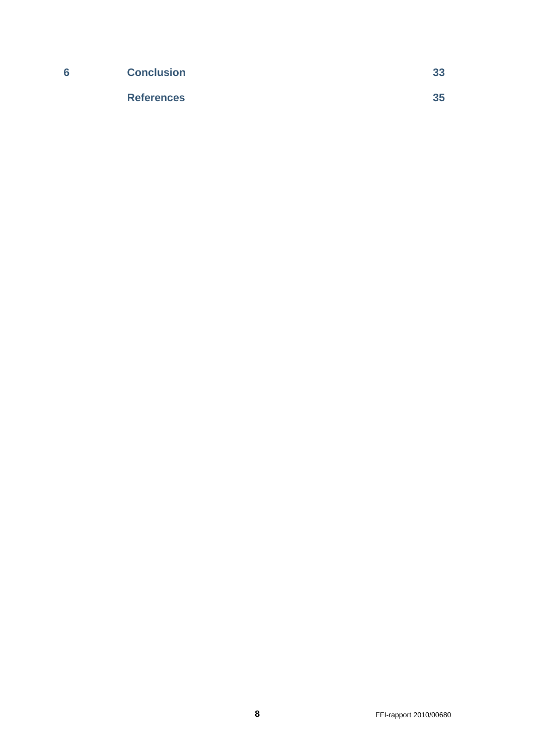| | | |
|---|---|---|
| **6** | **Conclusion** | **33** |
| | **References** | **35** |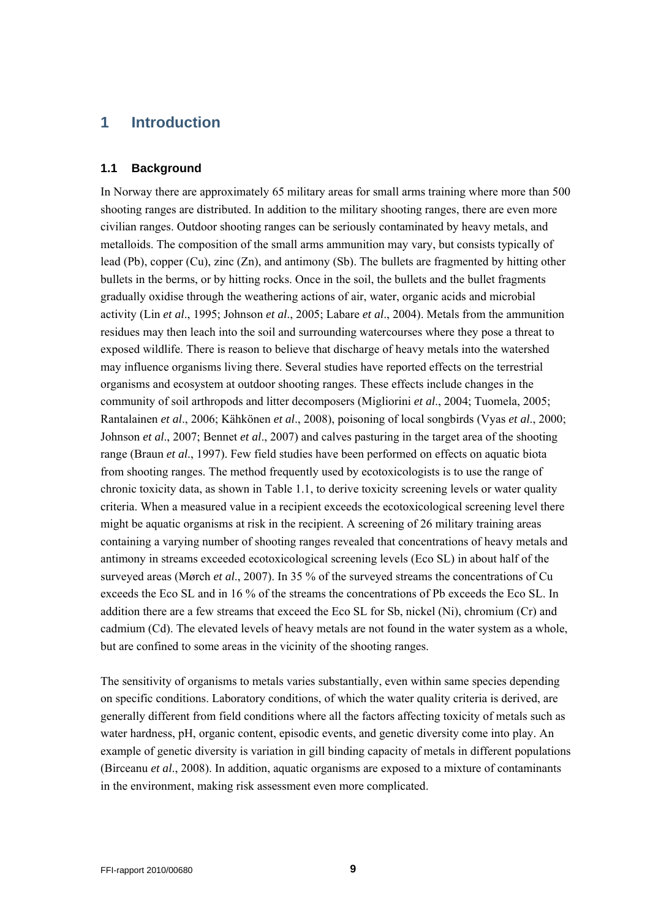# 1 Introduction

## 1.1 Background

In Norway there are approximately 65 military areas for small arms training where more than 500 shooting ranges are distributed. In addition to the military shooting ranges, there are even more civilian ranges. Outdoor shooting ranges can be seriously contaminated by heavy metals, and metalloids. The composition of the small arms ammunition may vary, but consists typically of lead (Pb), copper (Cu), zinc (Zn), and antimony (Sb). The bullets are fragmented by hitting other bullets in the berms, or by hitting rocks. Once in the soil, the bullets and the bullet fragments gradually oxidise through the weathering actions of air, water, organic acids and microbial activity (Lin *et al*., 1995; Johnson *et al*., 2005; Labare *et al*., 2004). Metals from the ammunition residues may then leach into the soil and surrounding watercourses where they pose a threat to exposed wildlife. There is reason to believe that discharge of heavy metals into the watershed may influence organisms living there. Several studies have reported effects on the terrestrial organisms and ecosystem at outdoor shooting ranges. These effects include changes in the community of soil arthropods and litter decomposers (Migliorini *et al*., 2004; Tuomela, 2005; Rantalainen *et al*., 2006; Kähkönen *et al*., 2008), poisoning of local songbirds (Vyas *et al*., 2000; Johnson *et al*., 2007; Bennet *et al*., 2007) and calves pasturing in the target area of the shooting range (Braun *et al*., 1997). Few field studies have been performed on effects on aquatic biota from shooting ranges. The method frequently used by ecotoxicologists is to use the range of chronic toxicity data, as shown in Table 1.1, to derive toxicity screening levels or water quality criteria. When a measured value in a recipient exceeds the ecotoxicological screening level there might be aquatic organisms at risk in the recipient. A screening of 26 military training areas containing a varying number of shooting ranges revealed that concentrations of heavy metals and antimony in streams exceeded ecotoxicological screening levels (Eco SL) in about half of the surveyed areas (Mørch *et al*., 2007). In 35 % of the surveyed streams the concentrations of Cu exceeds the Eco SL and in 16 % of the streams the concentrations of Pb exceeds the Eco SL. In addition there are a few streams that exceed the Eco SL for Sb, nickel (Ni), chromium (Cr) and cadmium (Cd). The elevated levels of heavy metals are not found in the water system as a whole, but are confined to some areas in the vicinity of the shooting ranges.

The sensitivity of organisms to metals varies substantially, even within same species depending on specific conditions. Laboratory conditions, of which the water quality criteria is derived, are generally different from field conditions where all the factors affecting toxicity of metals such as water hardness, pH, organic content, episodic events, and genetic diversity come into play. An example of genetic diversity is variation in gill binding capacity of metals in different populations (Birceanu *et al*., 2008). In addition, aquatic organisms are exposed to a mixture of contaminants in the environment, making risk assessment even more complicated.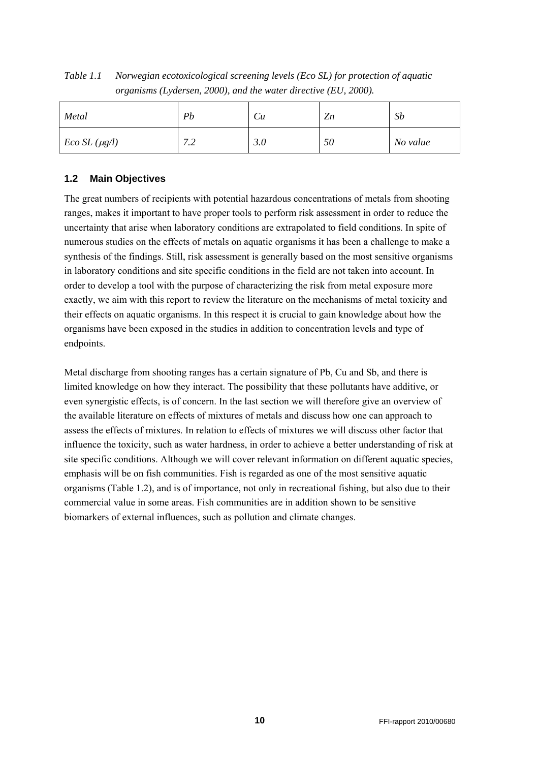*Table 1.1 Norwegian ecotoxicological screening levels (Eco SL) for protection of aquatic organisms (Lydersen, 2000), and the water directive (EU, 2000).*

| *Metal* | *Pb* | *Cu* | *Zn* | *Sb* |
|---|---|---|---|---|
| *Eco SL ($\mu$g/l)* | *7.2* | *3.0* | *50* | *No value* |

## 1.2 Main Objectives

The great numbers of recipients with potential hazardous concentrations of metals from shooting ranges, makes it important to have proper tools to perform risk assessment in order to reduce the uncertainty that arise when laboratory conditions are extrapolated to field conditions. In spite of numerous studies on the effects of metals on aquatic organisms it has been a challenge to make a synthesis of the findings. Still, risk assessment is generally based on the most sensitive organisms in laboratory conditions and site specific conditions in the field are not taken into account. In order to develop a tool with the purpose of characterizing the risk from metal exposure more exactly, we aim with this report to review the literature on the mechanisms of metal toxicity and their effects on aquatic organisms. In this respect it is crucial to gain knowledge about how the organisms have been exposed in the studies in addition to concentration levels and type of endpoints.

Metal discharge from shooting ranges has a certain signature of Pb, Cu and Sb, and there is limited knowledge on how they interact. The possibility that these pollutants have additive, or even synergistic effects, is of concern. In the last section we will therefore give an overview of the available literature on effects of mixtures of metals and discuss how one can approach to assess the effects of mixtures. In relation to effects of mixtures we will discuss other factor that influence the toxicity, such as water hardness, in order to achieve a better understanding of risk at site specific conditions. Although we will cover relevant information on different aquatic species, emphasis will be on fish communities. Fish is regarded as one of the most sensitive aquatic organisms (Table 1.2), and is of importance, not only in recreational fishing, but also due to their commercial value in some areas. Fish communities are in addition shown to be sensitive biomarkers of external influences, such as pollution and climate changes.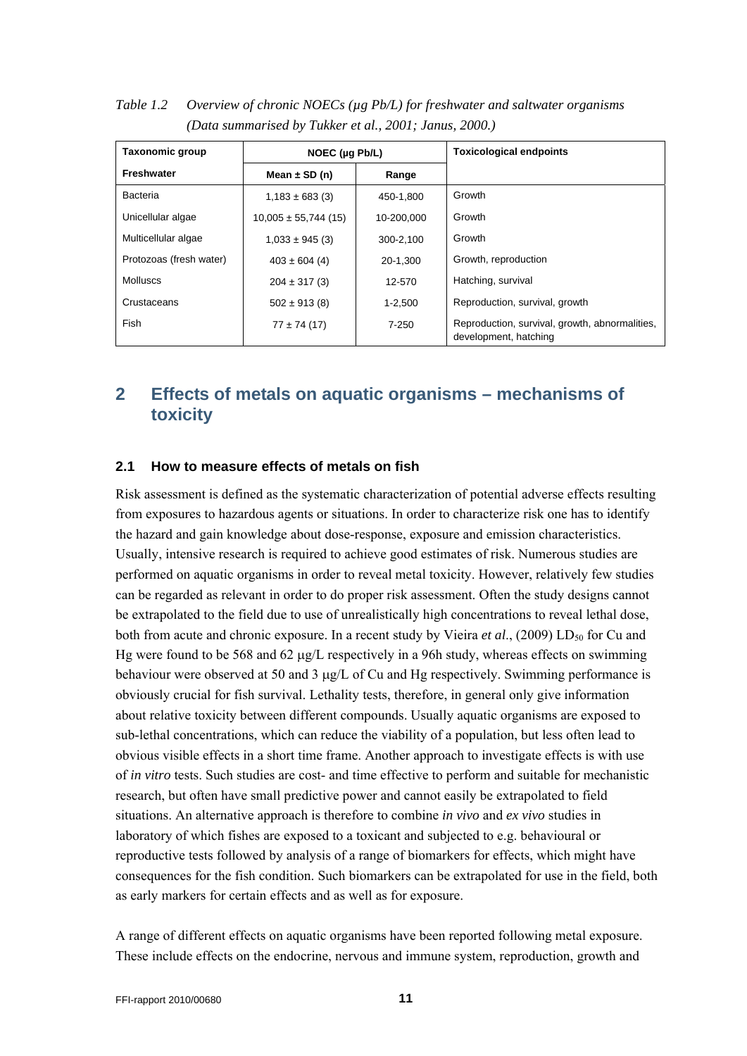*Table 1.2 Overview of chronic NOECs (µg Pb/L) for freshwater and saltwater organisms (Data summarised by Tukker et al., 2001; Janus, 2000.)*

| Taxonomic group | NOEC (µg Pb/L) | | Toxicological endpoints |
|---|---|---|---|
| **Freshwater** | **Mean ± SD (n)** | **Range** | |
| Bacteria | 1,183 ± 683 (3) | 450-1,800 | Growth |
| Unicellular algae | 10,005 ± 55,744 (15) | 10-200,000 | Growth |
| Multicellular algae | 1,033 ± 945 (3) | 300-2,100 | Growth |
| Protozoas (fresh water) | 403 ± 604 (4) | 20-1,300 | Growth, reproduction |
| Molluscs | 204 ± 317 (3) | 12-570 | Hatching, survival |
| Crustaceans | 502 ± 913 (8) | 1-2,500 | Reproduction, survival, growth |
| Fish | 77 ± 74 (17) | 7-250 | Reproduction, survival, growth, abnormalities, development, hatching |

# 2 Effects of metals on aquatic organisms – mechanisms of toxicity

## 2.1 How to measure effects of metals on fish

Risk assessment is defined as the systematic characterization of potential adverse effects resulting from exposures to hazardous agents or situations. In order to characterize risk one has to identify the hazard and gain knowledge about dose-response, exposure and emission characteristics. Usually, intensive research is required to achieve good estimates of risk. Numerous studies are performed on aquatic organisms in order to reveal metal toxicity. However, relatively few studies can be regarded as relevant in order to do proper risk assessment. Often the study designs cannot be extrapolated to the field due to use of unrealistically high concentrations to reveal lethal dose, both from acute and chronic exposure. In a recent study by Vieira *et al*., (2009) $LD_{50}$ for Cu and Hg were found to be 568 and 62 µg/L respectively in a 96h study, whereas effects on swimming behaviour were observed at 50 and 3 µg/L of Cu and Hg respectively. Swimming performance is obviously crucial for fish survival. Lethality tests, therefore, in general only give information about relative toxicity between different compounds. Usually aquatic organisms are exposed to sub-lethal concentrations, which can reduce the viability of a population, but less often lead to obvious visible effects in a short time frame. Another approach to investigate effects is with use of *in vitro* tests. Such studies are cost- and time effective to perform and suitable for mechanistic research, but often have small predictive power and cannot easily be extrapolated to field situations. An alternative approach is therefore to combine *in vivo* and *ex vivo* studies in laboratory of which fishes are exposed to a toxicant and subjected to e.g. behavioural or reproductive tests followed by analysis of a range of biomarkers for effects, which might have consequences for the fish condition. Such biomarkers can be extrapolated for use in the field, both as early markers for certain effects and as well as for exposure.

A range of different effects on aquatic organisms have been reported following metal exposure. These include effects on the endocrine, nervous and immune system, reproduction, growth and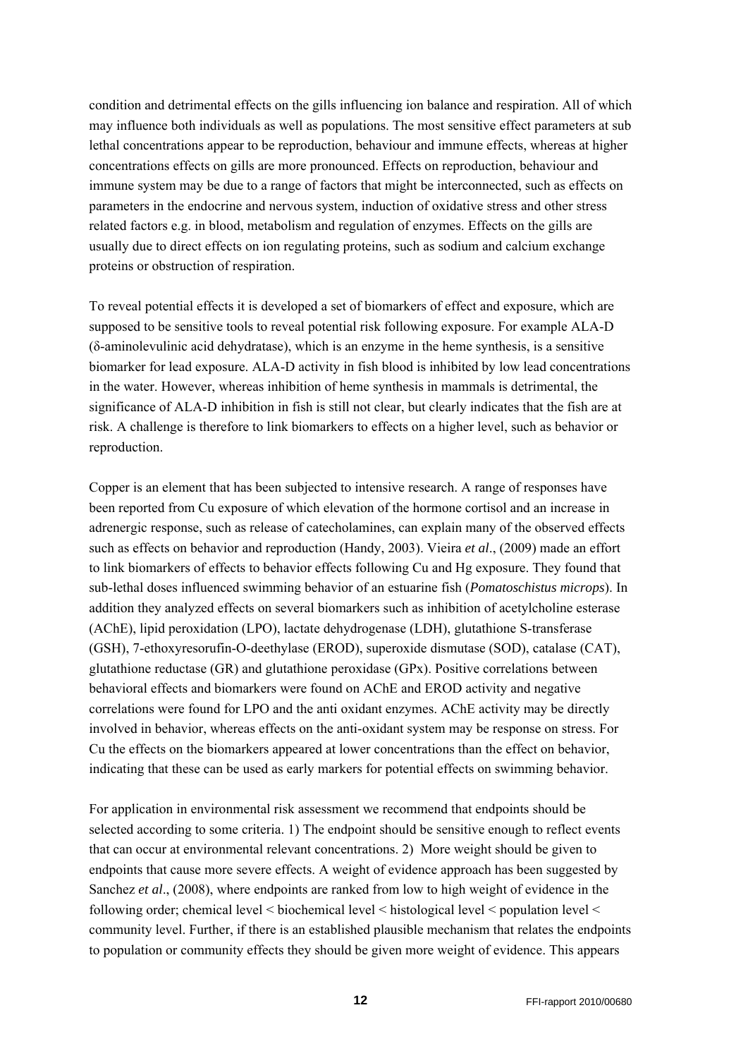condition and detrimental effects on the gills influencing ion balance and respiration. All of which may influence both individuals as well as populations. The most sensitive effect parameters at sub lethal concentrations appear to be reproduction, behaviour and immune effects, whereas at higher concentrations effects on gills are more pronounced. Effects on reproduction, behaviour and immune system may be due to a range of factors that might be interconnected, such as effects on parameters in the endocrine and nervous system, induction of oxidative stress and other stress related factors e.g. in blood, metabolism and regulation of enzymes. Effects on the gills are usually due to direct effects on ion regulating proteins, such as sodium and calcium exchange proteins or obstruction of respiration.

To reveal potential effects it is developed a set of biomarkers of effect and exposure, which are supposed to be sensitive tools to reveal potential risk following exposure. For example ALA-D (δ-aminolevulinic acid dehydratase), which is an enzyme in the heme synthesis, is a sensitive biomarker for lead exposure. ALA-D activity in fish blood is inhibited by low lead concentrations in the water. However, whereas inhibition of heme synthesis in mammals is detrimental, the significance of ALA-D inhibition in fish is still not clear, but clearly indicates that the fish are at risk. A challenge is therefore to link biomarkers to effects on a higher level, such as behavior or reproduction.

Copper is an element that has been subjected to intensive research. A range of responses have been reported from Cu exposure of which elevation of the hormone cortisol and an increase in adrenergic response, such as release of catecholamines, can explain many of the observed effects such as effects on behavior and reproduction (Handy, 2003). Vieira *et al*., (2009) made an effort to link biomarkers of effects to behavior effects following Cu and Hg exposure. They found that sub-lethal doses influenced swimming behavior of an estuarine fish (*Pomatoschistus microps*). In addition they analyzed effects on several biomarkers such as inhibition of acetylcholine esterase (AChE), lipid peroxidation (LPO), lactate dehydrogenase (LDH), glutathione S-transferase (GSH), 7-ethoxyresorufin-O-deethylase (EROD), superoxide dismutase (SOD), catalase (CAT), glutathione reductase (GR) and glutathione peroxidase (GPx). Positive correlations between behavioral effects and biomarkers were found on AChE and EROD activity and negative correlations were found for LPO and the anti oxidant enzymes. AChE activity may be directly involved in behavior, whereas effects on the anti-oxidant system may be response on stress. For Cu the effects on the biomarkers appeared at lower concentrations than the effect on behavior, indicating that these can be used as early markers for potential effects on swimming behavior.

For application in environmental risk assessment we recommend that endpoints should be selected according to some criteria. 1) The endpoint should be sensitive enough to reflect events that can occur at environmental relevant concentrations. 2) More weight should be given to endpoints that cause more severe effects. A weight of evidence approach has been suggested by Sanchez *et al*., (2008), where endpoints are ranked from low to high weight of evidence in the following order; chemical level < biochemical level < histological level < population level < community level. Further, if there is an established plausible mechanism that relates the endpoints to population or community effects they should be given more weight of evidence. This appears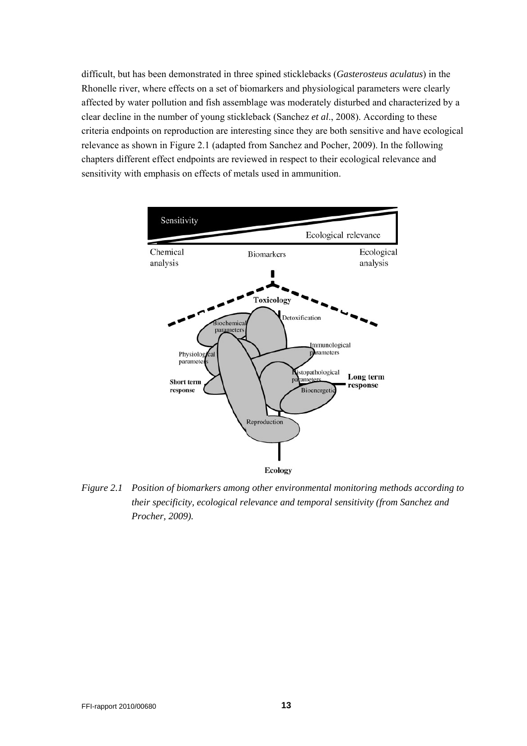difficult, but has been demonstrated in three spined sticklebacks (*Gasterosteus aculatus*) in the Rhonelle river, where effects on a set of biomarkers and physiological parameters were clearly affected by water pollution and fish assemblage was moderately disturbed and characterized by a clear decline in the number of young stickleback (Sanchez *et al*., 2008). According to these criteria endpoints on reproduction are interesting since they are both sensitive and have ecological relevance as shown in Figure 2.1 (adapted from Sanchez and Pocher, 2009). In the following chapters different effect endpoints are reviewed in respect to their ecological relevance and sensitivity with emphasis on effects of metals used in ammunition.

*Figure 2.1 Position of biomarkers among other environmental monitoring methods according to their specificity, ecological relevance and temporal sensitivity (from Sanchez and Procher, 2009).*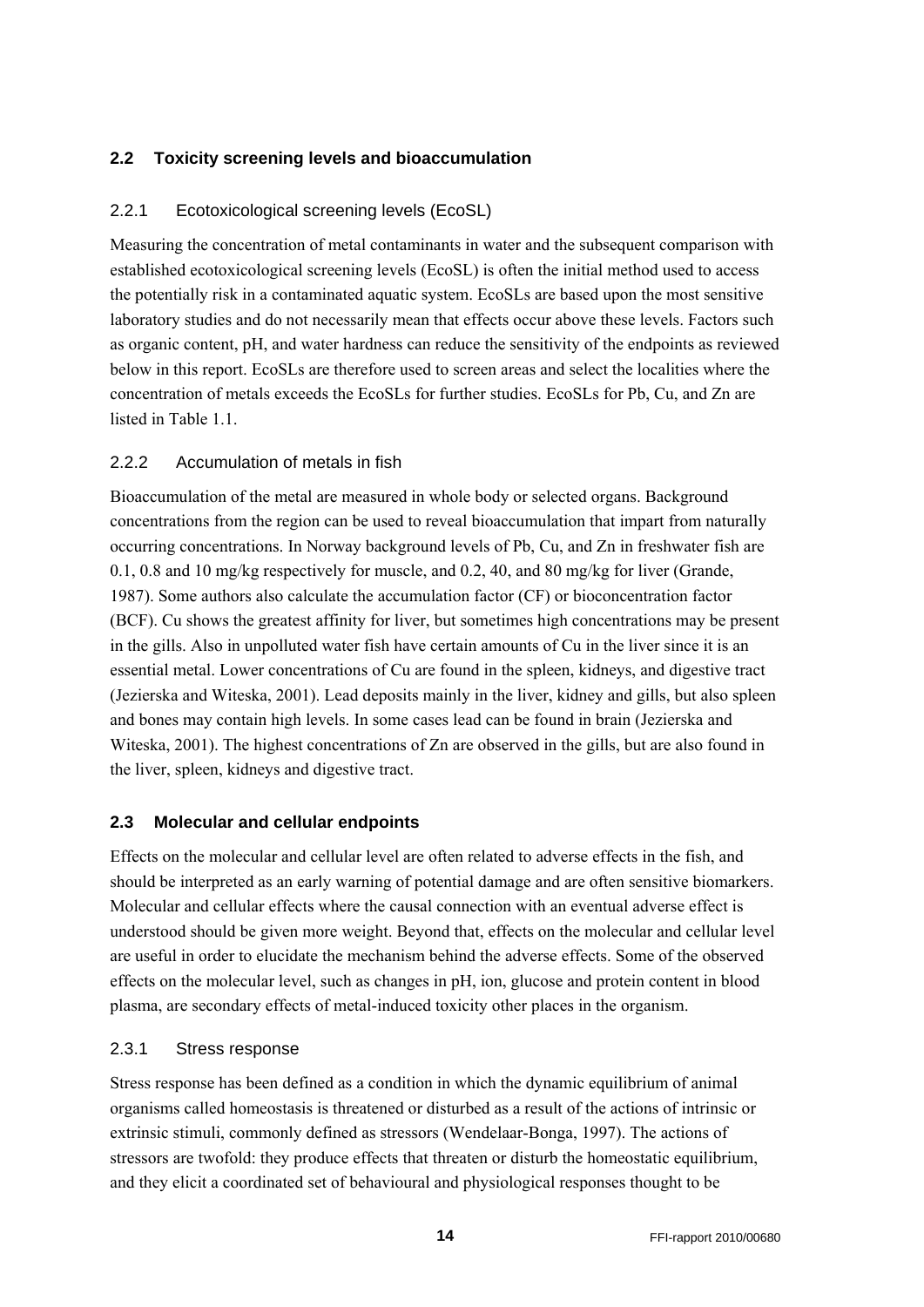## 2.2 Toxicity screening levels and bioaccumulation

### 2.2.1 Ecotoxicological screening levels (EcoSL)

Measuring the concentration of metal contaminants in water and the subsequent comparison with established ecotoxicological screening levels (EcoSL) is often the initial method used to access the potentially risk in a contaminated aquatic system. EcoSLs are based upon the most sensitive laboratory studies and do not necessarily mean that effects occur above these levels. Factors such as organic content, pH, and water hardness can reduce the sensitivity of the endpoints as reviewed below in this report. EcoSLs are therefore used to screen areas and select the localities where the concentration of metals exceeds the EcoSLs for further studies. EcoSLs for Pb, Cu, and Zn are listed in Table 1.1.

### 2.2.2 Accumulation of metals in fish

Bioaccumulation of the metal are measured in whole body or selected organs. Background concentrations from the region can be used to reveal bioaccumulation that impart from naturally occurring concentrations. In Norway background levels of Pb, Cu, and Zn in freshwater fish are 0.1, 0.8 and 10 mg/kg respectively for muscle, and 0.2, 40, and 80 mg/kg for liver (Grande, 1987). Some authors also calculate the accumulation factor (CF) or bioconcentration factor (BCF). Cu shows the greatest affinity for liver, but sometimes high concentrations may be present in the gills. Also in unpolluted water fish have certain amounts of Cu in the liver since it is an essential metal. Lower concentrations of Cu are found in the spleen, kidneys, and digestive tract (Jezierska and Witeska, 2001). Lead deposits mainly in the liver, kidney and gills, but also spleen and bones may contain high levels. In some cases lead can be found in brain (Jezierska and Witeska, 2001). The highest concentrations of Zn are observed in the gills, but are also found in the liver, spleen, kidneys and digestive tract.

## 2.3 Molecular and cellular endpoints

Effects on the molecular and cellular level are often related to adverse effects in the fish, and should be interpreted as an early warning of potential damage and are often sensitive biomarkers. Molecular and cellular effects where the causal connection with an eventual adverse effect is understood should be given more weight. Beyond that, effects on the molecular and cellular level are useful in order to elucidate the mechanism behind the adverse effects. Some of the observed effects on the molecular level, such as changes in pH, ion, glucose and protein content in blood plasma, are secondary effects of metal-induced toxicity other places in the organism.

### 2.3.1 Stress response

Stress response has been defined as a condition in which the dynamic equilibrium of animal organisms called homeostasis is threatened or disturbed as a result of the actions of intrinsic or extrinsic stimuli, commonly defined as stressors (Wendelaar-Bonga, 1997). The actions of stressors are twofold: they produce effects that threaten or disturb the homeostatic equilibrium, and they elicit a coordinated set of behavioural and physiological responses thought to be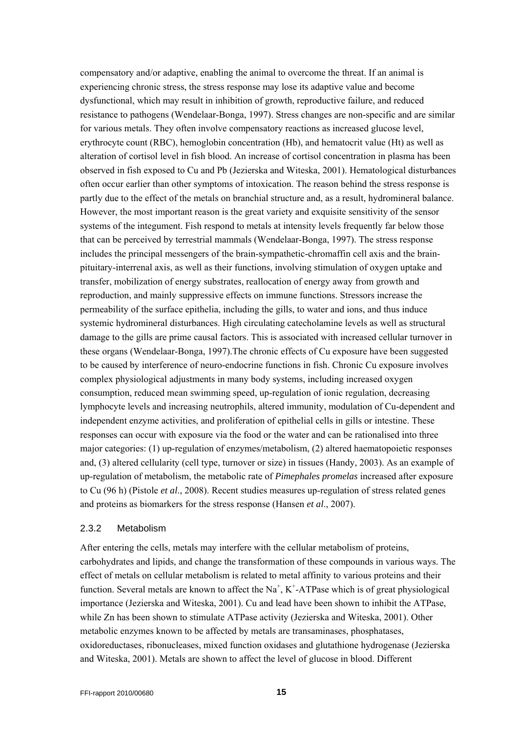compensatory and/or adaptive, enabling the animal to overcome the threat. If an animal is experiencing chronic stress, the stress response may lose its adaptive value and become dysfunctional, which may result in inhibition of growth, reproductive failure, and reduced resistance to pathogens (Wendelaar-Bonga, 1997). Stress changes are non-specific and are similar for various metals. They often involve compensatory reactions as increased glucose level, erythrocyte count (RBC), hemoglobin concentration (Hb), and hematocrit value (Ht) as well as alteration of cortisol level in fish blood. An increase of cortisol concentration in plasma has been observed in fish exposed to Cu and Pb (Jezierska and Witeska, 2001). Hematological disturbances often occur earlier than other symptoms of intoxication. The reason behind the stress response is partly due to the effect of the metals on branchial structure and, as a result, hydromineral balance. However, the most important reason is the great variety and exquisite sensitivity of the sensor systems of the integument. Fish respond to metals at intensity levels frequently far below those that can be perceived by terrestrial mammals (Wendelaar-Bonga, 1997). The stress response includes the principal messengers of the brain-sympathetic-chromaffin cell axis and the brain-pituitary-interrenal axis, as well as their functions, involving stimulation of oxygen uptake and transfer, mobilization of energy substrates, reallocation of energy away from growth and reproduction, and mainly suppressive effects on immune functions. Stressors increase the permeability of the surface epithelia, including the gills, to water and ions, and thus induce systemic hydromineral disturbances. High circulating catecholamine levels as well as structural damage to the gills are prime causal factors. This is associated with increased cellular turnover in these organs (Wendelaar-Bonga, 1997).The chronic effects of Cu exposure have been suggested to be caused by interference of neuro-endocrine functions in fish. Chronic Cu exposure involves complex physiological adjustments in many body systems, including increased oxygen consumption, reduced mean swimming speed, up-regulation of ionic regulation, decreasing lymphocyte levels and increasing neutrophils, altered immunity, modulation of Cu-dependent and independent enzyme activities, and proliferation of epithelial cells in gills or intestine. These responses can occur with exposure via the food or the water and can be rationalised into three major categories: (1) up-regulation of enzymes/metabolism, (2) altered haematopoietic responses and, (3) altered cellularity (cell type, turnover or size) in tissues (Handy, 2003). As an example of up-regulation of metabolism, the metabolic rate of *Pimephales promelas* increased after exposure to Cu (96 h) (Pistole *et al*., 2008). Recent studies measures up-regulation of stress related genes and proteins as biomarkers for the stress response (Hansen *et al*., 2007).

### 2.3.2 Metabolism

After entering the cells, metals may interfere with the cellular metabolism of proteins, carbohydrates and lipids, and change the transformation of these compounds in various ways. The effect of metals on cellular metabolism is related to metal affinity to various proteins and their function. Several metals are known to affect the $Na^+$, $K^+$-ATPase which is of great physiological importance (Jezierska and Witeska, 2001). Cu and lead have been shown to inhibit the ATPase, while Zn has been shown to stimulate ATPase activity (Jezierska and Witeska, 2001). Other metabolic enzymes known to be affected by metals are transaminases, phosphatases, oxidoreductases, ribonucleases, mixed function oxidases and glutathione hydrogenase (Jezierska and Witeska, 2001). Metals are shown to affect the level of glucose in blood. Different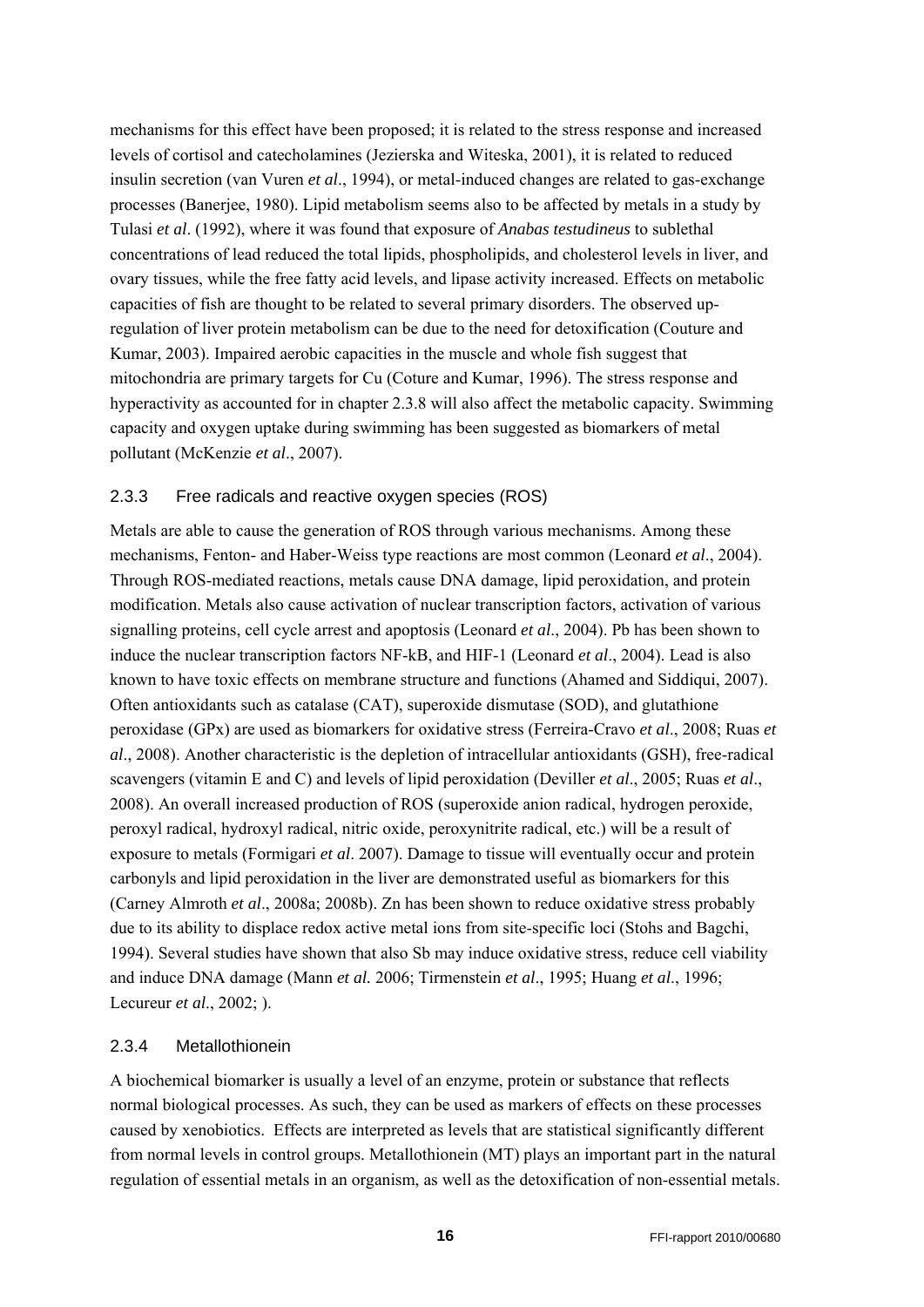mechanisms for this effect have been proposed; it is related to the stress response and increased levels of cortisol and catecholamines (Jezierska and Witeska, 2001), it is related to reduced insulin secretion (van Vuren *et al*., 1994), or metal-induced changes are related to gas-exchange processes (Banerjee, 1980). Lipid metabolism seems also to be affected by metals in a study by Tulasi *et al*. (1992), where it was found that exposure of *Anabas testudineus* to sublethal concentrations of lead reduced the total lipids, phospholipids, and cholesterol levels in liver, and ovary tissues, while the free fatty acid levels, and lipase activity increased. Effects on metabolic capacities of fish are thought to be related to several primary disorders. The observed up-regulation of liver protein metabolism can be due to the need for detoxification (Couture and Kumar, 2003). Impaired aerobic capacities in the muscle and whole fish suggest that mitochondria are primary targets for Cu (Coture and Kumar, 1996). The stress response and hyperactivity as accounted for in chapter 2.3.8 will also affect the metabolic capacity. Swimming capacity and oxygen uptake during swimming has been suggested as biomarkers of metal pollutant (McKenzie *et al*., 2007).

### 2.3.3 Free radicals and reactive oxygen species (ROS)

Metals are able to cause the generation of ROS through various mechanisms. Among these mechanisms, Fenton- and Haber-Weiss type reactions are most common (Leonard *et al*., 2004). Through ROS-mediated reactions, metals cause DNA damage, lipid peroxidation, and protein modification. Metals also cause activation of nuclear transcription factors, activation of various signalling proteins, cell cycle arrest and apoptosis (Leonard *et al*., 2004). Pb has been shown to induce the nuclear transcription factors NF-kB, and HIF-1 (Leonard *et al*., 2004). Lead is also known to have toxic effects on membrane structure and functions (Ahamed and Siddiqui, 2007). Often antioxidants such as catalase (CAT), superoxide dismutase (SOD), and glutathione peroxidase (GPx) are used as biomarkers for oxidative stress (Ferreira-Cravo *et al*., 2008; Ruas *et al*., 2008). Another characteristic is the depletion of intracellular antioxidants (GSH), free-radical scavengers (vitamin E and C) and levels of lipid peroxidation (Deviller *et al*., 2005; Ruas *et al*., 2008). An overall increased production of ROS (superoxide anion radical, hydrogen peroxide, peroxyl radical, hydroxyl radical, nitric oxide, peroxynitrite radical, etc.) will be a result of exposure to metals (Formigari *et al*. 2007). Damage to tissue will eventually occur and protein carbonyls and lipid peroxidation in the liver are demonstrated useful as biomarkers for this (Carney Almroth *et al*., 2008a; 2008b). Zn has been shown to reduce oxidative stress probably due to its ability to displace redox active metal ions from site-specific loci (Stohs and Bagchi, 1994). Several studies have shown that also Sb may induce oxidative stress, reduce cell viability and induce DNA damage (Mann *et al.* 2006; Tirmenstein *et al*., 1995; Huang *et al*., 1996; Lecureur *et al*., 2002; ).

### 2.3.4 Metallothionein

A biochemical biomarker is usually a level of an enzyme, protein or substance that reflects normal biological processes. As such, they can be used as markers of effects on these processes caused by xenobiotics. Effects are interpreted as levels that are statistical significantly different from normal levels in control groups. Metallothionein (MT) plays an important part in the natural regulation of essential metals in an organism, as well as the detoxification of non-essential metals.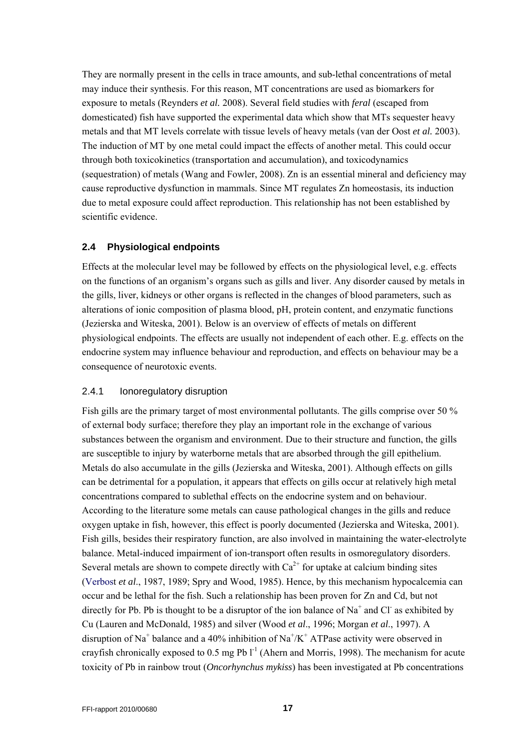They are normally present in the cells in trace amounts, and sub-lethal concentrations of metal may induce their synthesis. For this reason, MT concentrations are used as biomarkers for exposure to metals (Reynders *et al.* 2008). Several field studies with *feral* (escaped from domesticated) fish have supported the experimental data which show that MTs sequester heavy metals and that MT levels correlate with tissue levels of heavy metals (van der Oost *et al.* 2003). The induction of MT by one metal could impact the effects of another metal. This could occur through both toxicokinetics (transportation and accumulation), and toxicodynamics (sequestration) of metals (Wang and Fowler, 2008). Zn is an essential mineral and deficiency may cause reproductive dysfunction in mammals. Since MT regulates Zn homeostasis, its induction due to metal exposure could affect reproduction. This relationship has not been established by scientific evidence.

## 2.4 Physiological endpoints

Effects at the molecular level may be followed by effects on the physiological level, e.g. effects on the functions of an organism's organs such as gills and liver. Any disorder caused by metals in the gills, liver, kidneys or other organs is reflected in the changes of blood parameters, such as alterations of ionic composition of plasma blood, pH, protein content, and enzymatic functions (Jezierska and Witeska, 2001). Below is an overview of effects of metals on different physiological endpoints. The effects are usually not independent of each other. E.g. effects on the endocrine system may influence behaviour and reproduction, and effects on behaviour may be a consequence of neurotoxic events.

### 2.4.1 Ionoregulatory disruption

Fish gills are the primary target of most environmental pollutants. The gills comprise over 50 % of external body surface; therefore they play an important role in the exchange of various substances between the organism and environment. Due to their structure and function, the gills are susceptible to injury by waterborne metals that are absorbed through the gill epithelium. Metals do also accumulate in the gills (Jezierska and Witeska, 2001). Although effects on gills can be detrimental for a population, it appears that effects on gills occur at relatively high metal concentrations compared to sublethal effects on the endocrine system and on behaviour. According to the literature some metals can cause pathological changes in the gills and reduce oxygen uptake in fish, however, this effect is poorly documented (Jezierska and Witeska, 2001). Fish gills, besides their respiratory function, are also involved in maintaining the water-electrolyte balance. Metal-induced impairment of ion-transport often results in osmoregulatory disorders. Several metals are shown to compete directly with $Ca^{2+}$ for uptake at calcium binding sites (Verbost *et al*., 1987, 1989; Spry and Wood, 1985). Hence, by this mechanism hypocalcemia can occur and be lethal for the fish. Such a relationship has been proven for Zn and Cd, but not directly for Pb. Pb is thought to be a disruptor of the ion balance of $Na^+$ and $Cl^-$ as exhibited by Cu (Lauren and McDonald, 1985) and silver (Wood *et al*., 1996; Morgan *et al*., 1997). A disruption of $Na^+$ balance and a 40% inhibition of $Na^+/K^+$ ATPase activity were observed in crayfish chronically exposed to 0.5 mg Pb $l^{-1}$ (Ahern and Morris, 1998). The mechanism for acute toxicity of Pb in rainbow trout (*Oncorhynchus mykiss*) has been investigated at Pb concentrations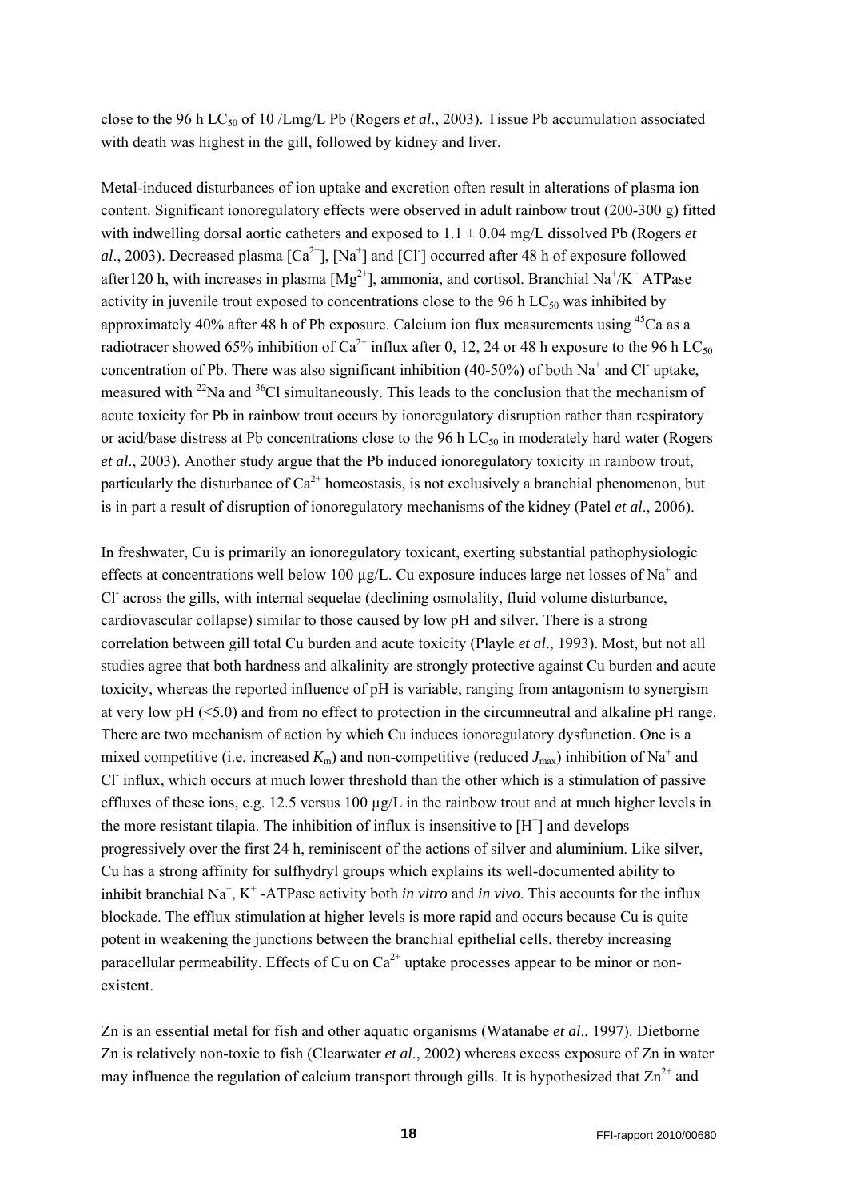close to the 96 h $LC_{50}$ of 10 /Lmg/L Pb (Rogers *et al*., 2003). Tissue Pb accumulation associated with death was highest in the gill, followed by kidney and liver.

Metal-induced disturbances of ion uptake and excretion often result in alterations of plasma ion content. Significant ionoregulatory effects were observed in adult rainbow trout (200-300 g) fitted with indwelling dorsal aortic catheters and exposed to 1.1 ± 0.04 mg/L dissolved Pb (Rogers *et al*., 2003). Decreased plasma $[Ca^{2+}]$, $[Na^{+}]$ and $[Cl^{-}]$ occurred after 48 h of exposure followed after120 h, with increases in plasma $[Mg^{2+}]$, ammonia, and cortisol. Branchial $Na^{+}/K^{+}$ ATPase activity in juvenile trout exposed to concentrations close to the 96 h $LC_{50}$ was inhibited by approximately 40% after 48 h of Pb exposure. Calcium ion flux measurements using $^{45}Ca$ as a radiotracer showed 65% inhibition of $Ca^{2+}$ influx after 0, 12, 24 or 48 h exposure to the 96 h $LC_{50}$ concentration of Pb. There was also significant inhibition (40-50%) of both $Na^{+}$ and $Cl^{-}$ uptake, measured with $^{22}Na$ and $^{36}Cl$ simultaneously. This leads to the conclusion that the mechanism of acute toxicity for Pb in rainbow trout occurs by ionoregulatory disruption rather than respiratory or acid/base distress at Pb concentrations close to the 96 h $LC_{50}$ in moderately hard water (Rogers *et al*., 2003). Another study argue that the Pb induced ionoregulatory toxicity in rainbow trout, particularly the disturbance of $Ca^{2+}$ homeostasis, is not exclusively a branchial phenomenon, but is in part a result of disruption of ionoregulatory mechanisms of the kidney (Patel *et al*., 2006).

In freshwater, Cu is primarily an ionoregulatory toxicant, exerting substantial pathophysiologic effects at concentrations well below 100 µg/L. Cu exposure induces large net losses of $Na^{+}$ and $Cl^{-}$ across the gills, with internal sequelae (declining osmolality, fluid volume disturbance, cardiovascular collapse) similar to those caused by low pH and silver. There is a strong correlation between gill total Cu burden and acute toxicity (Playle *et al*., 1993). Most, but not all studies agree that both hardness and alkalinity are strongly protective against Cu burden and acute toxicity, whereas the reported influence of pH is variable, ranging from antagonism to synergism at very low pH (<5.0) and from no effect to protection in the circumneutral and alkaline pH range. There are two mechanism of action by which Cu induces ionoregulatory dysfunction. One is a mixed competitive (i.e. increased $K_m$) and non-competitive (reduced $J_{max}$) inhibition of $Na^{+}$ and $Cl^{-}$ influx, which occurs at much lower threshold than the other which is a stimulation of passive effluxes of these ions, e.g. 12.5 versus 100 µg/L in the rainbow trout and at much higher levels in the more resistant tilapia. The inhibition of influx is insensitive to $[H^{+}]$ and develops progressively over the first 24 h, reminiscent of the actions of silver and aluminium. Like silver, Cu has a strong affinity for sulfhydryl groups which explains its well-documented ability to inhibit branchial $Na^{+}$, $K^{+}$ -ATPase activity both *in vitro* and *in vivo*. This accounts for the influx blockade. The efflux stimulation at higher levels is more rapid and occurs because Cu is quite potent in weakening the junctions between the branchial epithelial cells, thereby increasing paracellular permeability. Effects of Cu on $Ca^{2+}$ uptake processes appear to be minor or non-existent.

Zn is an essential metal for fish and other aquatic organisms (Watanabe *et al*., 1997). Dietborne Zn is relatively non-toxic to fish (Clearwater *et al*., 2002) whereas excess exposure of Zn in water may influence the regulation of calcium transport through gills. It is hypothesized that $Zn^{2+}$ and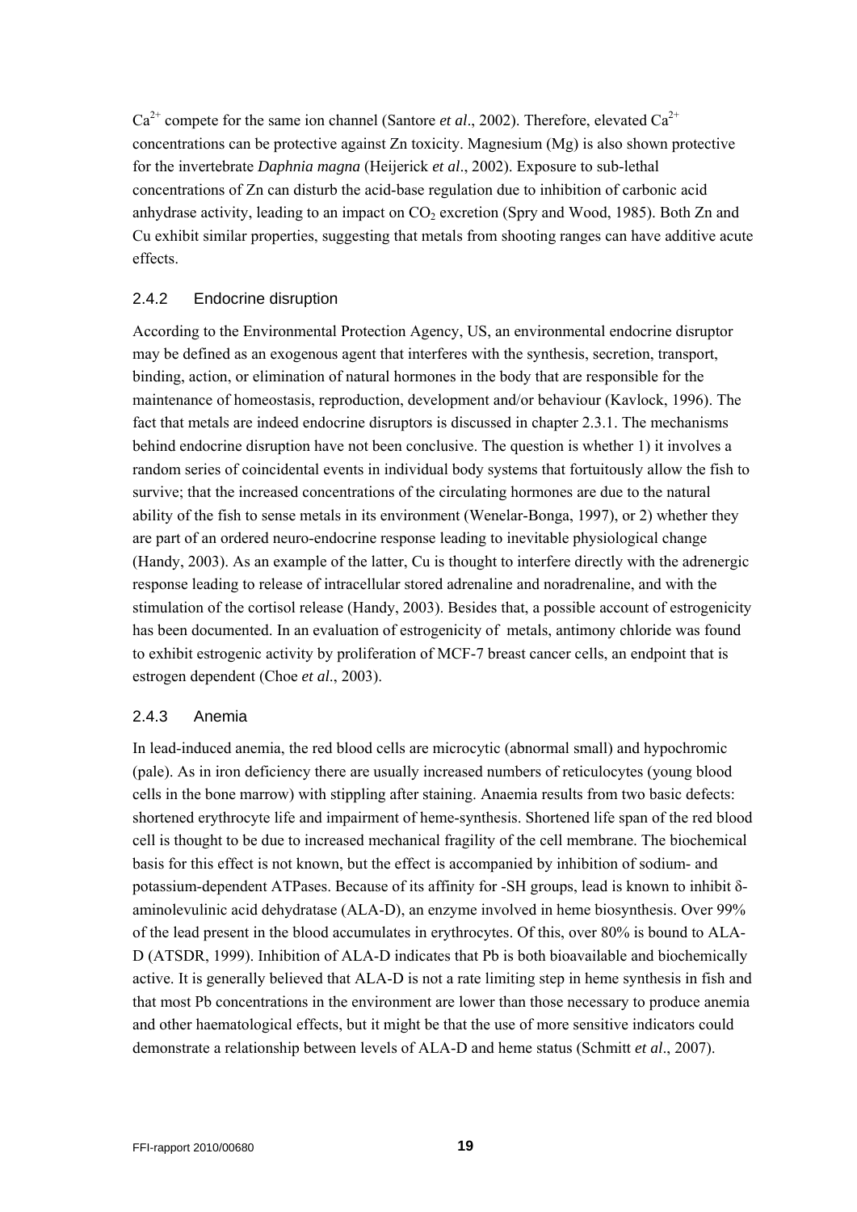$Ca^{2+}$ compete for the same ion channel (Santore *et al*., 2002). Therefore, elevated $Ca^{2+}$ concentrations can be protective against Zn toxicity. Magnesium (Mg) is also shown protective for the invertebrate *Daphnia magna* (Heijerick *et al*., 2002). Exposure to sub-lethal concentrations of Zn can disturb the acid-base regulation due to inhibition of carbonic acid anhydrase activity, leading to an impact on $CO_2$ excretion (Spry and Wood, 1985). Both Zn and Cu exhibit similar properties, suggesting that metals from shooting ranges can have additive acute effects.

### 2.4.2 Endocrine disruption

According to the Environmental Protection Agency, US, an environmental endocrine disruptor may be defined as an exogenous agent that interferes with the synthesis, secretion, transport, binding, action, or elimination of natural hormones in the body that are responsible for the maintenance of homeostasis, reproduction, development and/or behaviour (Kavlock, 1996). The fact that metals are indeed endocrine disruptors is discussed in chapter 2.3.1. The mechanisms behind endocrine disruption have not been conclusive. The question is whether 1) it involves a random series of coincidental events in individual body systems that fortuitously allow the fish to survive; that the increased concentrations of the circulating hormones are due to the natural ability of the fish to sense metals in its environment (Wenelar-Bonga, 1997), or 2) whether they are part of an ordered neuro-endocrine response leading to inevitable physiological change (Handy, 2003). As an example of the latter, Cu is thought to interfere directly with the adrenergic response leading to release of intracellular stored adrenaline and noradrenaline, and with the stimulation of the cortisol release (Handy, 2003). Besides that, a possible account of estrogenicity has been documented. In an evaluation of estrogenicity of metals, antimony chloride was found to exhibit estrogenic activity by proliferation of MCF-7 breast cancer cells, an endpoint that is estrogen dependent (Choe *et al*., 2003).

### 2.4.3 Anemia

In lead-induced anemia, the red blood cells are microcytic (abnormal small) and hypochromic (pale). As in iron deficiency there are usually increased numbers of reticulocytes (young blood cells in the bone marrow) with stippling after staining. Anaemia results from two basic defects: shortened erythrocyte life and impairment of heme-synthesis. Shortened life span of the red blood cell is thought to be due to increased mechanical fragility of the cell membrane. The biochemical basis for this effect is not known, but the effect is accompanied by inhibition of sodium- and potassium-dependent ATPases. Because of its affinity for -SH groups, lead is known to inhibit δ-aminolevulinic acid dehydratase (ALA-D), an enzyme involved in heme biosynthesis. Over 99% of the lead present in the blood accumulates in erythrocytes. Of this, over 80% is bound to ALA-D (ATSDR, 1999). Inhibition of ALA-D indicates that Pb is both bioavailable and biochemically active. It is generally believed that ALA-D is not a rate limiting step in heme synthesis in fish and that most Pb concentrations in the environment are lower than those necessary to produce anemia and other haematological effects, but it might be that the use of more sensitive indicators could demonstrate a relationship between levels of ALA-D and heme status (Schmitt *et al*., 2007).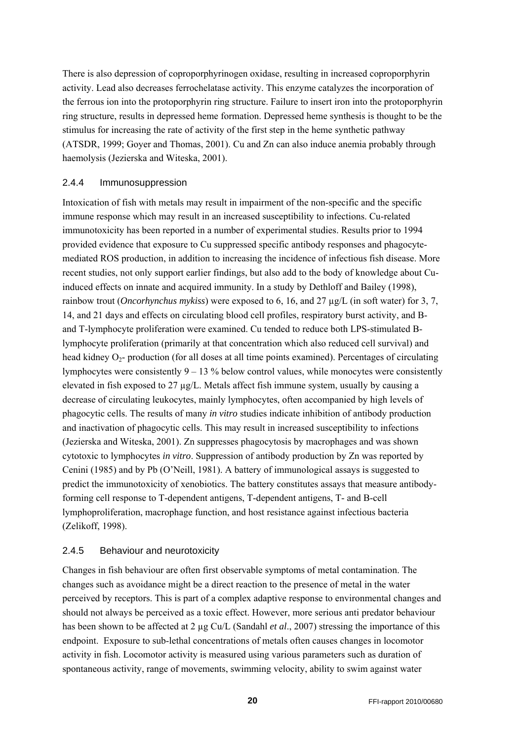There is also depression of coproporphyrinogen oxidase, resulting in increased coproporphyrin activity. Lead also decreases ferrochelatase activity. This enzyme catalyzes the incorporation of the ferrous ion into the protoporphyrin ring structure. Failure to insert iron into the protoporphyrin ring structure, results in depressed heme formation. Depressed heme synthesis is thought to be the stimulus for increasing the rate of activity of the first step in the heme synthetic pathway (ATSDR, 1999; Goyer and Thomas, 2001). Cu and Zn can also induce anemia probably through haemolysis (Jezierska and Witeska, 2001).

### 2.4.4 Immunosuppression

Intoxication of fish with metals may result in impairment of the non-specific and the specific immune response which may result in an increased susceptibility to infections. Cu-related immunotoxicity has been reported in a number of experimental studies. Results prior to 1994 provided evidence that exposure to Cu suppressed specific antibody responses and phagocyte-mediated ROS production, in addition to increasing the incidence of infectious fish disease. More recent studies, not only support earlier findings, but also add to the body of knowledge about Cu-induced effects on innate and acquired immunity. In a study by Dethloff and Bailey (1998), rainbow trout (*Oncorhynchus mykiss*) were exposed to 6, 16, and 27 µg/L (in soft water) for 3, 7, 14, and 21 days and effects on circulating blood cell profiles, respiratory burst activity, and B- and T-lymphocyte proliferation were examined. Cu tended to reduce both LPS-stimulated B-lymphocyte proliferation (primarily at that concentration which also reduced cell survival) and head kidney $O_2$- production (for all doses at all time points examined). Percentages of circulating lymphocytes were consistently 9 – 13 % below control values, while monocytes were consistently elevated in fish exposed to 27 µg/L. Metals affect fish immune system, usually by causing a decrease of circulating leukocytes, mainly lymphocytes, often accompanied by high levels of phagocytic cells. The results of many *in vitro* studies indicate inhibition of antibody production and inactivation of phagocytic cells. This may result in increased susceptibility to infections (Jezierska and Witeska, 2001). Zn suppresses phagocytosis by macrophages and was shown cytotoxic to lymphocytes *in vitro*. Suppression of antibody production by Zn was reported by Cenini (1985) and by Pb (O'Neill, 1981). A battery of immunological assays is suggested to predict the immunotoxicity of xenobiotics. The battery constitutes assays that measure antibody-forming cell response to T-dependent antigens, T-dependent antigens, T- and B-cell lymphoproliferation, macrophage function, and host resistance against infectious bacteria (Zelikoff, 1998).

### 2.4.5 Behaviour and neurotoxicity

Changes in fish behaviour are often first observable symptoms of metal contamination. The changes such as avoidance might be a direct reaction to the presence of metal in the water perceived by receptors. This is part of a complex adaptive response to environmental changes and should not always be perceived as a toxic effect. However, more serious anti predator behaviour has been shown to be affected at 2 µg Cu/L (Sandahl *et al*., 2007) stressing the importance of this endpoint. Exposure to sub-lethal concentrations of metals often causes changes in locomotor activity in fish. Locomotor activity is measured using various parameters such as duration of spontaneous activity, range of movements, swimming velocity, ability to swim against water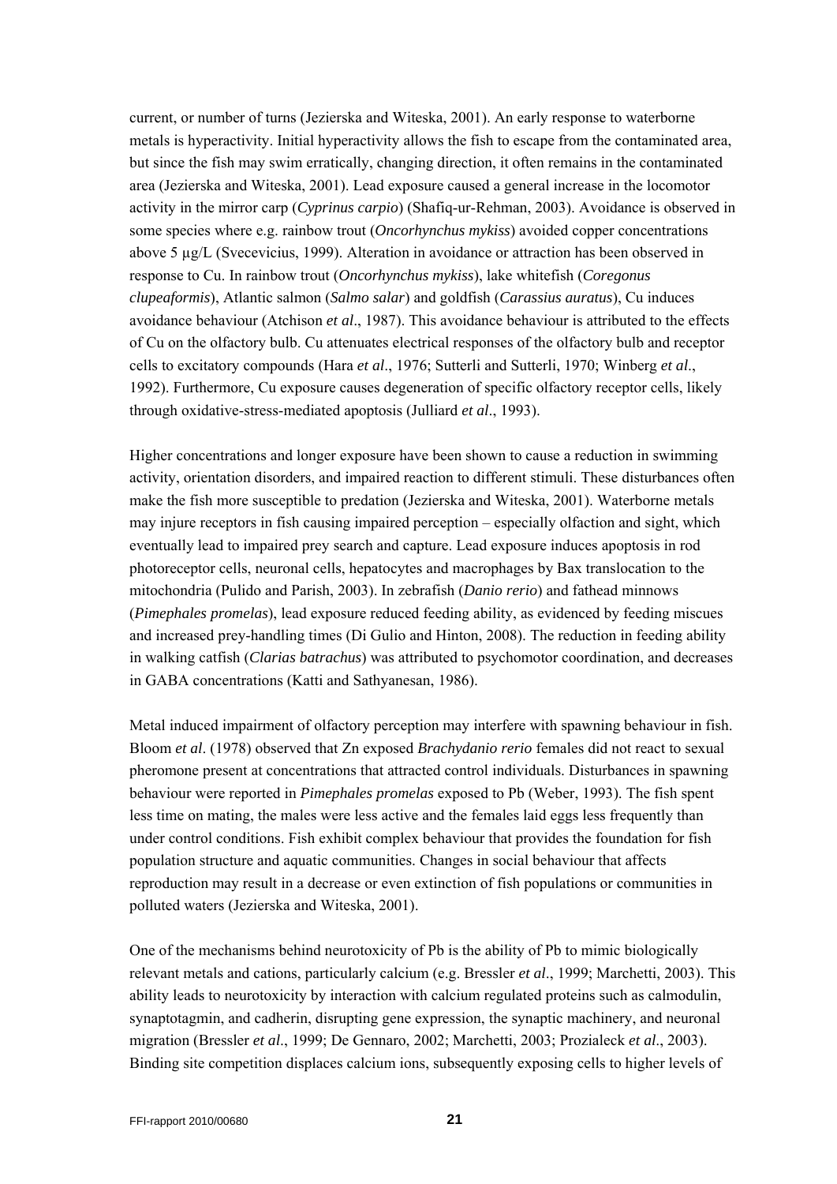current, or number of turns (Jezierska and Witeska, 2001). An early response to waterborne metals is hyperactivity. Initial hyperactivity allows the fish to escape from the contaminated area, but since the fish may swim erratically, changing direction, it often remains in the contaminated area (Jezierska and Witeska, 2001). Lead exposure caused a general increase in the locomotor activity in the mirror carp (*Cyprinus carpio*) (Shafiq-ur-Rehman, 2003). Avoidance is observed in some species where e.g. rainbow trout (*Oncorhynchus mykiss*) avoided copper concentrations above 5 µg/L (Svecevicius, 1999). Alteration in avoidance or attraction has been observed in response to Cu. In rainbow trout (*Oncorhynchus mykiss*), lake whitefish (*Coregonus clupeaformis*), Atlantic salmon (*Salmo salar*) and goldfish (*Carassius auratus*), Cu induces avoidance behaviour (Atchison *et al*., 1987). This avoidance behaviour is attributed to the effects of Cu on the olfactory bulb. Cu attenuates electrical responses of the olfactory bulb and receptor cells to excitatory compounds (Hara *et al*., 1976; Sutterli and Sutterli, 1970; Winberg *et al*., 1992). Furthermore, Cu exposure causes degeneration of specific olfactory receptor cells, likely through oxidative-stress-mediated apoptosis (Julliard *et al*., 1993).

Higher concentrations and longer exposure have been shown to cause a reduction in swimming activity, orientation disorders, and impaired reaction to different stimuli. These disturbances often make the fish more susceptible to predation (Jezierska and Witeska, 2001). Waterborne metals may injure receptors in fish causing impaired perception – especially olfaction and sight, which eventually lead to impaired prey search and capture. Lead exposure induces apoptosis in rod photoreceptor cells, neuronal cells, hepatocytes and macrophages by Bax translocation to the mitochondria (Pulido and Parish, 2003). In zebrafish (*Danio rerio*) and fathead minnows (*Pimephales promelas*), lead exposure reduced feeding ability, as evidenced by feeding miscues and increased prey-handling times (Di Gulio and Hinton, 2008). The reduction in feeding ability in walking catfish (*Clarias batrachus*) was attributed to psychomotor coordination, and decreases in GABA concentrations (Katti and Sathyanesan, 1986).

Metal induced impairment of olfactory perception may interfere with spawning behaviour in fish. Bloom *et al*. (1978) observed that Zn exposed *Brachydanio rerio* females did not react to sexual pheromone present at concentrations that attracted control individuals. Disturbances in spawning behaviour were reported in *Pimephales promelas* exposed to Pb (Weber, 1993). The fish spent less time on mating, the males were less active and the females laid eggs less frequently than under control conditions. Fish exhibit complex behaviour that provides the foundation for fish population structure and aquatic communities. Changes in social behaviour that affects reproduction may result in a decrease or even extinction of fish populations or communities in polluted waters (Jezierska and Witeska, 2001).

One of the mechanisms behind neurotoxicity of Pb is the ability of Pb to mimic biologically relevant metals and cations, particularly calcium (e.g. Bressler *et al*., 1999; Marchetti, 2003). This ability leads to neurotoxicity by interaction with calcium regulated proteins such as calmodulin, synaptotagmin, and cadherin, disrupting gene expression, the synaptic machinery, and neuronal migration (Bressler *et al*., 1999; De Gennaro, 2002; Marchetti, 2003; Prozialeck *et al*., 2003). Binding site competition displaces calcium ions, subsequently exposing cells to higher levels of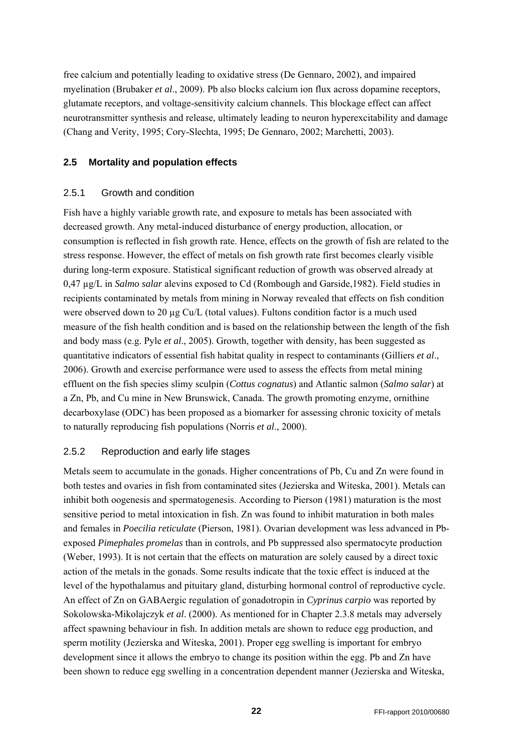free calcium and potentially leading to oxidative stress (De Gennaro, 2002), and impaired myelination (Brubaker *et al*., 2009). Pb also blocks calcium ion flux across dopamine receptors, glutamate receptors, and voltage-sensitivity calcium channels. This blockage effect can affect neurotransmitter synthesis and release, ultimately leading to neuron hyperexcitability and damage (Chang and Verity, 1995; Cory-Slechta, 1995; De Gennaro, 2002; Marchetti, 2003).

## 2.5 Mortality and population effects

### 2.5.1 Growth and condition

Fish have a highly variable growth rate, and exposure to metals has been associated with decreased growth. Any metal-induced disturbance of energy production, allocation, or consumption is reflected in fish growth rate. Hence, effects on the growth of fish are related to the stress response. However, the effect of metals on fish growth rate first becomes clearly visible during long-term exposure. Statistical significant reduction of growth was observed already at 0,47 µg/L in *Salmo salar* alevins exposed to Cd (Rombough and Garside,1982). Field studies in recipients contaminated by metals from mining in Norway revealed that effects on fish condition were observed down to 20 µg Cu/L (total values). Fultons condition factor is a much used measure of the fish health condition and is based on the relationship between the length of the fish and body mass (e.g. Pyle *et al*., 2005). Growth, together with density, has been suggested as quantitative indicators of essential fish habitat quality in respect to contaminants (Gilliers *et al*., 2006). Growth and exercise performance were used to assess the effects from metal mining effluent on the fish species slimy sculpin (*Cottus cognatus*) and Atlantic salmon (*Salmo salar*) at a Zn, Pb, and Cu mine in New Brunswick, Canada. The growth promoting enzyme, ornithine decarboxylase (ODC) has been proposed as a biomarker for assessing chronic toxicity of metals to naturally reproducing fish populations (Norris *et al*., 2000).

### 2.5.2 Reproduction and early life stages

Metals seem to accumulate in the gonads. Higher concentrations of Pb, Cu and Zn were found in both testes and ovaries in fish from contaminated sites (Jezierska and Witeska, 2001). Metals can inhibit both oogenesis and spermatogenesis. According to Pierson (1981) maturation is the most sensitive period to metal intoxication in fish. Zn was found to inhibit maturation in both males and females in *Poecilia reticulate* (Pierson, 1981). Ovarian development was less advanced in Pb-exposed *Pimephales promelas* than in controls, and Pb suppressed also spermatocyte production (Weber, 1993). It is not certain that the effects on maturation are solely caused by a direct toxic action of the metals in the gonads. Some results indicate that the toxic effect is induced at the level of the hypothalamus and pituitary gland, disturbing hormonal control of reproductive cycle. An effect of Zn on GABAergic regulation of gonadotropin in *Cyprinus carpio* was reported by Sokolowska-Mikolajczyk *et al*. (2000). As mentioned for in Chapter 2.3.8 metals may adversely affect spawning behaviour in fish. In addition metals are shown to reduce egg production, and sperm motility (Jezierska and Witeska, 2001). Proper egg swelling is important for embryo development since it allows the embryo to change its position within the egg. Pb and Zn have been shown to reduce egg swelling in a concentration dependent manner (Jezierska and Witeska,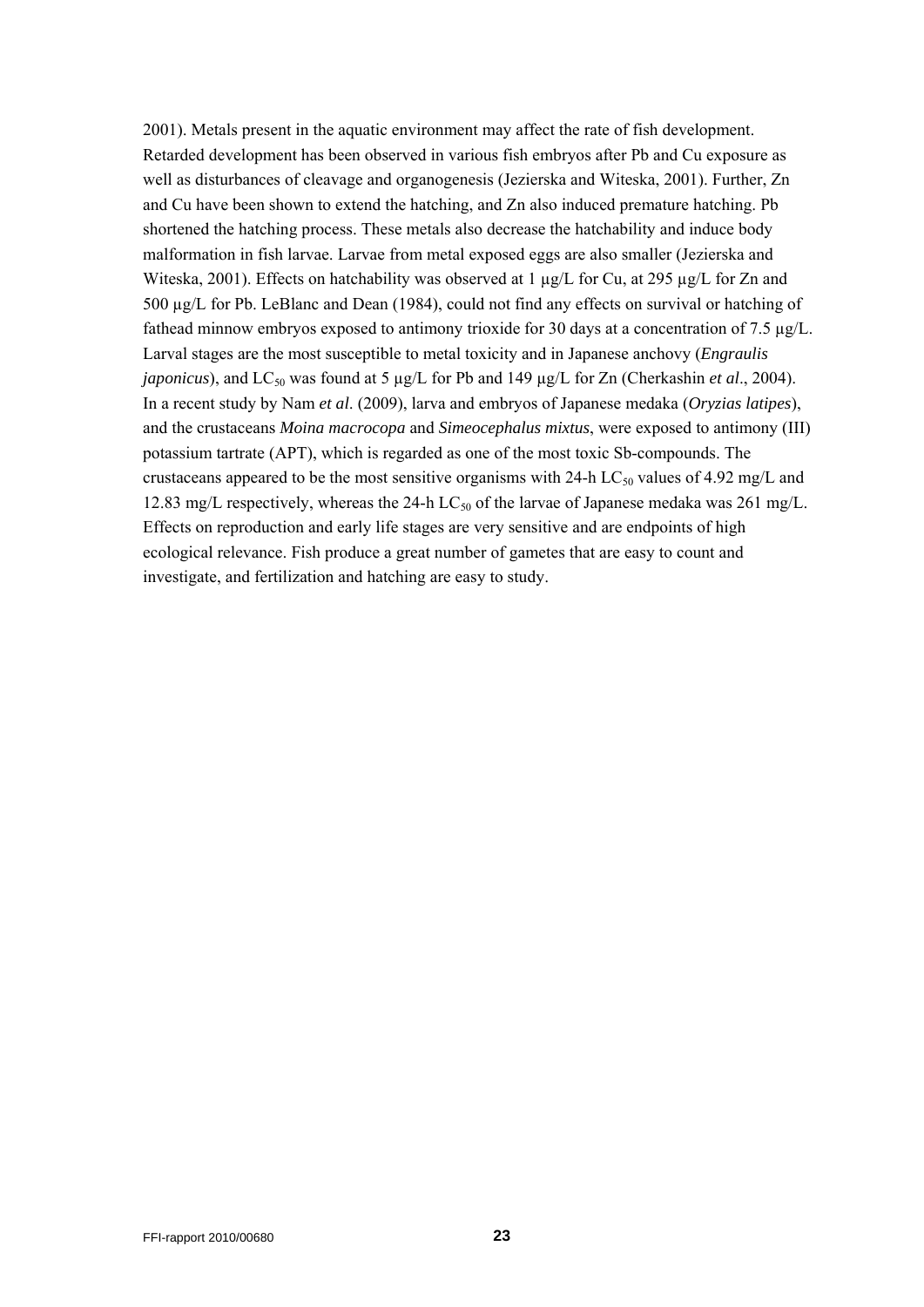2001). Metals present in the aquatic environment may affect the rate of fish development. Retarded development has been observed in various fish embryos after Pb and Cu exposure as well as disturbances of cleavage and organogenesis (Jezierska and Witeska, 2001). Further, Zn and Cu have been shown to extend the hatching, and Zn also induced premature hatching. Pb shortened the hatching process. These metals also decrease the hatchability and induce body malformation in fish larvae. Larvae from metal exposed eggs are also smaller (Jezierska and Witeska, 2001). Effects on hatchability was observed at 1 µg/L for Cu, at 295 µg/L for Zn and 500 µg/L for Pb. LeBlanc and Dean (1984), could not find any effects on survival or hatching of fathead minnow embryos exposed to antimony trioxide for 30 days at a concentration of 7.5 µg/L. Larval stages are the most susceptible to metal toxicity and in Japanese anchovy (*Engraulis japonicus*), and $LC_{50}$ was found at 5 µg/L for Pb and 149 µg/L for Zn (Cherkashin *et al*., 2004). In a recent study by Nam *et al*. (2009), larva and embryos of Japanese medaka (*Oryzias latipes*), and the crustaceans *Moina macrocopa* and *Simeocephalus mixtus*, were exposed to antimony (III) potassium tartrate (APT), which is regarded as one of the most toxic Sb-compounds. The crustaceans appeared to be the most sensitive organisms with 24-h $LC_{50}$ values of 4.92 mg/L and 12.83 mg/L respectively, whereas the 24-h $LC_{50}$ of the larvae of Japanese medaka was 261 mg/L. Effects on reproduction and early life stages are very sensitive and are endpoints of high ecological relevance. Fish produce a great number of gametes that are easy to count and investigate, and fertilization and hatching are easy to study.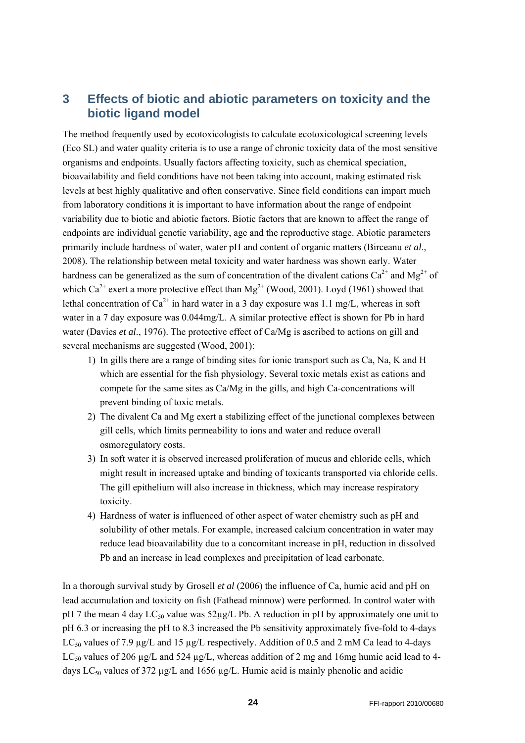# 3 Effects of biotic and abiotic parameters on toxicity and the biotic ligand model

The method frequently used by ecotoxicologists to calculate ecotoxicological screening levels (Eco SL) and water quality criteria is to use a range of chronic toxicity data of the most sensitive organisms and endpoints. Usually factors affecting toxicity, such as chemical speciation, bioavailability and field conditions have not been taking into account, making estimated risk levels at best highly qualitative and often conservative. Since field conditions can impart much from laboratory conditions it is important to have information about the range of endpoint variability due to biotic and abiotic factors. Biotic factors that are known to affect the range of endpoints are individual genetic variability, age and the reproductive stage. Abiotic parameters primarily include hardness of water, water pH and content of organic matters (Birceanu *et al.*, 2008). The relationship between metal toxicity and water hardness was shown early. Water hardness can be generalized as the sum of concentration of the divalent cations $Ca^{2+}$ and $Mg^{2+}$ of which $Ca^{2+}$ exert a more protective effect than $Mg^{2+}$ (Wood, 2001). Loyd (1961) showed that lethal concentration of $Ca^{2+}$ in hard water in a 3 day exposure was 1.1 mg/L, whereas in soft water in a 7 day exposure was 0.044mg/L. A similar protective effect is shown for Pb in hard water (Davies *et al*., 1976). The protective effect of Ca/Mg is ascribed to actions on gill and several mechanisms are suggested (Wood, 2001):

1) In gills there are a range of binding sites for ionic transport such as Ca, Na, K and H which are essential for the fish physiology. Several toxic metals exist as cations and compete for the same sites as Ca/Mg in the gills, and high Ca-concentrations will prevent binding of toxic metals.
2) The divalent Ca and Mg exert a stabilizing effect of the junctional complexes between gill cells, which limits permeability to ions and water and reduce overall osmoregulatory costs.
3) In soft water it is observed increased proliferation of mucus and chloride cells, which might result in increased uptake and binding of toxicants transported via chloride cells. The gill epithelium will also increase in thickness, which may increase respiratory toxicity.
4) Hardness of water is influenced of other aspect of water chemistry such as pH and solubility of other metals. For example, increased calcium concentration in water may reduce lead bioavailability due to a concomitant increase in pH, reduction in dissolved Pb and an increase in lead complexes and precipitation of lead carbonate.

In a thorough survival study by Grosell *et al* (2006) the influence of Ca, humic acid and pH on lead accumulation and toxicity on fish (Fathead minnow) were performed. In control water with pH 7 the mean 4 day $LC_{50}$ value was 52µg/L Pb. A reduction in pH by approximately one unit to pH 6.3 or increasing the pH to 8.3 increased the Pb sensitivity approximately five-fold to 4-days $LC_{50}$ values of 7.9 µg/L and 15 µg/L respectively. Addition of 0.5 and 2 mM Ca lead to 4-days $LC_{50}$ values of 206 µg/L and 524 µg/L, whereas addition of 2 mg and 16mg humic acid lead to 4-days $LC_{50}$ values of 372 µg/L and 1656 µg/L. Humic acid is mainly phenolic and acidic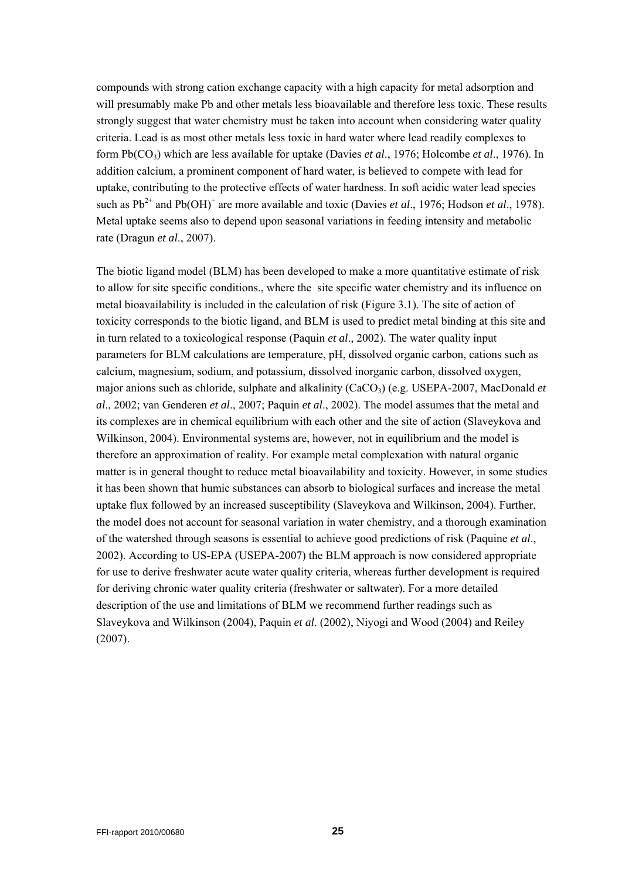compounds with strong cation exchange capacity with a high capacity for metal adsorption and will presumably make Pb and other metals less bioavailable and therefore less toxic. These results strongly suggest that water chemistry must be taken into account when considering water quality criteria. Lead is as most other metals less toxic in hard water where lead readily complexes to form $Pb(CO_3)$ which are less available for uptake (Davies *et al*., 1976; Holcombe *et al*., 1976). In addition calcium, a prominent component of hard water, is believed to compete with lead for uptake, contributing to the protective effects of water hardness. In soft acidic water lead species such as $Pb^{2+}$ and $Pb(OH)^{+}$ are more available and toxic (Davies *et al*., 1976; Hodson *et al*., 1978). Metal uptake seems also to depend upon seasonal variations in feeding intensity and metabolic rate (Dragun *et al*., 2007).

The biotic ligand model (BLM) has been developed to make a more quantitative estimate of risk to allow for site specific conditions., where the site specific water chemistry and its influence on metal bioavailability is included in the calculation of risk (Figure 3.1). The site of action of toxicity corresponds to the biotic ligand, and BLM is used to predict metal binding at this site and in turn related to a toxicological response (Paquin *et al*., 2002). The water quality input parameters for BLM calculations are temperature, pH, dissolved organic carbon, cations such as calcium, magnesium, sodium, and potassium, dissolved inorganic carbon, dissolved oxygen, major anions such as chloride, sulphate and alkalinity ($CaCO_3$) (e.g. USEPA-2007, MacDonald *et al*., 2002; van Genderen *et al*., 2007; Paquin *et al*., 2002). The model assumes that the metal and its complexes are in chemical equilibrium with each other and the site of action (Slaveykova and Wilkinson, 2004). Environmental systems are, however, not in equilibrium and the model is therefore an approximation of reality. For example metal complexation with natural organic matter is in general thought to reduce metal bioavailability and toxicity. However, in some studies it has been shown that humic substances can absorb to biological surfaces and increase the metal uptake flux followed by an increased susceptibility (Slaveykova and Wilkinson, 2004). Further, the model does not account for seasonal variation in water chemistry, and a thorough examination of the watershed through seasons is essential to achieve good predictions of risk (Paquine *et al*., 2002). According to US-EPA (USEPA-2007) the BLM approach is now considered appropriate for use to derive freshwater acute water quality criteria, whereas further development is required for deriving chronic water quality criteria (freshwater or saltwater). For a more detailed description of the use and limitations of BLM we recommend further readings such as Slaveykova and Wilkinson (2004), Paquin *et al*. (2002), Niyogi and Wood (2004) and Reiley (2007).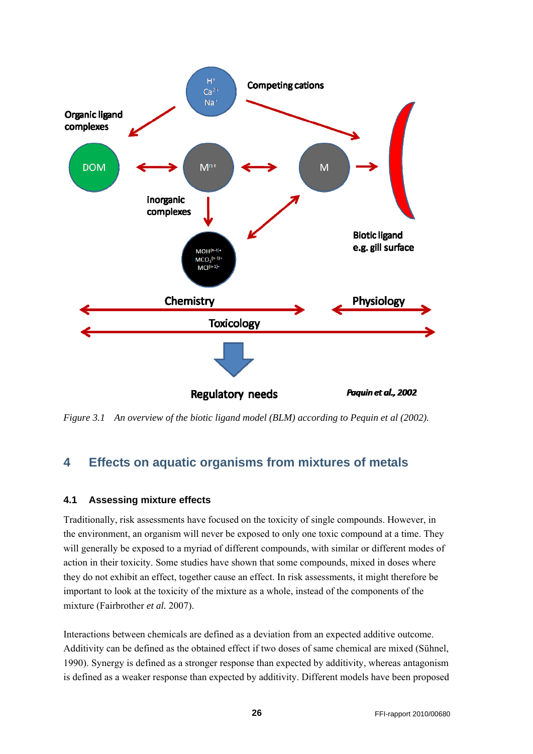*Figure 3.1 An overview of the biotic ligand model (BLM) according to Pequin et al (2002).*

## 4 Effects on aquatic organisms from mixtures of metals

### 4.1 Assessing mixture effects

Traditionally, risk assessments have focused on the toxicity of single compounds. However, in the environment, an organism will never be exposed to only one toxic compound at a time. They will generally be exposed to a myriad of different compounds, with similar or different modes of action in their toxicity. Some studies have shown that some compounds, mixed in doses where they do not exhibit an effect, together cause an effect. In risk assessments, it might therefore be important to look at the toxicity of the mixture as a whole, instead of the components of the mixture (Fairbrother *et al.* 2007).

Interactions between chemicals are defined as a deviation from an expected additive outcome. Additivity can be defined as the obtained effect if two doses of same chemical are mixed (Sühnel, 1990). Synergy is defined as a stronger response than expected by additivity, whereas antagonism is defined as a weaker response than expected by additivity. Different models have been proposed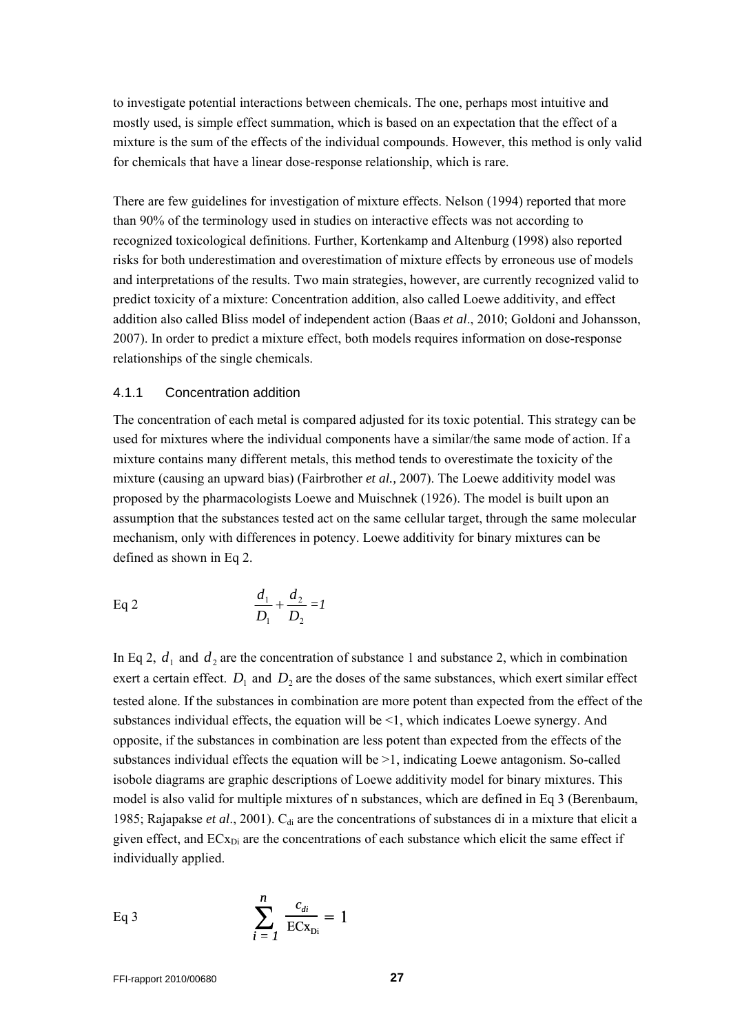to investigate potential interactions between chemicals. The one, perhaps most intuitive and mostly used, is simple effect summation, which is based on an expectation that the effect of a mixture is the sum of the effects of the individual compounds. However, this method is only valid for chemicals that have a linear dose-response relationship, which is rare.

There are few guidelines for investigation of mixture effects. Nelson (1994) reported that more than 90% of the terminology used in studies on interactive effects was not according to recognized toxicological definitions. Further, Kortenkamp and Altenburg (1998) also reported risks for both underestimation and overestimation of mixture effects by erroneous use of models and interpretations of the results. Two main strategies, however, are currently recognized valid to predict toxicity of a mixture: Concentration addition, also called Loewe additivity, and effect addition also called Bliss model of independent action (Baas *et al*., 2010; Goldoni and Johansson, 2007). In order to predict a mixture effect, both models requires information on dose-response relationships of the single chemicals.

### 4.1.1 Concentration addition

The concentration of each metal is compared adjusted for its toxic potential. This strategy can be used for mixtures where the individual components have a similar/the same mode of action. If a mixture contains many different metals, this method tends to overestimate the toxicity of the mixture (causing an upward bias) (Fairbrother *et al.,* 2007). The Loewe additivity model was proposed by the pharmacologists Loewe and Muischnek (1926). The model is built upon an assumption that the substances tested act on the same cellular target, through the same molecular mechanism, only with differences in potency. Loewe additivity for binary mixtures can be defined as shown in Eq 2.

Eq 2
$$\frac{d_1}{D_1} + \frac{d_2}{D_2} = 1$$

In Eq 2, $d_1$ and $d_2$ are the concentration of substance 1 and substance 2, which in combination exert a certain effect. $D_1$ and $D_2$ are the doses of the same substances, which exert similar effect tested alone. If the substances in combination are more potent than expected from the effect of the substances individual effects, the equation will be <1, which indicates Loewe synergy. And opposite, if the substances in combination are less potent than expected from the effects of the substances individual effects the equation will be >1, indicating Loewe antagonism. So-called isobole diagrams are graphic descriptions of Loewe additivity model for binary mixtures. This model is also valid for multiple mixtures of n substances, which are defined in Eq 3 (Berenbaum, 1985; Rajapakse *et al*., 2001). $C_{di}$ are the concentrations of substances di in a mixture that elicit a given effect, and $ECx_{Di}$ are the concentrations of each substance which elicit the same effect if individually applied.

Eq 3
$$\sum_{i=1}^{n} \frac{c_{di}}{ECx_{Di}} = 1$$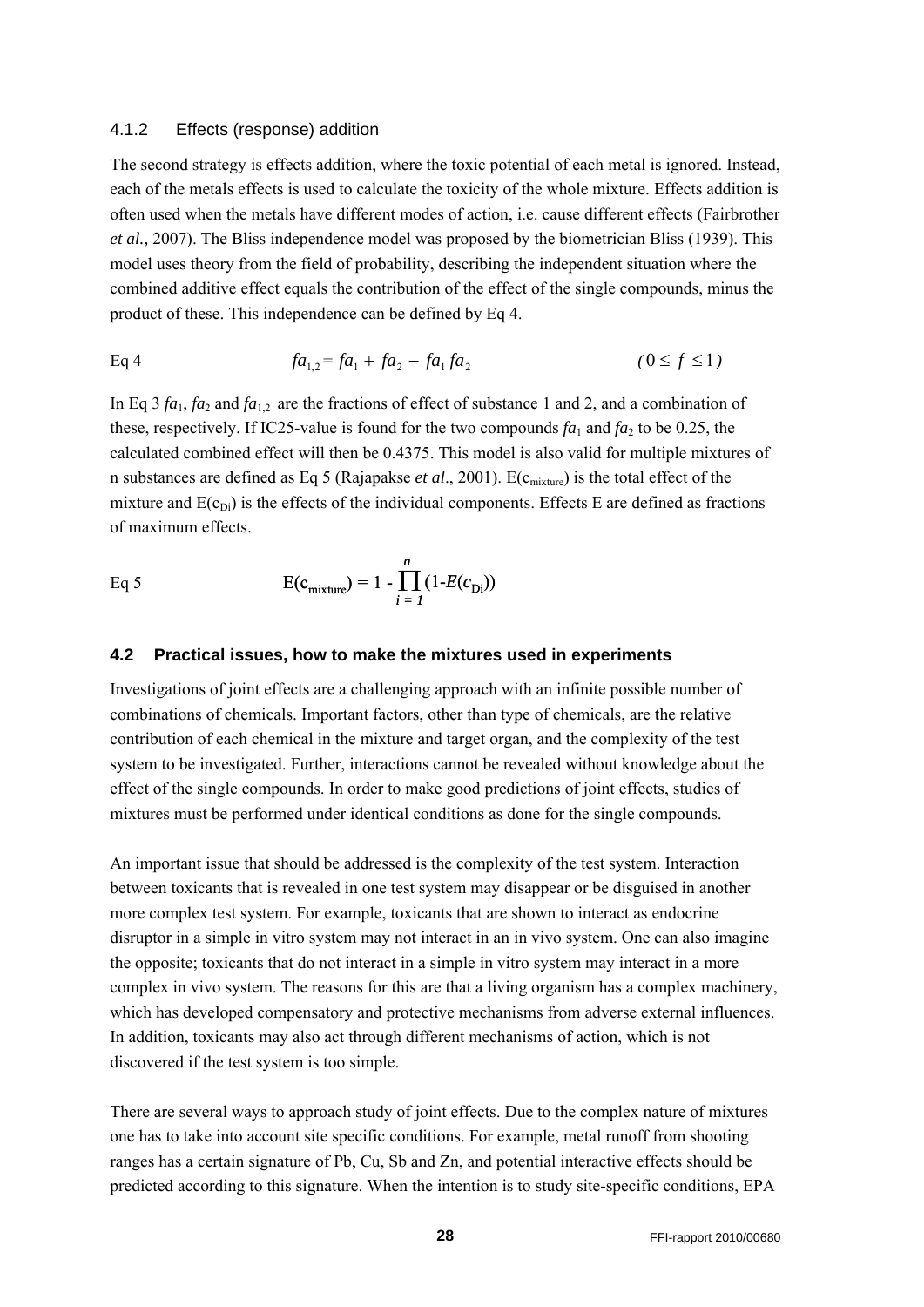### 4.1.2 Effects (response) addition

The second strategy is effects addition, where the toxic potential of each metal is ignored. Instead, each of the metals effects is used to calculate the toxicity of the whole mixture. Effects addition is often used when the metals have different modes of action, i.e. cause different effects (Fairbrother *et al.,* 2007). The Bliss independence model was proposed by the biometrician Bliss (1939). This model uses theory from the field of probability, describing the independent situation where the combined additive effect equals the contribution of the effect of the single compounds, minus the product of these. This independence can be defined by Eq 4.

Eq 4
$$fa_{1,2} = fa_1 + fa_2 - fa_1 \, fa_2 \qquad (0 \leq f \leq 1)$$

In Eq 3 $fa_1$, $fa_2$ and $fa_{1,2}$ are the fractions of effect of substance 1 and 2, and a combination of these, respectively. If IC25-value is found for the two compounds $fa_1$ and $fa_2$ to be 0.25, the calculated combined effect will then be 0.4375. This model is also valid for multiple mixtures of n substances are defined as Eq 5 (Rajapakse *et al*., 2001). $E(c_{mixture})$ is the total effect of the mixture and $E(c_{Di})$ is the effects of the individual components. Effects E are defined as fractions of maximum effects.

Eq 5
$$E(c_{mixture}) = 1 - \prod_{i=1}^{n} (1 - E(c_{Di}))$$

## 4.2 Practical issues, how to make the mixtures used in experiments

Investigations of joint effects are a challenging approach with an infinite possible number of combinations of chemicals. Important factors, other than type of chemicals, are the relative contribution of each chemical in the mixture and target organ, and the complexity of the test system to be investigated. Further, interactions cannot be revealed without knowledge about the effect of the single compounds. In order to make good predictions of joint effects, studies of mixtures must be performed under identical conditions as done for the single compounds.

An important issue that should be addressed is the complexity of the test system. Interaction between toxicants that is revealed in one test system may disappear or be disguised in another more complex test system. For example, toxicants that are shown to interact as endocrine disruptor in a simple in vitro system may not interact in an in vivo system. One can also imagine the opposite; toxicants that do not interact in a simple in vitro system may interact in a more complex in vivo system. The reasons for this are that a living organism has a complex machinery, which has developed compensatory and protective mechanisms from adverse external influences. In addition, toxicants may also act through different mechanisms of action, which is not discovered if the test system is too simple.

There are several ways to approach study of joint effects. Due to the complex nature of mixtures one has to take into account site specific conditions. For example, metal runoff from shooting ranges has a certain signature of Pb, Cu, Sb and Zn, and potential interactive effects should be predicted according to this signature. When the intention is to study site-specific conditions, EPA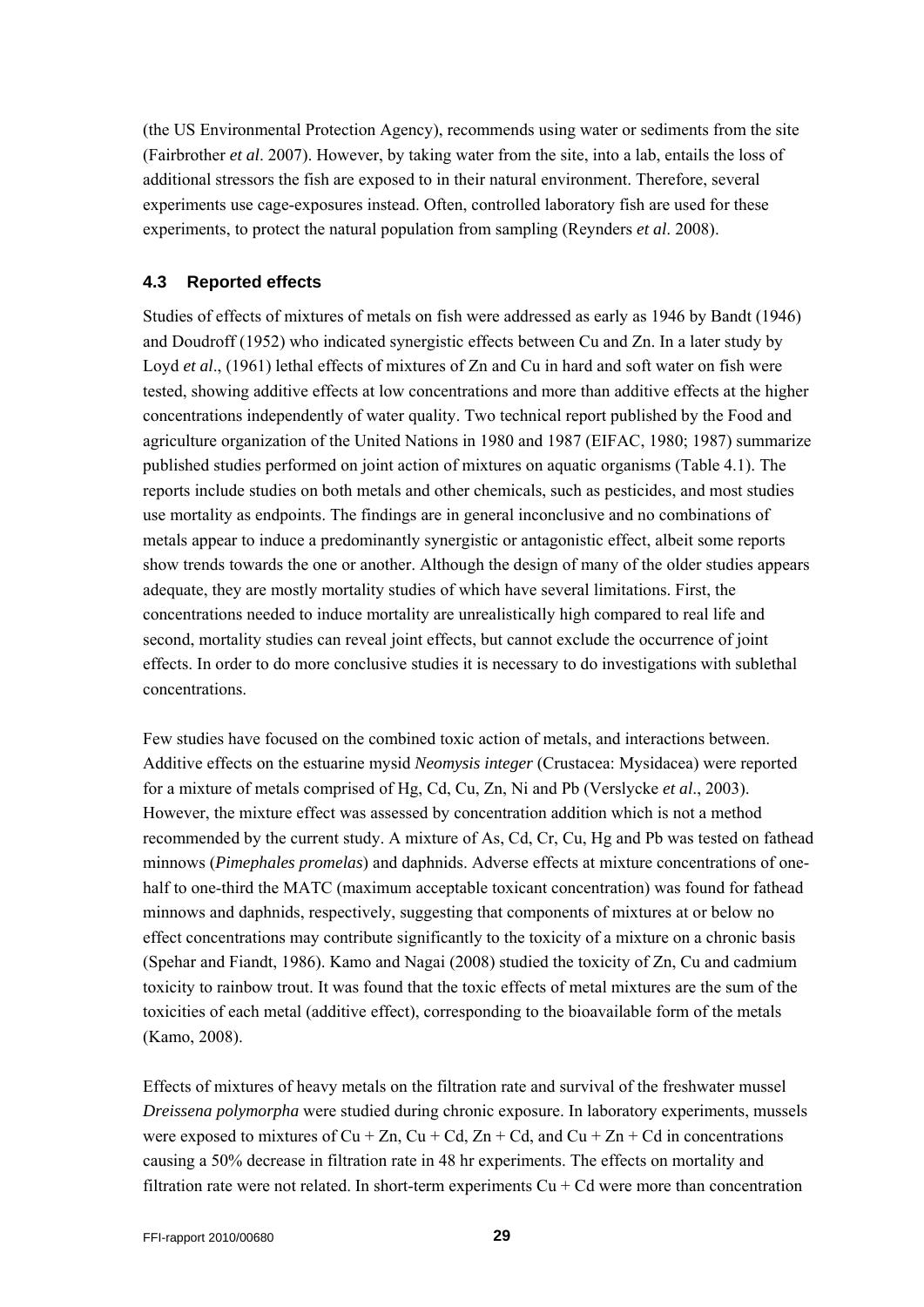(the US Environmental Protection Agency), recommends using water or sediments from the site (Fairbrother *et al*. 2007). However, by taking water from the site, into a lab, entails the loss of additional stressors the fish are exposed to in their natural environment. Therefore, several experiments use cage-exposures instead. Often, controlled laboratory fish are used for these experiments, to protect the natural population from sampling (Reynders *et al*. 2008).

### 4.3 Reported effects

Studies of effects of mixtures of metals on fish were addressed as early as 1946 by Bandt (1946) and Doudroff (1952) who indicated synergistic effects between Cu and Zn. In a later study by Loyd *et al*., (1961) lethal effects of mixtures of Zn and Cu in hard and soft water on fish were tested, showing additive effects at low concentrations and more than additive effects at the higher concentrations independently of water quality. Two technical report published by the Food and agriculture organization of the United Nations in 1980 and 1987 (EIFAC, 1980; 1987) summarize published studies performed on joint action of mixtures on aquatic organisms (Table 4.1). The reports include studies on both metals and other chemicals, such as pesticides, and most studies use mortality as endpoints. The findings are in general inconclusive and no combinations of metals appear to induce a predominantly synergistic or antagonistic effect, albeit some reports show trends towards the one or another. Although the design of many of the older studies appears adequate, they are mostly mortality studies of which have several limitations. First, the concentrations needed to induce mortality are unrealistically high compared to real life and second, mortality studies can reveal joint effects, but cannot exclude the occurrence of joint effects. In order to do more conclusive studies it is necessary to do investigations with sublethal concentrations.

Few studies have focused on the combined toxic action of metals, and interactions between. Additive effects on the estuarine mysid *Neomysis integer* (Crustacea: Mysidacea) were reported for a mixture of metals comprised of Hg, Cd, Cu, Zn, Ni and Pb (Verslycke *et al*., 2003). However, the mixture effect was assessed by concentration addition which is not a method recommended by the current study. A mixture of As, Cd, Cr, Cu, Hg and Pb was tested on fathead minnows (*Pimephales promelas*) and daphnids. Adverse effects at mixture concentrations of one-half to one-third the MATC (maximum acceptable toxicant concentration) was found for fathead minnows and daphnids, respectively, suggesting that components of mixtures at or below no effect concentrations may contribute significantly to the toxicity of a mixture on a chronic basis (Spehar and Fiandt, 1986). Kamo and Nagai (2008) studied the toxicity of Zn, Cu and cadmium toxicity to rainbow trout. It was found that the toxic effects of metal mixtures are the sum of the toxicities of each metal (additive effect), corresponding to the bioavailable form of the metals (Kamo, 2008).

Effects of mixtures of heavy metals on the filtration rate and survival of the freshwater mussel *Dreissena polymorpha* were studied during chronic exposure. In laboratory experiments, mussels were exposed to mixtures of Cu + Zn, Cu + Cd, Zn + Cd, and Cu + Zn + Cd in concentrations causing a 50% decrease in filtration rate in 48 hr experiments. The effects on mortality and filtration rate were not related. In short-term experiments Cu + Cd were more than concentration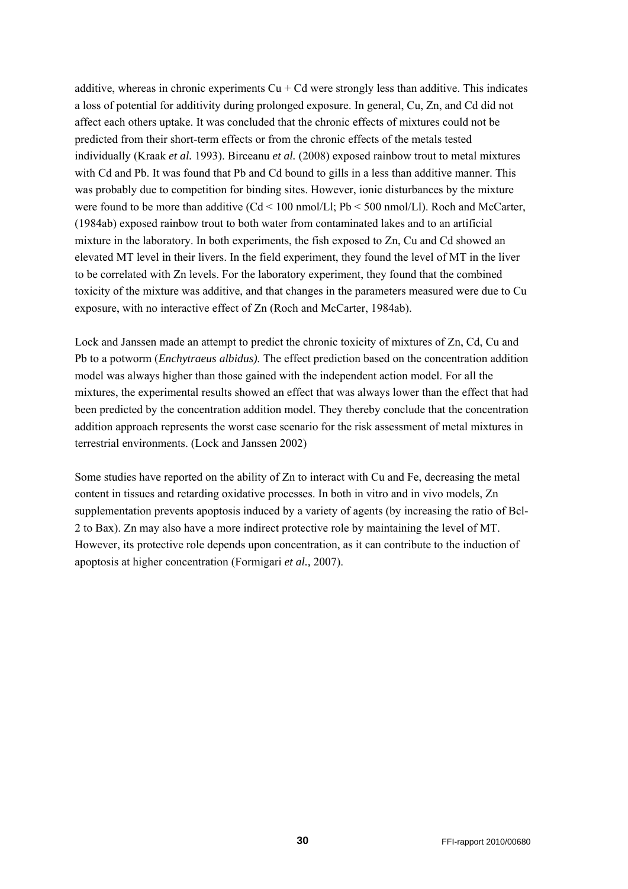additive, whereas in chronic experiments Cu + Cd were strongly less than additive. This indicates a loss of potential for additivity during prolonged exposure. In general, Cu, Zn, and Cd did not affect each others uptake. It was concluded that the chronic effects of mixtures could not be predicted from their short-term effects or from the chronic effects of the metals tested individually (Kraak *et al.* 1993). Birceanu *et al.* (2008) exposed rainbow trout to metal mixtures with Cd and Pb. It was found that Pb and Cd bound to gills in a less than additive manner. This was probably due to competition for binding sites. However, ionic disturbances by the mixture were found to be more than additive (Cd < 100 nmol/Ll; Pb < 500 nmol/Ll). Roch and McCarter, (1984ab) exposed rainbow trout to both water from contaminated lakes and to an artificial mixture in the laboratory. In both experiments, the fish exposed to Zn, Cu and Cd showed an elevated MT level in their livers. In the field experiment, they found the level of MT in the liver to be correlated with Zn levels. For the laboratory experiment, they found that the combined toxicity of the mixture was additive, and that changes in the parameters measured were due to Cu exposure, with no interactive effect of Zn (Roch and McCarter, 1984ab).

Lock and Janssen made an attempt to predict the chronic toxicity of mixtures of Zn, Cd, Cu and Pb to a potworm (*Enchytraeus albidus).* The effect prediction based on the concentration addition model was always higher than those gained with the independent action model. For all the mixtures, the experimental results showed an effect that was always lower than the effect that had been predicted by the concentration addition model. They thereby conclude that the concentration addition approach represents the worst case scenario for the risk assessment of metal mixtures in terrestrial environments. (Lock and Janssen 2002)

Some studies have reported on the ability of Zn to interact with Cu and Fe, decreasing the metal content in tissues and retarding oxidative processes. In both in vitro and in vivo models, Zn supplementation prevents apoptosis induced by a variety of agents (by increasing the ratio of Bcl-2 to Bax). Zn may also have a more indirect protective role by maintaining the level of MT. However, its protective role depends upon concentration, as it can contribute to the induction of apoptosis at higher concentration (Formigari *et al.,* 2007).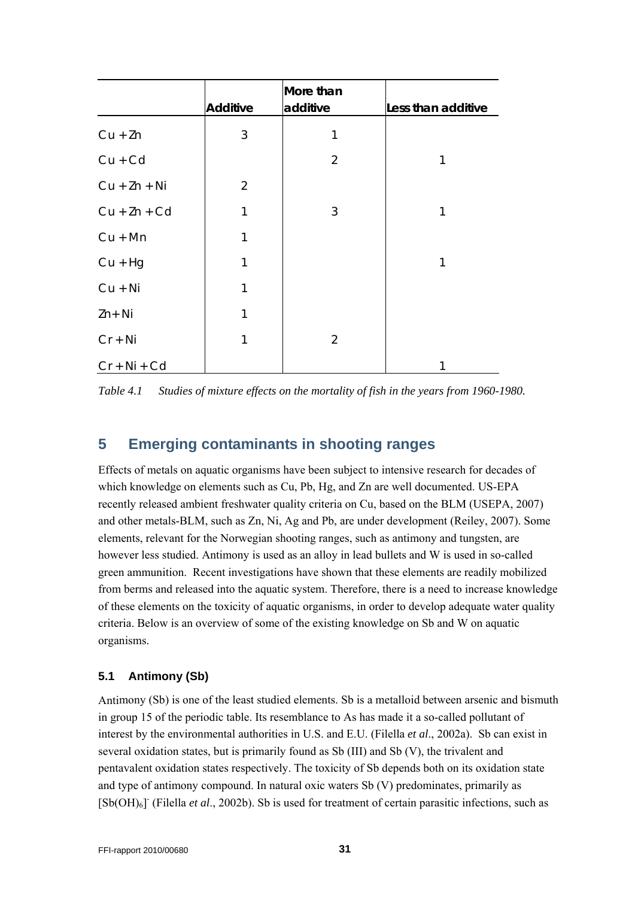| | Additive | More than additive | Less than additive |
|---|---|---|---|
| Cu + Zn | 3 | 1 | |
| Cu + Cd | | 2 | 1 |
| Cu + Zn + Ni | 2 | | |
| Cu + Zn + Cd | 1 | 3 | 1 |
| Cu + Mn | 1 | | |
| Cu + Hg | 1 | | 1 |
| Cu + Ni | 1 | | |
| Zn + Ni | 1 | | |
| Cr + Ni | 1 | 2 | |
| Cr + Ni + Cd | | | 1 |

*Table 4.1 Studies of mixture effects on the mortality of fish in the years from 1960-1980.*

# 5 Emerging contaminants in shooting ranges

Effects of metals on aquatic organisms have been subject to intensive research for decades of which knowledge on elements such as Cu, Pb, Hg, and Zn are well documented. US-EPA recently released ambient freshwater quality criteria on Cu, based on the BLM (USEPA, 2007) and other metals-BLM, such as Zn, Ni, Ag and Pb, are under development (Reiley, 2007). Some elements, relevant for the Norwegian shooting ranges, such as antimony and tungsten, are however less studied. Antimony is used as an alloy in lead bullets and W is used in so-called green ammunition. Recent investigations have shown that these elements are readily mobilized from berms and released into the aquatic system. Therefore, there is a need to increase knowledge of these elements on the toxicity of aquatic organisms, in order to develop adequate water quality criteria. Below is an overview of some of the existing knowledge on Sb and W on aquatic organisms.

## 5.1 Antimony (Sb)

Antimony (Sb) is one of the least studied elements. Sb is a metalloid between arsenic and bismuth in group 15 of the periodic table. Its resemblance to As has made it a so-called pollutant of interest by the environmental authorities in U.S. and E.U. (Filella *et al*., 2002a). Sb can exist in several oxidation states, but is primarily found as Sb (III) and Sb (V), the trivalent and pentavalent oxidation states respectively. The toxicity of Sb depends both on its oxidation state and type of antimony compound. In natural oxic waters Sb (V) predominates, primarily as $[Sb(OH)_6]^-$ (Filella *et al*., 2002b). Sb is used for treatment of certain parasitic infections, such as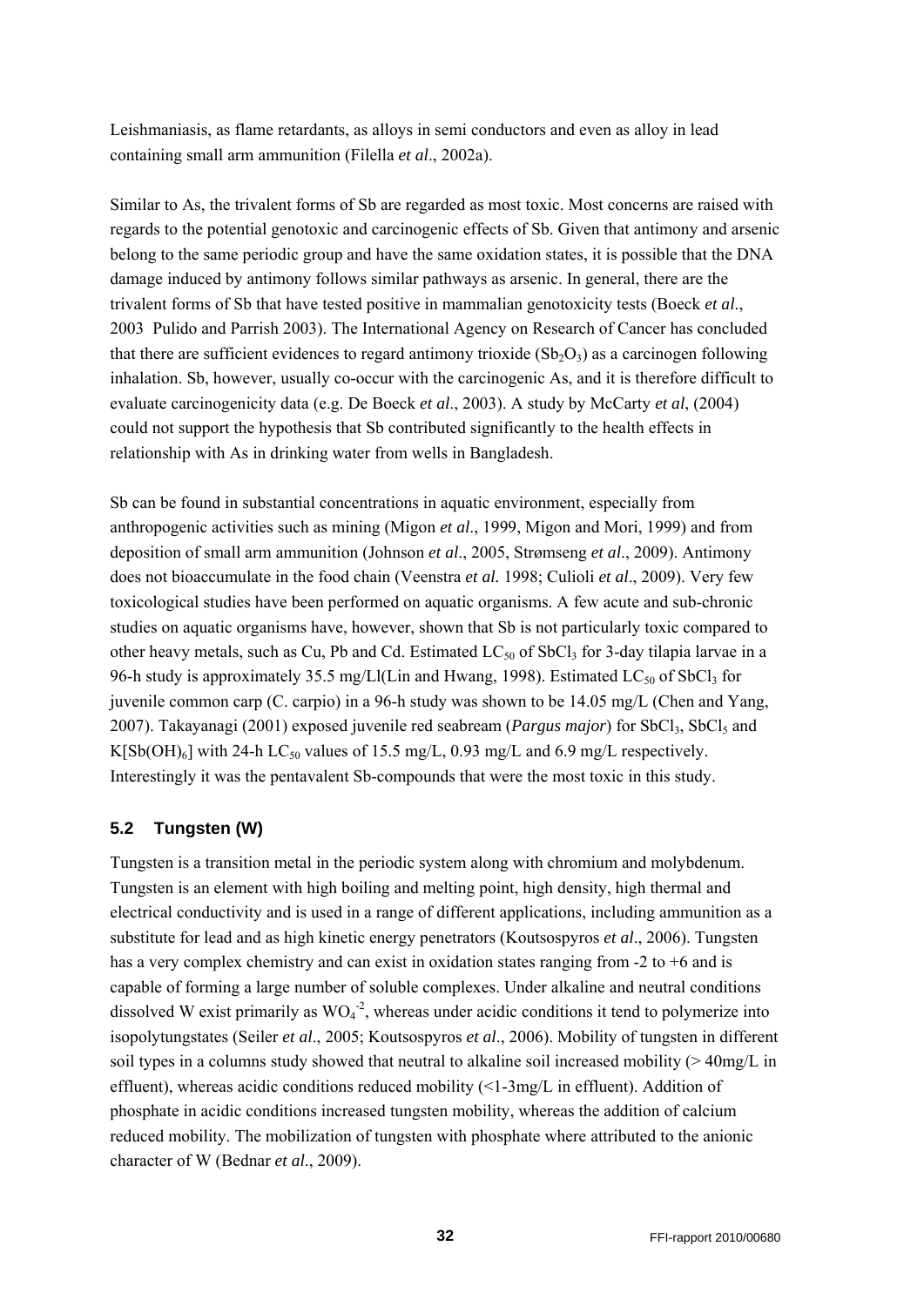Leishmaniasis, as flame retardants, as alloys in semi conductors and even as alloy in lead containing small arm ammunition (Filella *et al*., 2002a).

Similar to As, the trivalent forms of Sb are regarded as most toxic. Most concerns are raised with regards to the potential genotoxic and carcinogenic effects of Sb. Given that antimony and arsenic belong to the same periodic group and have the same oxidation states, it is possible that the DNA damage induced by antimony follows similar pathways as arsenic. In general, there are the trivalent forms of Sb that have tested positive in mammalian genotoxicity tests (Boeck *et al*., 2003  Pulido and Parrish 2003). The International Agency on Research of Cancer has concluded that there are sufficient evidences to regard antimony trioxide ($Sb_2O_3$) as a carcinogen following inhalation. Sb, however, usually co-occur with the carcinogenic As, and it is therefore difficult to evaluate carcinogenicity data (e.g. De Boeck *et al*., 2003). A study by McCarty *et al*, (2004) could not support the hypothesis that Sb contributed significantly to the health effects in relationship with As in drinking water from wells in Bangladesh.

Sb can be found in substantial concentrations in aquatic environment, especially from anthropogenic activities such as mining (Migon *et al*., 1999, Migon and Mori, 1999) and from deposition of small arm ammunition (Johnson *et al*., 2005, Strømseng *et al*., 2009). Antimony does not bioaccumulate in the food chain (Veenstra *et al.* 1998; Culioli *et al*., 2009). Very few toxicological studies have been performed on aquatic organisms. A few acute and sub-chronic studies on aquatic organisms have, however, shown that Sb is not particularly toxic compared to other heavy metals, such as Cu, Pb and Cd. Estimated $LC_{50}$ of $SbCl_3$ for 3-day tilapia larvae in a 96-h study is approximately 35.5 mg/Ll(Lin and Hwang, 1998). Estimated $LC_{50}$ of $SbCl_3$ for juvenile common carp (C. carpio) in a 96-h study was shown to be 14.05 mg/L (Chen and Yang, 2007). Takayanagi (2001) exposed juvenile red seabream (*Pargus major*) for $SbCl_3$, $SbCl_5$ and $K[Sb(OH)_6]$ with 24-h $LC_{50}$ values of 15.5 mg/L, 0.93 mg/L and 6.9 mg/L respectively. Interestingly it was the pentavalent Sb-compounds that were the most toxic in this study.

## 5.2 Tungsten (W)

Tungsten is a transition metal in the periodic system along with chromium and molybdenum. Tungsten is an element with high boiling and melting point, high density, high thermal and electrical conductivity and is used in a range of different applications, including ammunition as a substitute for lead and as high kinetic energy penetrators (Koutsospyros *et al*., 2006). Tungsten has a very complex chemistry and can exist in oxidation states ranging from -2 to +6 and is capable of forming a large number of soluble complexes. Under alkaline and neutral conditions dissolved W exist primarily as $WO_4^{-2}$, whereas under acidic conditions it tend to polymerize into isopolytungstates (Seiler *et al*., 2005; Koutsospyros *et al*., 2006). Mobility of tungsten in different soil types in a columns study showed that neutral to alkaline soil increased mobility (> 40mg/L in effluent), whereas acidic conditions reduced mobility (<1-3mg/L in effluent). Addition of phosphate in acidic conditions increased tungsten mobility, whereas the addition of calcium reduced mobility. The mobilization of tungsten with phosphate where attributed to the anionic character of W (Bednar *et al*., 2009).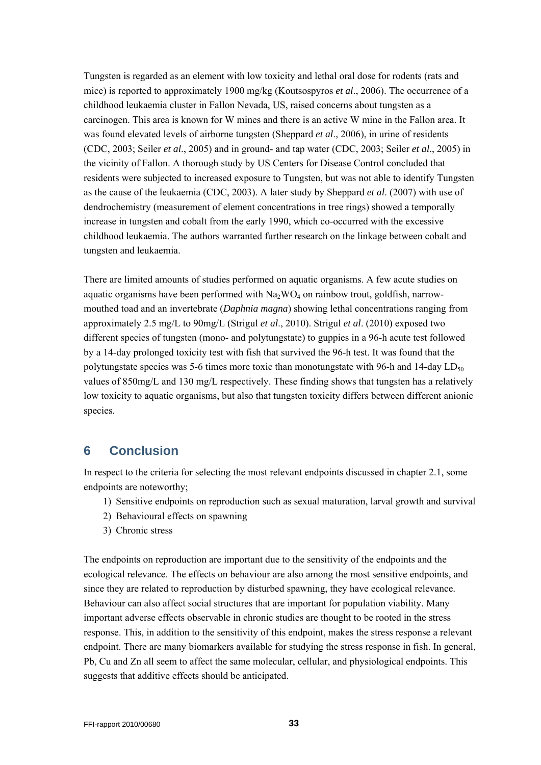Tungsten is regarded as an element with low toxicity and lethal oral dose for rodents (rats and mice) is reported to approximately 1900 mg/kg (Koutsospyros *et al*., 2006). The occurrence of a childhood leukaemia cluster in Fallon Nevada, US, raised concerns about tungsten as a carcinogen. This area is known for W mines and there is an active W mine in the Fallon area. It was found elevated levels of airborne tungsten (Sheppard *et al*., 2006), in urine of residents (CDC, 2003; Seiler *et al*., 2005) and in ground- and tap water (CDC, 2003; Seiler *et al*., 2005) in the vicinity of Fallon. A thorough study by US Centers for Disease Control concluded that residents were subjected to increased exposure to Tungsten, but was not able to identify Tungsten as the cause of the leukaemia (CDC, 2003). A later study by Sheppard *et al*. (2007) with use of dendrochemistry (measurement of element concentrations in tree rings) showed a temporally increase in tungsten and cobalt from the early 1990, which co-occurred with the excessive childhood leukaemia. The authors warranted further research on the linkage between cobalt and tungsten and leukaemia.

There are limited amounts of studies performed on aquatic organisms. A few acute studies on aquatic organisms have been performed with $Na_2WO_4$ on rainbow trout, goldfish, narrow-mouthed toad and an invertebrate (*Daphnia magna*) showing lethal concentrations ranging from approximately 2.5 mg/L to 90mg/L (Strigul *et al*., 2010). Strigul *et al*. (2010) exposed two different species of tungsten (mono- and polytungstate) to guppies in a 96-h acute test followed by a 14-day prolonged toxicity test with fish that survived the 96-h test. It was found that the polytungstate species was 5-6 times more toxic than monotungstate with 96-h and 14-day $LD_{50}$ values of 850mg/L and 130 mg/L respectively. These finding shows that tungsten has a relatively low toxicity to aquatic organisms, but also that tungsten toxicity differs between different anionic species.

# 6 Conclusion

In respect to the criteria for selecting the most relevant endpoints discussed in chapter 2.1, some endpoints are noteworthy;

1) Sensitive endpoints on reproduction such as sexual maturation, larval growth and survival
2) Behavioural effects on spawning
3) Chronic stress

The endpoints on reproduction are important due to the sensitivity of the endpoints and the ecological relevance. The effects on behaviour are also among the most sensitive endpoints, and since they are related to reproduction by disturbed spawning, they have ecological relevance. Behaviour can also affect social structures that are important for population viability. Many important adverse effects observable in chronic studies are thought to be rooted in the stress response. This, in addition to the sensitivity of this endpoint, makes the stress response a relevant endpoint. There are many biomarkers available for studying the stress response in fish. In general, Pb, Cu and Zn all seem to affect the same molecular, cellular, and physiological endpoints. This suggests that additive effects should be anticipated.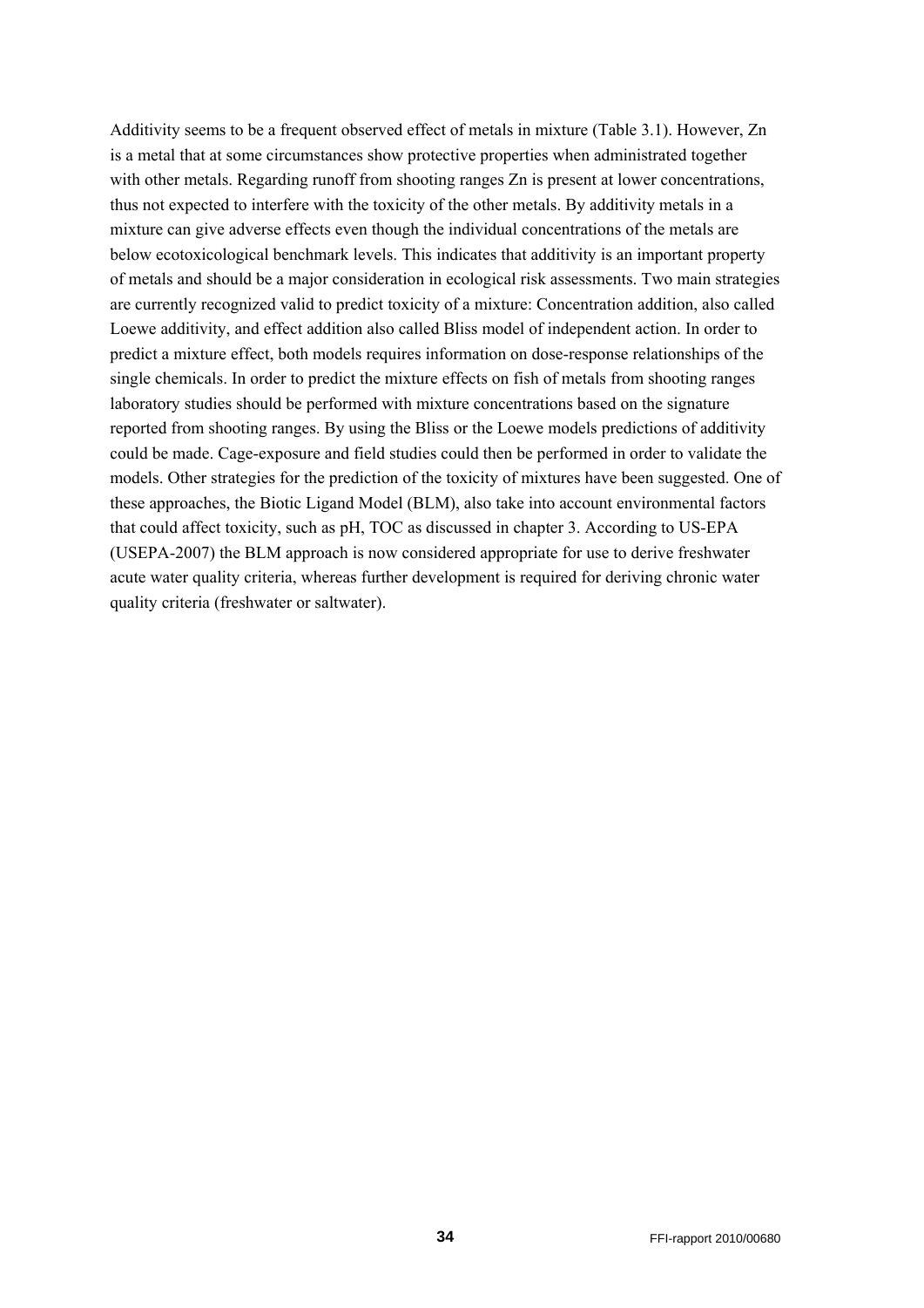Additivity seems to be a frequent observed effect of metals in mixture (Table 3.1). However, Zn is a metal that at some circumstances show protective properties when administrated together with other metals. Regarding runoff from shooting ranges Zn is present at lower concentrations, thus not expected to interfere with the toxicity of the other metals. By additivity metals in a mixture can give adverse effects even though the individual concentrations of the metals are below ecotoxicological benchmark levels. This indicates that additivity is an important property of metals and should be a major consideration in ecological risk assessments. Two main strategies are currently recognized valid to predict toxicity of a mixture: Concentration addition, also called Loewe additivity, and effect addition also called Bliss model of independent action. In order to predict a mixture effect, both models requires information on dose-response relationships of the single chemicals. In order to predict the mixture effects on fish of metals from shooting ranges laboratory studies should be performed with mixture concentrations based on the signature reported from shooting ranges. By using the Bliss or the Loewe models predictions of additivity could be made. Cage-exposure and field studies could then be performed in order to validate the models. Other strategies for the prediction of the toxicity of mixtures have been suggested. One of these approaches, the Biotic Ligand Model (BLM), also take into account environmental factors that could affect toxicity, such as pH, TOC as discussed in chapter 3. According to US-EPA (USEPA-2007) the BLM approach is now considered appropriate for use to derive freshwater acute water quality criteria, whereas further development is required for deriving chronic water quality criteria (freshwater or saltwater).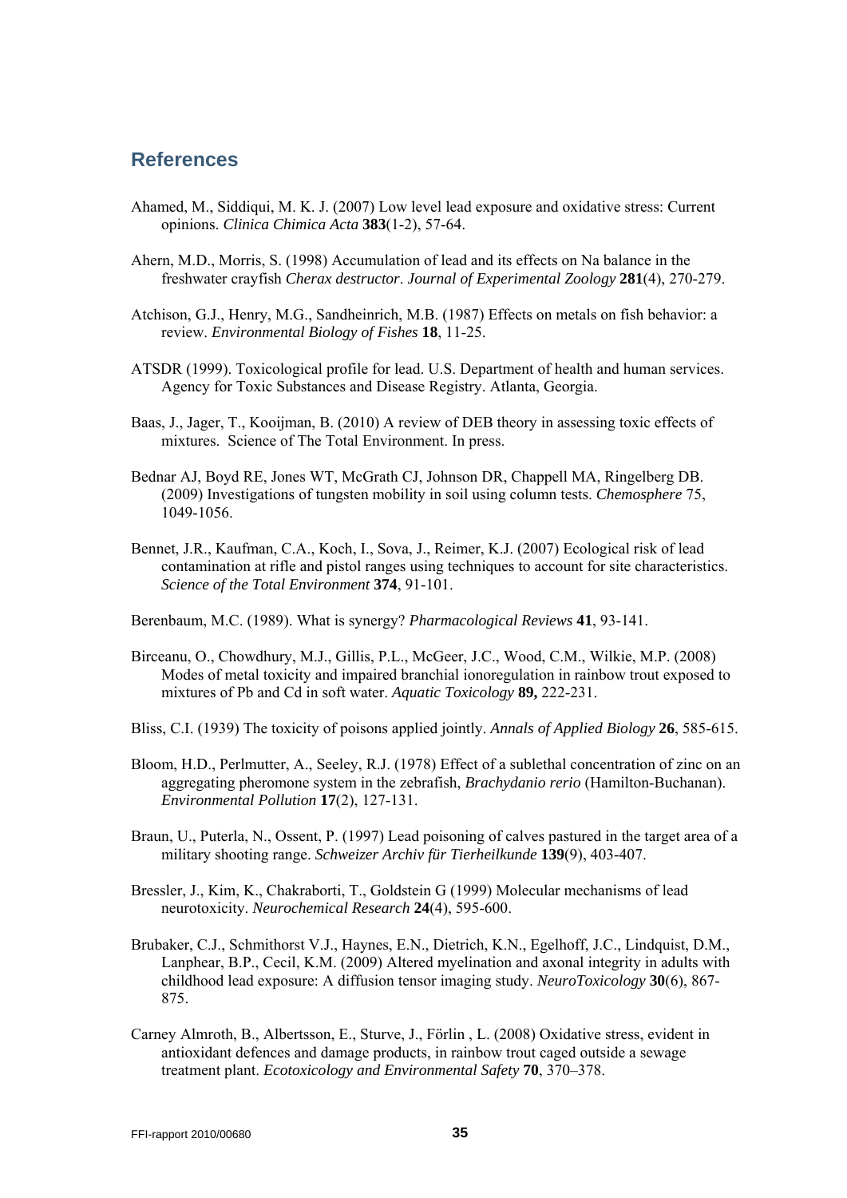## References

Ahamed, M., Siddiqui, M. K. J. (2007) Low level lead exposure and oxidative stress: Current opinions. *Clinica Chimica Acta* **383**(1-2), 57-64.

Ahern, M.D., Morris, S. (1998) Accumulation of lead and its effects on Na balance in the freshwater crayfish *Cherax destructor*. *Journal of Experimental Zoology* **281**(4), 270-279.

Atchison, G.J., Henry, M.G., Sandheinrich, M.B. (1987) Effects on metals on fish behavior: a review. *Environmental Biology of Fishes* **18**, 11-25.

ATSDR (1999). Toxicological profile for lead. U.S. Department of health and human services. Agency for Toxic Substances and Disease Registry. Atlanta, Georgia.

Baas, J., Jager, T., Kooijman, B. (2010) A review of DEB theory in assessing toxic effects of mixtures. Science of The Total Environment. In press.

Bednar AJ, Boyd RE, Jones WT, McGrath CJ, Johnson DR, Chappell MA, Ringelberg DB. (2009) Investigations of tungsten mobility in soil using column tests. *Chemosphere* 75, 1049-1056.

Bennet, J.R., Kaufman, C.A., Koch, I., Sova, J., Reimer, K.J. (2007) Ecological risk of lead contamination at rifle and pistol ranges using techniques to account for site characteristics. *Science of the Total Environment* **374**, 91-101.

Berenbaum, M.C. (1989). What is synergy? *Pharmacological Reviews* **41**, 93-141.

Birceanu, O., Chowdhury, M.J., Gillis, P.L., McGeer, J.C., Wood, C.M., Wilkie, M.P. (2008) Modes of metal toxicity and impaired branchial ionoregulation in rainbow trout exposed to mixtures of Pb and Cd in soft water. *Aquatic Toxicology* **89,** 222-231.

Bliss, C.I. (1939) The toxicity of poisons applied jointly. *Annals of Applied Biology* **26**, 585-615.

Bloom, H.D., Perlmutter, A., Seeley, R.J. (1978) Effect of a sublethal concentration of zinc on an aggregating pheromone system in the zebrafish, *Brachydanio rerio* (Hamilton-Buchanan). *Environmental Pollution* **17**(2), 127-131.

Braun, U., Puterla, N., Ossent, P. (1997) Lead poisoning of calves pastured in the target area of a military shooting range. *Schweizer Archiv für Tierheilkunde* **139**(9), 403-407.

Bressler, J., Kim, K., Chakraborti, T., Goldstein G (1999) Molecular mechanisms of lead neurotoxicity. *Neurochemical Research* **24**(4), 595-600.

Brubaker, C.J., Schmithorst V.J., Haynes, E.N., Dietrich, K.N., Egelhoff, J.C., Lindquist, D.M., Lanphear, B.P., Cecil, K.M. (2009) Altered myelination and axonal integrity in adults with childhood lead exposure: A diffusion tensor imaging study. *NeuroToxicology* **30**(6), 867-875.

Carney Almroth, B., Albertsson, E., Sturve, J., Förlin , L. (2008) Oxidative stress, evident in antioxidant defences and damage products, in rainbow trout caged outside a sewage treatment plant. *Ecotoxicology and Environmental Safety* **70**, 370–378.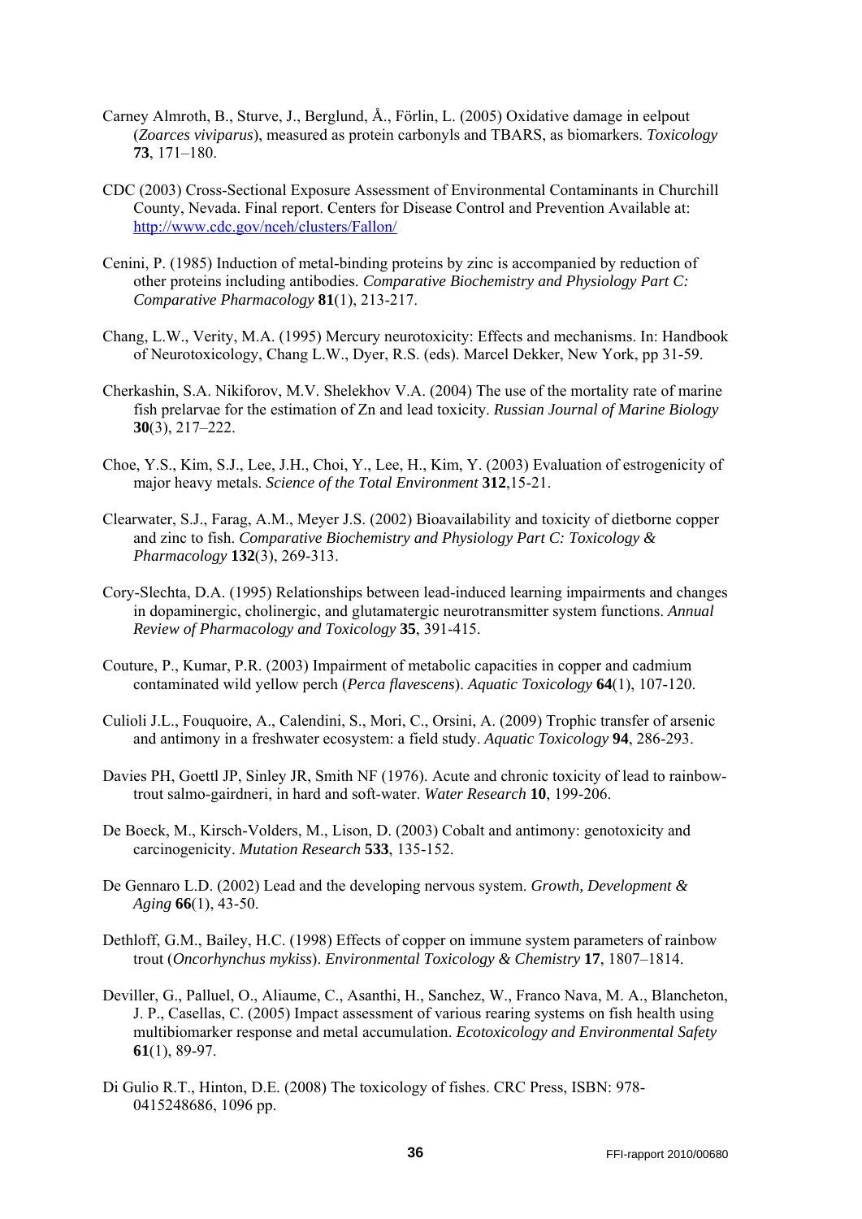Carney Almroth, B., Sturve, J., Berglund, Å., Förlin, L. (2005) Oxidative damage in eelpout (*Zoarces viviparus*), measured as protein carbonyls and TBARS, as biomarkers. *Toxicology* **73**, 171–180.

CDC (2003) Cross-Sectional Exposure Assessment of Environmental Contaminants in Churchill County, Nevada. Final report. Centers for Disease Control and Prevention Available at: http://www.cdc.gov/nceh/clusters/Fallon/

Cenini, P. (1985) Induction of metal-binding proteins by zinc is accompanied by reduction of other proteins including antibodies. *Comparative Biochemistry and Physiology Part C: Comparative Pharmacology* **81**(1), 213-217.

Chang, L.W., Verity, M.A. (1995) Mercury neurotoxicity: Effects and mechanisms. In: Handbook of Neurotoxicology, Chang L.W., Dyer, R.S. (eds). Marcel Dekker, New York, pp 31-59.

Cherkashin, S.A. Nikiforov, M.V. Shelekhov V.A. (2004) The use of the mortality rate of marine fish prelarvae for the estimation of Zn and lead toxicity. *Russian Journal of Marine Biology* **30**(3), 217–222.

Choe, Y.S., Kim, S.J., Lee, J.H., Choi, Y., Lee, H., Kim, Y. (2003) Evaluation of estrogenicity of major heavy metals. *Science of the Total Environment* **312**,15-21.

Clearwater, S.J., Farag, A.M., Meyer J.S. (2002) Bioavailability and toxicity of dietborne copper and zinc to fish. *Comparative Biochemistry and Physiology Part C: Toxicology & Pharmacology* **132**(3), 269-313.

Cory-Slechta, D.A. (1995) Relationships between lead-induced learning impairments and changes in dopaminergic, cholinergic, and glutamatergic neurotransmitter system functions. *Annual Review of Pharmacology and Toxicology* **35**, 391-415.

Couture, P., Kumar, P.R. (2003) Impairment of metabolic capacities in copper and cadmium contaminated wild yellow perch (*Perca flavescens*). *Aquatic Toxicology* **64**(1), 107-120.

Culioli J.L., Fouquoire, A., Calendini, S., Mori, C., Orsini, A. (2009) Trophic transfer of arsenic and antimony in a freshwater ecosystem: a field study. *Aquatic Toxicology* **94**, 286-293.

Davies PH, Goettl JP, Sinley JR, Smith NF (1976). Acute and chronic toxicity of lead to rainbow-trout salmo-gairdneri, in hard and soft-water. *Water Research* **10**, 199-206.

De Boeck, M., Kirsch-Volders, M., Lison, D. (2003) Cobalt and antimony: genotoxicity and carcinogenicity. *Mutation Research* **533**, 135-152.

De Gennaro L.D. (2002) Lead and the developing nervous system. *Growth, Development & Aging* **66**(1), 43-50.

Dethloff, G.M., Bailey, H.C. (1998) Effects of copper on immune system parameters of rainbow trout (*Oncorhynchus mykiss*). *Environmental Toxicology & Chemistry* **17**, 1807–1814.

Deviller, G., Palluel, O., Aliaume, C., Asanthi, H., Sanchez, W., Franco Nava, M. A., Blancheton, J. P., Casellas, C. (2005) Impact assessment of various rearing systems on fish health using multibiomarker response and metal accumulation. *Ecotoxicology and Environmental Safety* **61**(1), 89-97.

Di Gulio R.T., Hinton, D.E. (2008) The toxicology of fishes. CRC Press, ISBN: 978-0415248686, 1096 pp.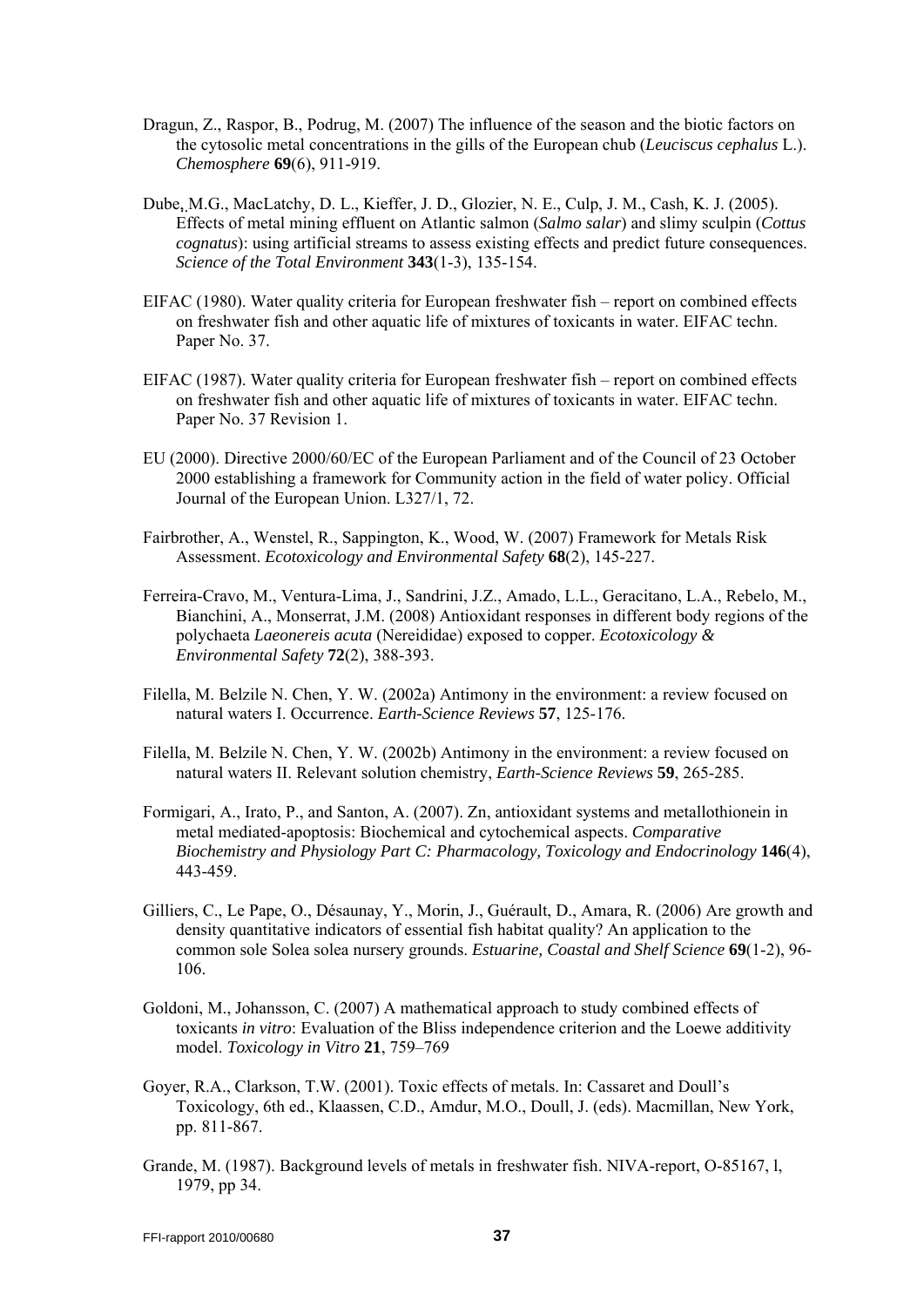Dragun, Z., Raspor, B., Podrug, M. (2007) The influence of the season and the biotic factors on the cytosolic metal concentrations in the gills of the European chub (*Leuciscus cephalus* L.). *Chemosphere* **69**(6), 911-919.

Dube, M.G., MacLatchy, D. L., Kieffer, J. D., Glozier, N. E., Culp, J. M., Cash, K. J. (2005). Effects of metal mining effluent on Atlantic salmon (*Salmo salar*) and slimy sculpin (*Cottus cognatus*): using artificial streams to assess existing effects and predict future consequences. *Science of the Total Environment* **343**(1-3), 135-154.

EIFAC (1980). Water quality criteria for European freshwater fish – report on combined effects on freshwater fish and other aquatic life of mixtures of toxicants in water. EIFAC techn. Paper No. 37.

EIFAC (1987). Water quality criteria for European freshwater fish – report on combined effects on freshwater fish and other aquatic life of mixtures of toxicants in water. EIFAC techn. Paper No. 37 Revision 1.

EU (2000). Directive 2000/60/EC of the European Parliament and of the Council of 23 October 2000 establishing a framework for Community action in the field of water policy. Official Journal of the European Union. L327/1, 72.

Fairbrother, A., Wenstel, R., Sappington, K., Wood, W. (2007) Framework for Metals Risk Assessment. *Ecotoxicology and Environmental Safety* **68**(2), 145-227.

Ferreira-Cravo, M., Ventura-Lima, J., Sandrini, J.Z., Amado, L.L., Geracitano, L.A., Rebelo, M., Bianchini, A., Monserrat, J.M. (2008) Antioxidant responses in different body regions of the polychaeta *Laeonereis acuta* (Nereididae) exposed to copper. *Ecotoxicology & Environmental Safety* **72**(2), 388-393.

Filella, M. Belzile N. Chen, Y. W. (2002a) Antimony in the environment: a review focused on natural waters I. Occurrence. *Earth-Science Reviews* **57**, 125-176.

Filella, M. Belzile N. Chen, Y. W. (2002b) Antimony in the environment: a review focused on natural waters II. Relevant solution chemistry, *Earth-Science Reviews* **59**, 265-285.

Formigari, A., Irato, P., and Santon, A. (2007). Zn, antioxidant systems and metallothionein in metal mediated-apoptosis: Biochemical and cytochemical aspects. *Comparative Biochemistry and Physiology Part C: Pharmacology, Toxicology and Endocrinology* **146**(4), 443-459.

Gilliers, C., Le Pape, O., Désaunay, Y., Morin, J., Guérault, D., Amara, R. (2006) Are growth and density quantitative indicators of essential fish habitat quality? An application to the common sole Solea solea nursery grounds. *Estuarine, Coastal and Shelf Science* **69**(1-2), 96-106.

Goldoni, M., Johansson, C. (2007) A mathematical approach to study combined effects of toxicants *in vitro*: Evaluation of the Bliss independence criterion and the Loewe additivity model. *Toxicology in Vitro* **21**, 759–769

Goyer, R.A., Clarkson, T.W. (2001). Toxic effects of metals. In: Cassaret and Doull's Toxicology, 6th ed., Klaassen, C.D., Amdur, M.O., Doull, J. (eds). Macmillan, New York, pp. 811-867.

Grande, M. (1987). Background levels of metals in freshwater fish. NIVA-report, O-85167, l, 1979, pp 34.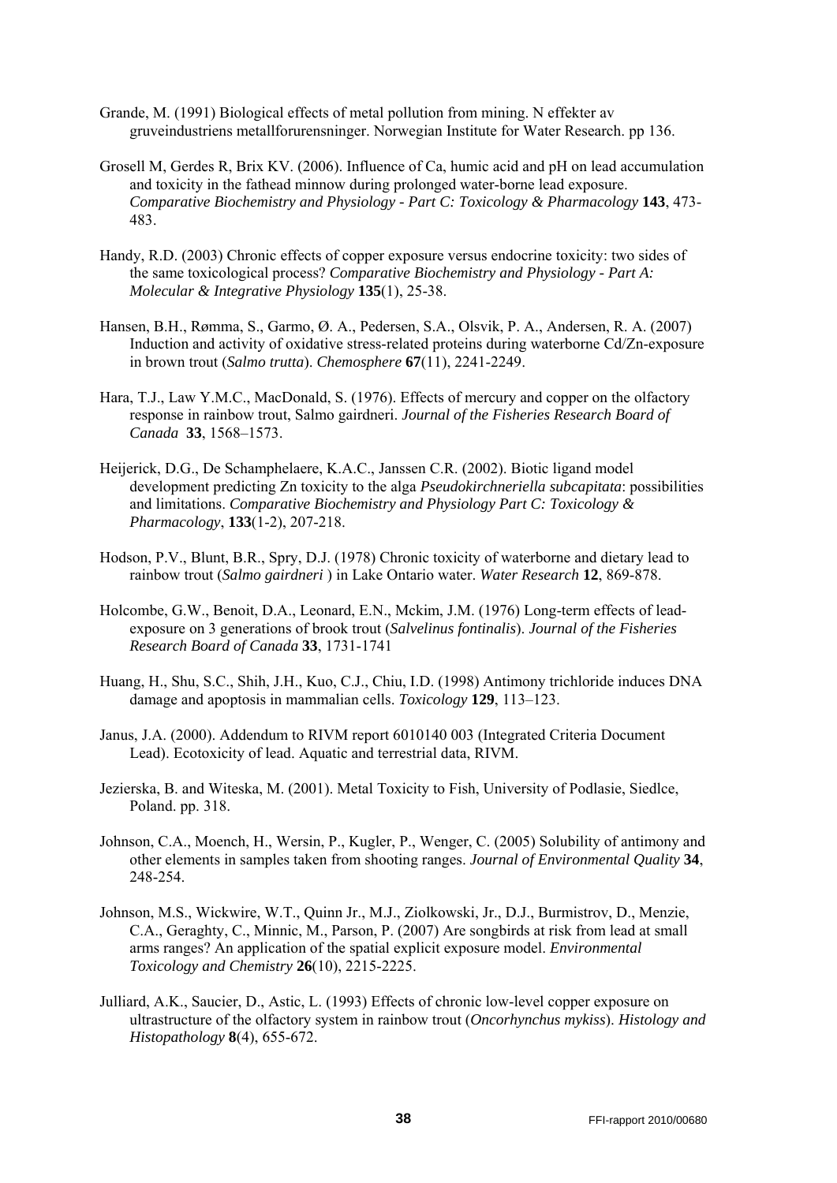Grande, M. (1991) Biological effects of metal pollution from mining. N effekter av gruveindustriens metallforurensninger. Norwegian Institute for Water Research. pp 136.

Grosell M, Gerdes R, Brix KV. (2006). Influence of Ca, humic acid and pH on lead accumulation and toxicity in the fathead minnow during prolonged water-borne lead exposure. *Comparative Biochemistry and Physiology - Part C: Toxicology & Pharmacology* **143**, 473-483.

Handy, R.D. (2003) Chronic effects of copper exposure versus endocrine toxicity: two sides of the same toxicological process? *Comparative Biochemistry and Physiology - Part A: Molecular & Integrative Physiology* **135**(1), 25-38.

Hansen, B.H., Rømma, S., Garmo, Ø. A., Pedersen, S.A., Olsvik, P. A., Andersen, R. A. (2007) Induction and activity of oxidative stress-related proteins during waterborne Cd/Zn-exposure in brown trout (*Salmo trutta*). *Chemosphere* **67**(11), 2241-2249.

Hara, T.J., Law Y.M.C., MacDonald, S. (1976). Effects of mercury and copper on the olfactory response in rainbow trout, Salmo gairdneri. *Journal of the Fisheries Research Board of Canada* **33**, 1568–1573.

Heijerick, D.G., De Schamphelaere, K.A.C., Janssen C.R. (2002). Biotic ligand model development predicting Zn toxicity to the alga *Pseudokirchneriella subcapitata*: possibilities and limitations. *Comparative Biochemistry and Physiology Part C: Toxicology & Pharmacology*, **133**(1-2), 207-218.

Hodson, P.V., Blunt, B.R., Spry, D.J. (1978) Chronic toxicity of waterborne and dietary lead to rainbow trout (*Salmo gairdneri* ) in Lake Ontario water. *Water Research* **12**, 869-878.

Holcombe, G.W., Benoit, D.A., Leonard, E.N., Mckim, J.M. (1976) Long-term effects of lead-exposure on 3 generations of brook trout (*Salvelinus fontinalis*). *Journal of the Fisheries Research Board of Canada* **33**, 1731-1741

Huang, H., Shu, S.C., Shih, J.H., Kuo, C.J., Chiu, I.D. (1998) Antimony trichloride induces DNA damage and apoptosis in mammalian cells. *Toxicology* **129**, 113–123.

Janus, J.A. (2000). Addendum to RIVM report 6010140 003 (Integrated Criteria Document Lead). Ecotoxicity of lead. Aquatic and terrestrial data, RIVM.

Jezierska, B. and Witeska, M. (2001). Metal Toxicity to Fish, University of Podlasie, Siedlce, Poland. pp. 318.

Johnson, C.A., Moench, H., Wersin, P., Kugler, P., Wenger, C. (2005) Solubility of antimony and other elements in samples taken from shooting ranges. *Journal of Environmental Quality* **34**, 248-254.

Johnson, M.S., Wickwire, W.T., Quinn Jr., M.J., Ziolkowski, Jr., D.J., Burmistrov, D., Menzie, C.A., Geraghty, C., Minnic, M., Parson, P. (2007) Are songbirds at risk from lead at small arms ranges? An application of the spatial explicit exposure model. *Environmental Toxicology and Chemistry* **26**(10), 2215-2225.

Julliard, A.K., Saucier, D., Astic, L. (1993) Effects of chronic low-level copper exposure on ultrastructure of the olfactory system in rainbow trout (*Oncorhynchus mykiss*). *Histology and Histopathology* **8**(4), 655-672.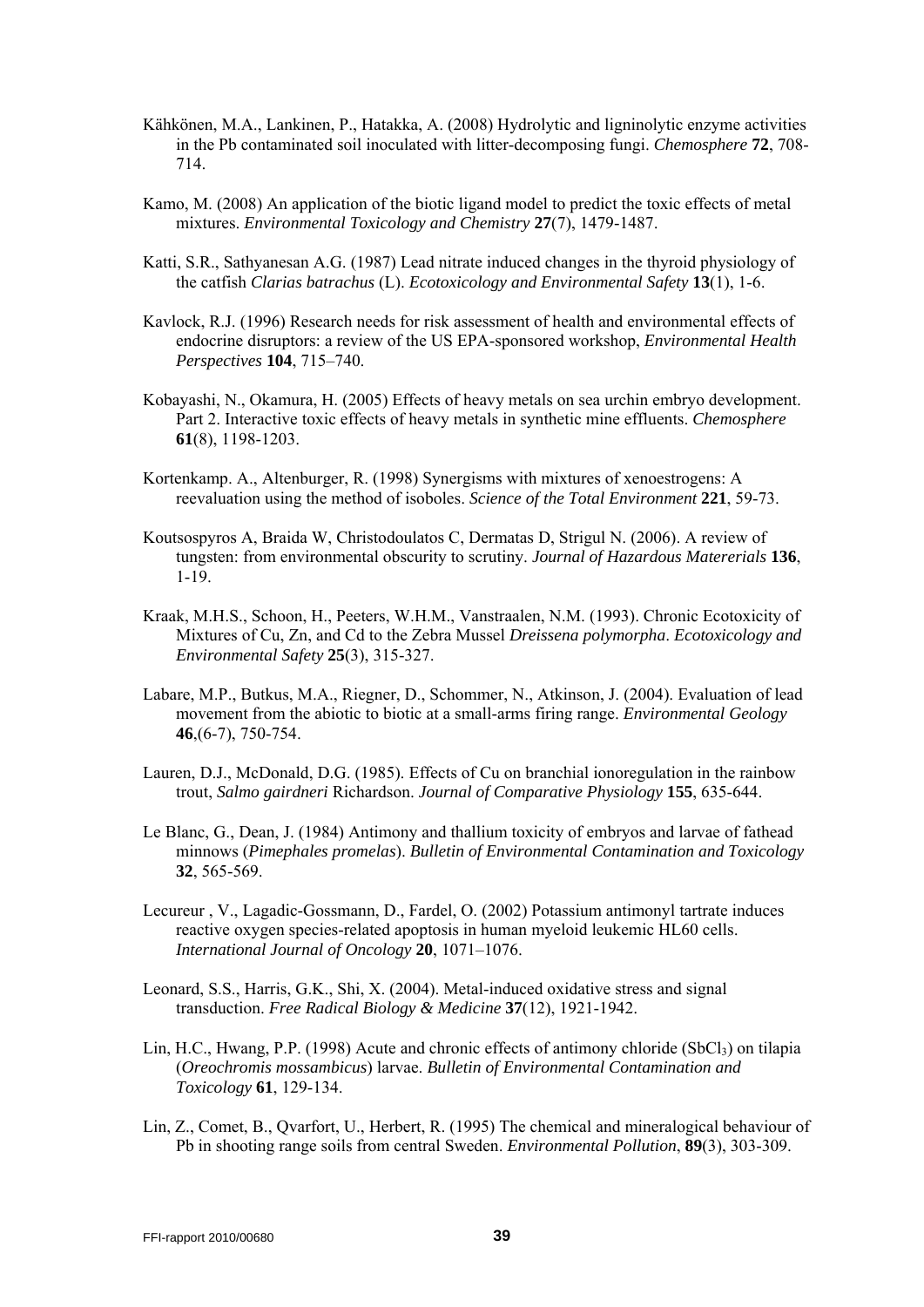Kähkönen, M.A., Lankinen, P., Hatakka, A. (2008) Hydrolytic and ligninolytic enzyme activities in the Pb contaminated soil inoculated with litter-decomposing fungi. *Chemosphere* **72**, 708-714.

Kamo, M. (2008) An application of the biotic ligand model to predict the toxic effects of metal mixtures. *Environmental Toxicology and Chemistry* **27**(7), 1479-1487.

Katti, S.R., Sathyanesan A.G. (1987) Lead nitrate induced changes in the thyroid physiology of the catfish *Clarias batrachus* (L). *Ecotoxicology and Environmental Safety* **13**(1), 1-6.

Kavlock, R.J. (1996) Research needs for risk assessment of health and environmental effects of endocrine disruptors: a review of the US EPA-sponsored workshop, *Environmental Health Perspectives* **104**, 715–740.

Kobayashi, N., Okamura, H. (2005) Effects of heavy metals on sea urchin embryo development. Part 2. Interactive toxic effects of heavy metals in synthetic mine effluents. *Chemosphere* **61**(8), 1198-1203.

Kortenkamp. A., Altenburger, R. (1998) Synergisms with mixtures of xenoestrogens: A reevaluation using the method of isoboles. *Science of the Total Environment* **221**, 59-73.

Koutsospyros A, Braida W, Christodoulatos C, Dermatas D, Strigul N. (2006). A review of tungsten: from environmental obscurity to scrutiny. *Journal of Hazardous Matererials* **136**, 1-19.

Kraak, M.H.S., Schoon, H., Peeters, W.H.M., Vanstraalen, N.M. (1993). Chronic Ecotoxicity of Mixtures of Cu, Zn, and Cd to the Zebra Mussel *Dreissena polymorpha*. *Ecotoxicology and Environmental Safety* **25**(3), 315-327.

Labare, M.P., Butkus, M.A., Riegner, D., Schommer, N., Atkinson, J. (2004). Evaluation of lead movement from the abiotic to biotic at a small-arms firing range. *Environmental Geology* **46**,(6-7), 750-754.

Lauren, D.J., McDonald, D.G. (1985). Effects of Cu on branchial ionoregulation in the rainbow trout, *Salmo gairdneri* Richardson. *Journal of Comparative Physiology* **155**, 635-644.

Le Blanc, G., Dean, J. (1984) Antimony and thallium toxicity of embryos and larvae of fathead minnows (*Pimephales promelas*). *Bulletin of Environmental Contamination and Toxicology* **32**, 565-569.

Lecureur , V., Lagadic-Gossmann, D., Fardel, O. (2002) Potassium antimonyl tartrate induces reactive oxygen species-related apoptosis in human myeloid leukemic HL60 cells. *International Journal of Oncology* **20**, 1071–1076.

Leonard, S.S., Harris, G.K., Shi, X. (2004). Metal-induced oxidative stress and signal transduction. *Free Radical Biology & Medicine* **37**(12), 1921-1942.

Lin, H.C., Hwang, P.P. (1998) Acute and chronic effects of antimony chloride ($SbCl_3$) on tilapia (*Oreochromis mossambicus*) larvae. *Bulletin of Environmental Contamination and Toxicology* **61**, 129-134.

Lin, Z., Comet, B., Qvarfort, U., Herbert, R. (1995) The chemical and mineralogical behaviour of Pb in shooting range soils from central Sweden. *Environmental Pollution*, **89**(3), 303-309.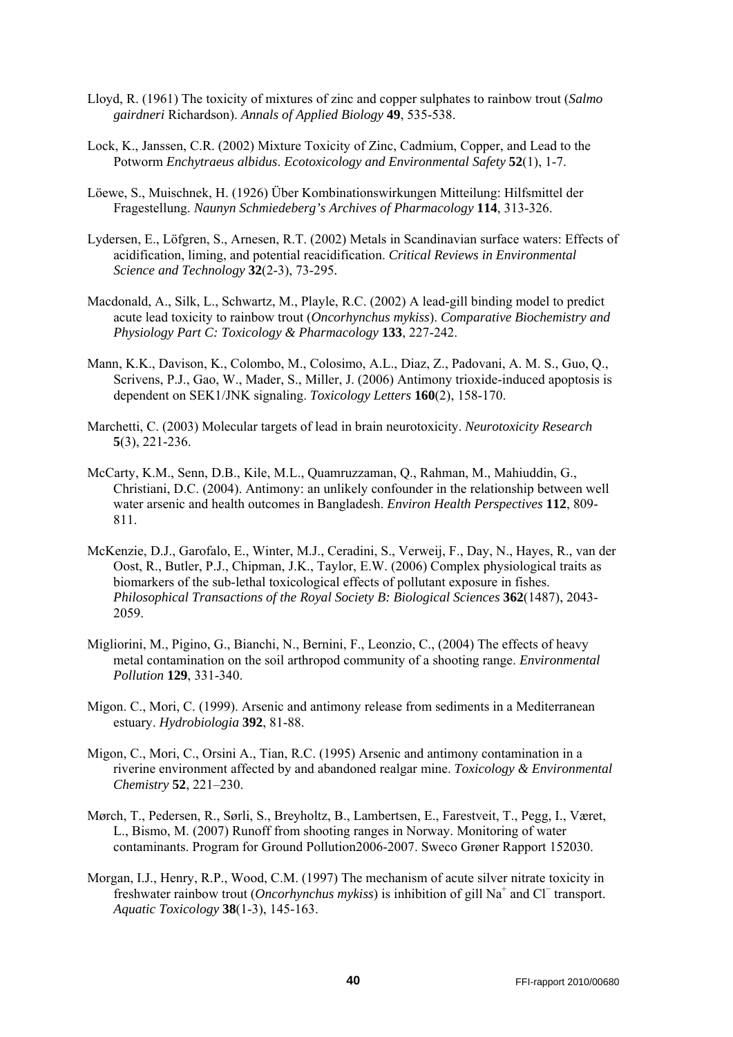Lloyd, R. (1961) The toxicity of mixtures of zinc and copper sulphates to rainbow trout (*Salmo gairdneri* Richardson). *Annals of Applied Biology* **49**, 535-538.

Lock, K., Janssen, C.R. (2002) Mixture Toxicity of Zinc, Cadmium, Copper, and Lead to the Potworm *Enchytraeus albidus*. *Ecotoxicology and Environmental Safety* **52**(1), 1-7.

Löewe, S., Muischnek, H. (1926) Über Kombinationswirkungen Mitteilung: Hilfsmittel der Fragestellung. *Naunyn Schmiedeberg's Archives of Pharmacology* **114**, 313-326.

Lydersen, E., Löfgren, S., Arnesen, R.T. (2002) Metals in Scandinavian surface waters: Effects of acidification, liming, and potential reacidification. *Critical Reviews in Environmental Science and Technology* **32**(2-3), 73-295.

Macdonald, A., Silk, L., Schwartz, M., Playle, R.C. (2002) A lead-gill binding model to predict acute lead toxicity to rainbow trout (*Oncorhynchus mykiss*). *Comparative Biochemistry and Physiology Part C: Toxicology & Pharmacology* **133**, 227-242.

Mann, K.K., Davison, K., Colombo, M., Colosimo, A.L., Diaz, Z., Padovani, A. M. S., Guo, Q., Scrivens, P.J., Gao, W., Mader, S., Miller, J. (2006) Antimony trioxide-induced apoptosis is dependent on SEK1/JNK signaling. *Toxicology Letters* **160**(2), 158-170.

Marchetti, C. (2003) Molecular targets of lead in brain neurotoxicity. *Neurotoxicity Research* **5**(3), 221-236.

McCarty, K.M., Senn, D.B., Kile, M.L., Quamruzzaman, Q., Rahman, M., Mahiuddin, G., Christiani, D.C. (2004). Antimony: an unlikely confounder in the relationship between well water arsenic and health outcomes in Bangladesh. *Environ Health Perspectives* **112**, 809-811.

McKenzie, D.J., Garofalo, E., Winter, M.J., Ceradini, S., Verweij, F., Day, N., Hayes, R., van der Oost, R., Butler, P.J., Chipman, J.K., Taylor, E.W. (2006) Complex physiological traits as biomarkers of the sub-lethal toxicological effects of pollutant exposure in fishes. *Philosophical Transactions of the Royal Society B: Biological Sciences* **362**(1487), 2043-2059.

Migliorini, M., Pigino, G., Bianchi, N., Bernini, F., Leonzio, C., (2004) The effects of heavy metal contamination on the soil arthropod community of a shooting range. *Environmental Pollution* **129**, 331-340.

Migon. C., Mori, C. (1999). Arsenic and antimony release from sediments in a Mediterranean estuary. *Hydrobiologia* **392**, 81-88.

Migon, C., Mori, C., Orsini A., Tian, R.C. (1995) Arsenic and antimony contamination in a riverine environment affected by and abandoned realgar mine. *Toxicology & Environmental Chemistry* **52**, 221–230.

Mørch, T., Pedersen, R., Sørli, S., Breyholtz, B., Lambertsen, E., Farestveit, T., Pegg, I., Været, L., Bismo, M. (2007) Runoff from shooting ranges in Norway. Monitoring of water contaminants. Program for Ground Pollution2006-2007. Sweco Grøner Rapport 152030.

Morgan, I.J., Henry, R.P., Wood, C.M. (1997) The mechanism of acute silver nitrate toxicity in freshwater rainbow trout (*Oncorhynchus mykiss*) is inhibition of gill $Na^+$ and $Cl^-$ transport. *Aquatic Toxicology* **38**(1-3), 145-163.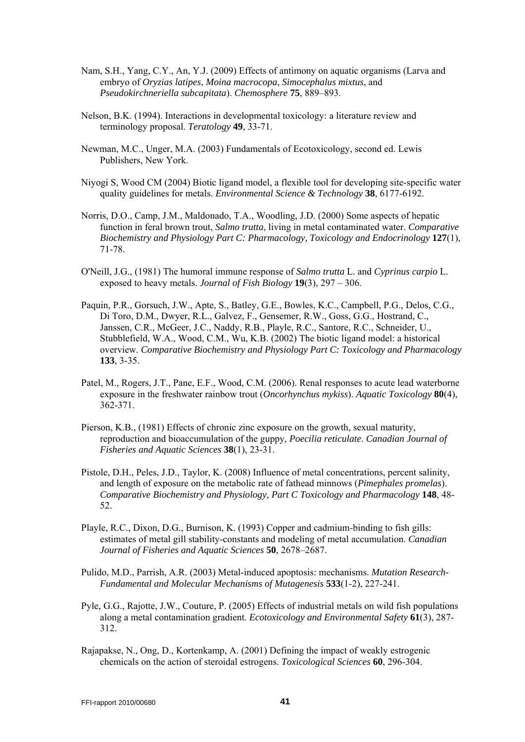Nam, S.H., Yang, C.Y., An, Y.J. (2009) Effects of antimony on aquatic organisms (Larva and embryo of *Oryzias latipes*, *Moina macrocopa*, *Simocephalus mixtus*, and *Pseudokirchneriella subcapitata*). *Chemosphere* **75**, 889–893.

Nelson, B.K. (1994). Interactions in developmental toxicology: a literature review and terminology proposal. *Teratology* **49**, 33-71.

Newman, M.C., Unger, M.A. (2003) Fundamentals of Ecotoxicology, second ed. Lewis Publishers, New York.

Niyogi S, Wood CM (2004) Biotic ligand model, a flexible tool for developing site-specific water quality guidelines for metals. *Environmental Science & Technology* **38**, 6177-6192.

Norris, D.O., Camp, J.M., Maldonado, T.A., Woodling, J.D. (2000) Some aspects of hepatic function in feral brown trout, *Salmo trutta*, living in metal contaminated water. *Comparative Biochemistry and Physiology Part C: Pharmacology, Toxicology and Endocrinology* **127**(1), 71-78.

O'Neill, J.G., (1981) The humoral immune response of *Salmo trutta* L. and *Cyprinus carpio* L. exposed to heavy metals. *Journal of Fish Biology* **19**(3), 297 – 306.

Paquin, P.R., Gorsuch, J.W., Apte, S., Batley, G.E., Bowles, K.C., Campbell, P.G., Delos, C.G., Di Toro, D.M., Dwyer, R.L., Galvez, F., Gensemer, R.W., Goss, G.G., Hostrand, C., Janssen, C.R., McGeer, J.C., Naddy, R.B., Playle, R.C., Santore, R.C., Schneider, U., Stubblefield, W.A., Wood, C.M., Wu, K.B. (2002) The biotic ligand model: a historical overview. *Comparative Biochemistry and Physiology Part C: Toxicology and Pharmacology* **133**, 3-35.

Patel, M., Rogers, J.T., Pane, E.F., Wood, C.M. (2006). Renal responses to acute lead waterborne exposure in the freshwater rainbow trout (*Oncorhynchus mykiss*). *Aquatic Toxicology* **80**(4), 362-371.

Pierson, K.B., (1981) Effects of chronic zinc exposure on the growth, sexual maturity, reproduction and bioaccumulation of the guppy, *Poecilia reticulate*. *Canadian Journal of Fisheries and Aquatic Sciences* **38**(1), 23-31.

Pistole, D.H., Peles, J.D., Taylor, K. (2008) Influence of metal concentrations, percent salinity, and length of exposure on the metabolic rate of fathead minnows (*Pimephales promelas*). *Comparative Biochemistry and Physiology, Part C Toxicology and Pharmacology* **148**, 48-52.

Playle, R.C., Dixon, D.G., Burnison, K. (1993) Copper and cadmium-binding to fish gills: estimates of metal gill stability-constants and modeling of metal accumulation. *Canadian Journal of Fisheries and Aquatic Sciences* **50**, 2678–2687.

Pulido, M.D., Parrish, A.R. (2003) Metal-induced apoptosis: mechanisms. *Mutation Research-Fundamental and Molecular Mechanisms of Mutagenesis* **533**(1-2), 227-241.

Pyle, G.G., Rajotte, J.W., Couture, P. (2005) Effects of industrial metals on wild fish populations along a metal contamination gradient. *Ecotoxicology and Environmental Safety* **61**(3), 287-312.

Rajapakse, N., Ong, D., Kortenkamp, A. (2001) Defining the impact of weakly estrogenic chemicals on the action of steroidal estrogens. *Toxicological Sciences* **60**, 296-304.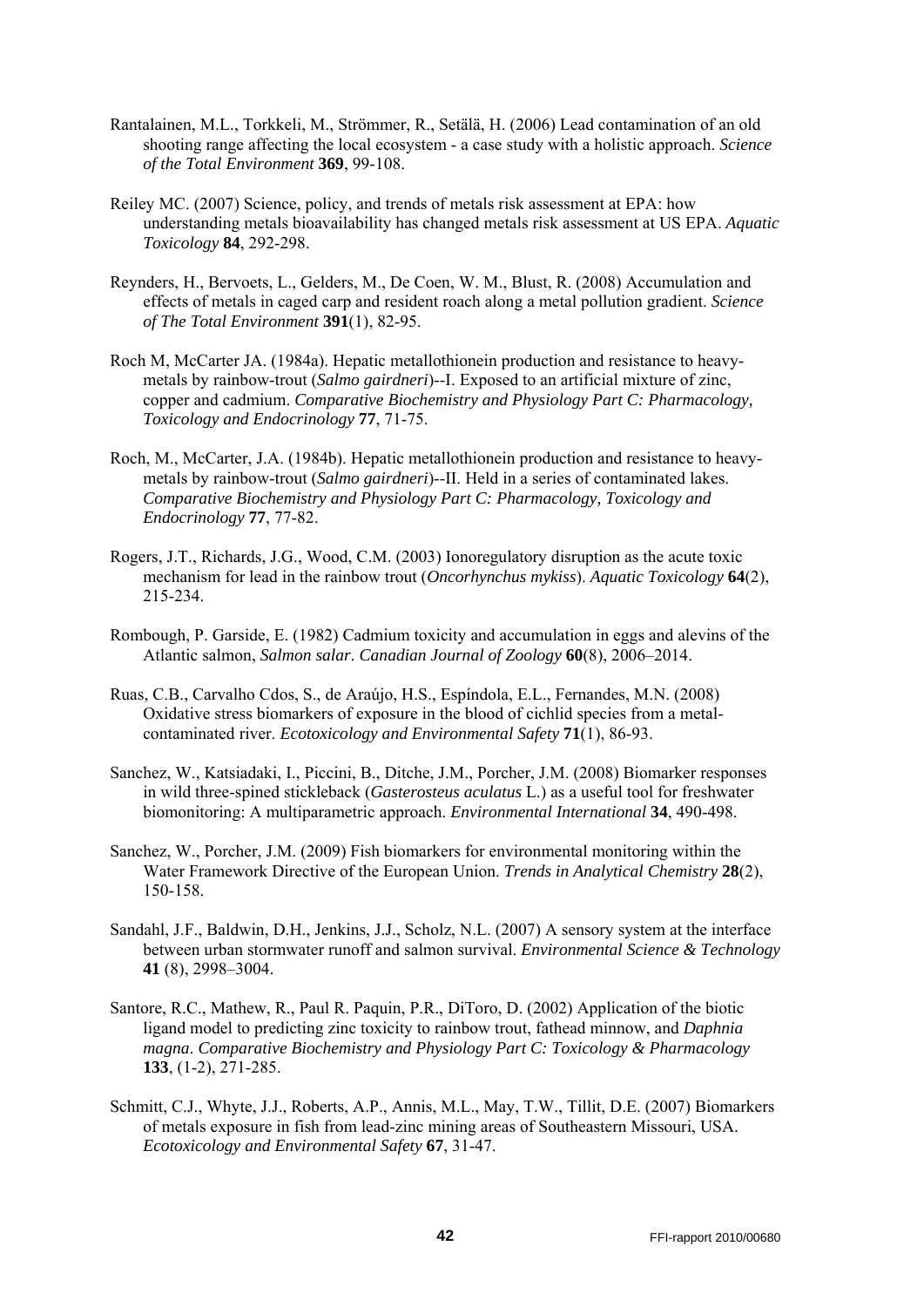Rantalainen, M.L., Torkkeli, M., Strömmer, R., Setälä, H. (2006) Lead contamination of an old shooting range affecting the local ecosystem - a case study with a holistic approach. *Science of the Total Environment* **369**, 99-108.

Reiley MC. (2007) Science, policy, and trends of metals risk assessment at EPA: how understanding metals bioavailability has changed metals risk assessment at US EPA. *Aquatic Toxicology* **84**, 292-298.

Reynders, H., Bervoets, L., Gelders, M., De Coen, W. M., Blust, R. (2008) Accumulation and effects of metals in caged carp and resident roach along a metal pollution gradient. *Science of The Total Environment* **391**(1), 82-95.

Roch M, McCarter JA. (1984a). Hepatic metallothionein production and resistance to heavy-metals by rainbow-trout (*Salmo gairdneri*)--I. Exposed to an artificial mixture of zinc, copper and cadmium. *Comparative Biochemistry and Physiology Part C: Pharmacology, Toxicology and Endocrinology* **77**, 71-75.

Roch, M., McCarter, J.A. (1984b). Hepatic metallothionein production and resistance to heavy-metals by rainbow-trout (*Salmo gairdneri*)--II. Held in a series of contaminated lakes. *Comparative Biochemistry and Physiology Part C: Pharmacology, Toxicology and Endocrinology* **77**, 77-82.

Rogers, J.T., Richards, J.G., Wood, C.M. (2003) Ionoregulatory disruption as the acute toxic mechanism for lead in the rainbow trout (*Oncorhynchus mykiss*). *Aquatic Toxicology* **64**(2), 215-234.

Rombough, P. Garside, E. (1982) Cadmium toxicity and accumulation in eggs and alevins of the Atlantic salmon, *Salmon salar*. *Canadian Journal of Zoology* **60**(8), 2006–2014.

Ruas, C.B., Carvalho Cdos, S., de Araújo, H.S., Espíndola, E.L., Fernandes, M.N. (2008) Oxidative stress biomarkers of exposure in the blood of cichlid species from a metal-contaminated river. *Ecotoxicology and Environmental Safety* **71**(1), 86-93.

Sanchez, W., Katsiadaki, I., Piccini, B., Ditche, J.M., Porcher, J.M. (2008) Biomarker responses in wild three-spined stickleback (*Gasterosteus aculatus* L.) as a useful tool for freshwater biomonitoring: A multiparametric approach. *Environmental International* **34**, 490-498.

Sanchez, W., Porcher, J.M. (2009) Fish biomarkers for environmental monitoring within the Water Framework Directive of the European Union. *Trends in Analytical Chemistry* **28**(2), 150-158.

Sandahl, J.F., Baldwin, D.H., Jenkins, J.J., Scholz, N.L. (2007) A sensory system at the interface between urban stormwater runoff and salmon survival. *Environmental Science & Technology* **41** (8), 2998–3004.

Santore, R.C., Mathew, R., Paul R. Paquin, P.R., DiToro, D. (2002) Application of the biotic ligand model to predicting zinc toxicity to rainbow trout, fathead minnow, and *Daphnia magna*. *Comparative Biochemistry and Physiology Part C: Toxicology & Pharmacology* **133**, (1-2), 271-285.

Schmitt, C.J., Whyte, J.J., Roberts, A.P., Annis, M.L., May, T.W., Tillit, D.E. (2007) Biomarkers of metals exposure in fish from lead-zinc mining areas of Southeastern Missouri, USA. *Ecotoxicology and Environmental Safety* **67**, 31-47.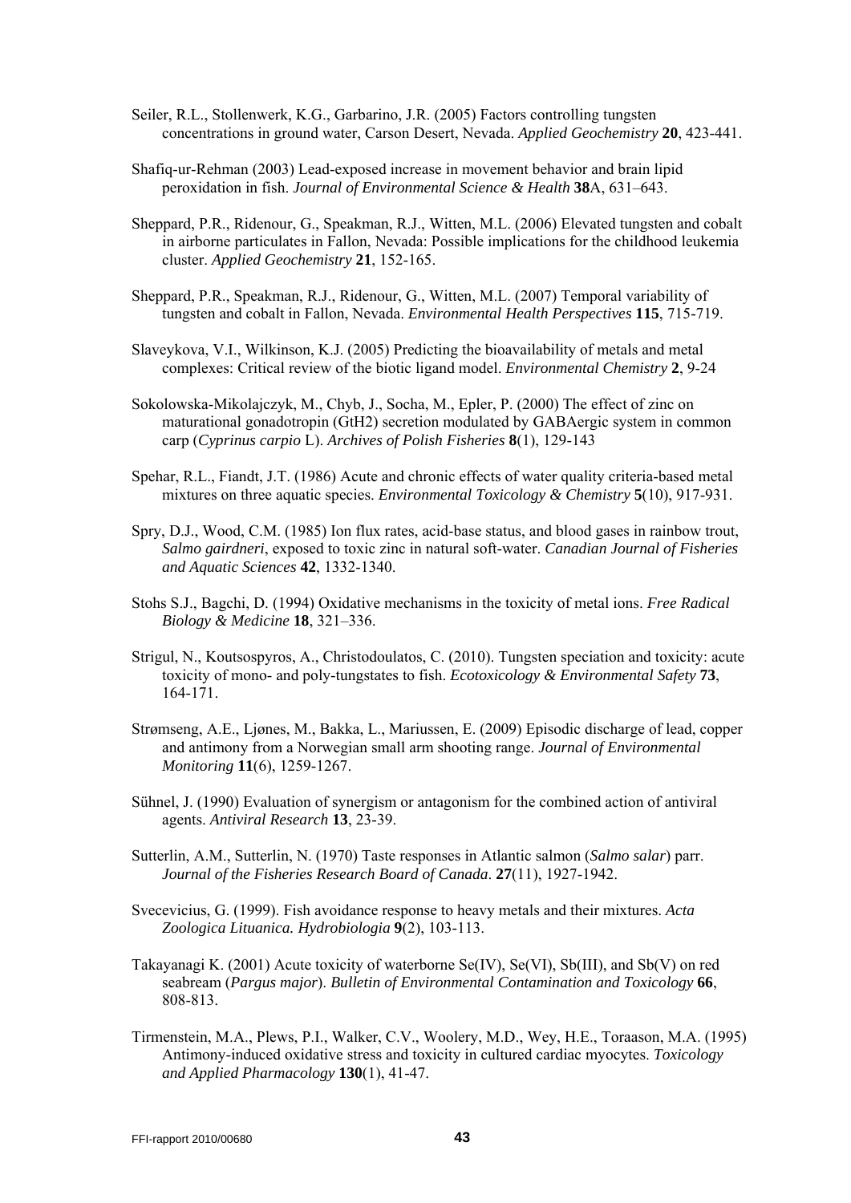Seiler, R.L., Stollenwerk, K.G., Garbarino, J.R. (2005) Factors controlling tungsten concentrations in ground water, Carson Desert, Nevada. *Applied Geochemistry* **20**, 423-441.

Shafiq-ur-Rehman (2003) Lead-exposed increase in movement behavior and brain lipid peroxidation in fish. *Journal of Environmental Science & Health* **38**A, 631–643.

Sheppard, P.R., Ridenour, G., Speakman, R.J., Witten, M.L. (2006) Elevated tungsten and cobalt in airborne particulates in Fallon, Nevada: Possible implications for the childhood leukemia cluster. *Applied Geochemistry* **21**, 152-165.

Sheppard, P.R., Speakman, R.J., Ridenour, G., Witten, M.L. (2007) Temporal variability of tungsten and cobalt in Fallon, Nevada. *Environmental Health Perspectives* **115**, 715-719.

Slaveykova, V.I., Wilkinson, K.J. (2005) Predicting the bioavailability of metals and metal complexes: Critical review of the biotic ligand model. *Environmental Chemistry* **2**, 9-24

Sokolowska-Mikolajczyk, M., Chyb, J., Socha, M., Epler, P. (2000) The effect of zinc on maturational gonadotropin (GtH2) secretion modulated by GABAergic system in common carp (*Cyprinus carpio* L). *Archives of Polish Fisheries* **8**(1), 129-143

Spehar, R.L., Fiandt, J.T. (1986) Acute and chronic effects of water quality criteria-based metal mixtures on three aquatic species. *Environmental Toxicology & Chemistry* **5**(10), 917-931.

Spry, D.J., Wood, C.M. (1985) Ion flux rates, acid-base status, and blood gases in rainbow trout, *Salmo gairdneri*, exposed to toxic zinc in natural soft-water. *Canadian Journal of Fisheries and Aquatic Sciences* **42**, 1332-1340.

Stohs S.J., Bagchi, D. (1994) Oxidative mechanisms in the toxicity of metal ions. *Free Radical Biology & Medicine* **18**, 321–336.

Strigul, N., Koutsospyros, A., Christodoulatos, C. (2010). Tungsten speciation and toxicity: acute toxicity of mono- and poly-tungstates to fish. *Ecotoxicology & Environmental Safety* **73**, 164-171.

Strømseng, A.E., Ljønes, M., Bakka, L., Mariussen, E. (2009) Episodic discharge of lead, copper and antimony from a Norwegian small arm shooting range. *Journal of Environmental Monitoring* **11**(6), 1259-1267.

Sühnel, J. (1990) Evaluation of synergism or antagonism for the combined action of antiviral agents. *Antiviral Research* **13**, 23-39.

Sutterlin, A.M., Sutterlin, N. (1970) Taste responses in Atlantic salmon (*Salmo salar*) parr. *Journal of the Fisheries Research Board of Canada*. **27**(11), 1927-1942.

Svecevicius, G. (1999). Fish avoidance response to heavy metals and their mixtures. *Acta Zoologica Lituanica. Hydrobiologia* **9**(2), 103-113.

Takayanagi K. (2001) Acute toxicity of waterborne Se(IV), Se(VI), Sb(III), and Sb(V) on red seabream (*Pargus major*). *Bulletin of Environmental Contamination and Toxicology* **66**, 808-813.

Tirmenstein, M.A., Plews, P.I., Walker, C.V., Woolery, M.D., Wey, H.E., Toraason, M.A. (1995) Antimony-induced oxidative stress and toxicity in cultured cardiac myocytes. *Toxicology and Applied Pharmacology* **130**(1), 41-47.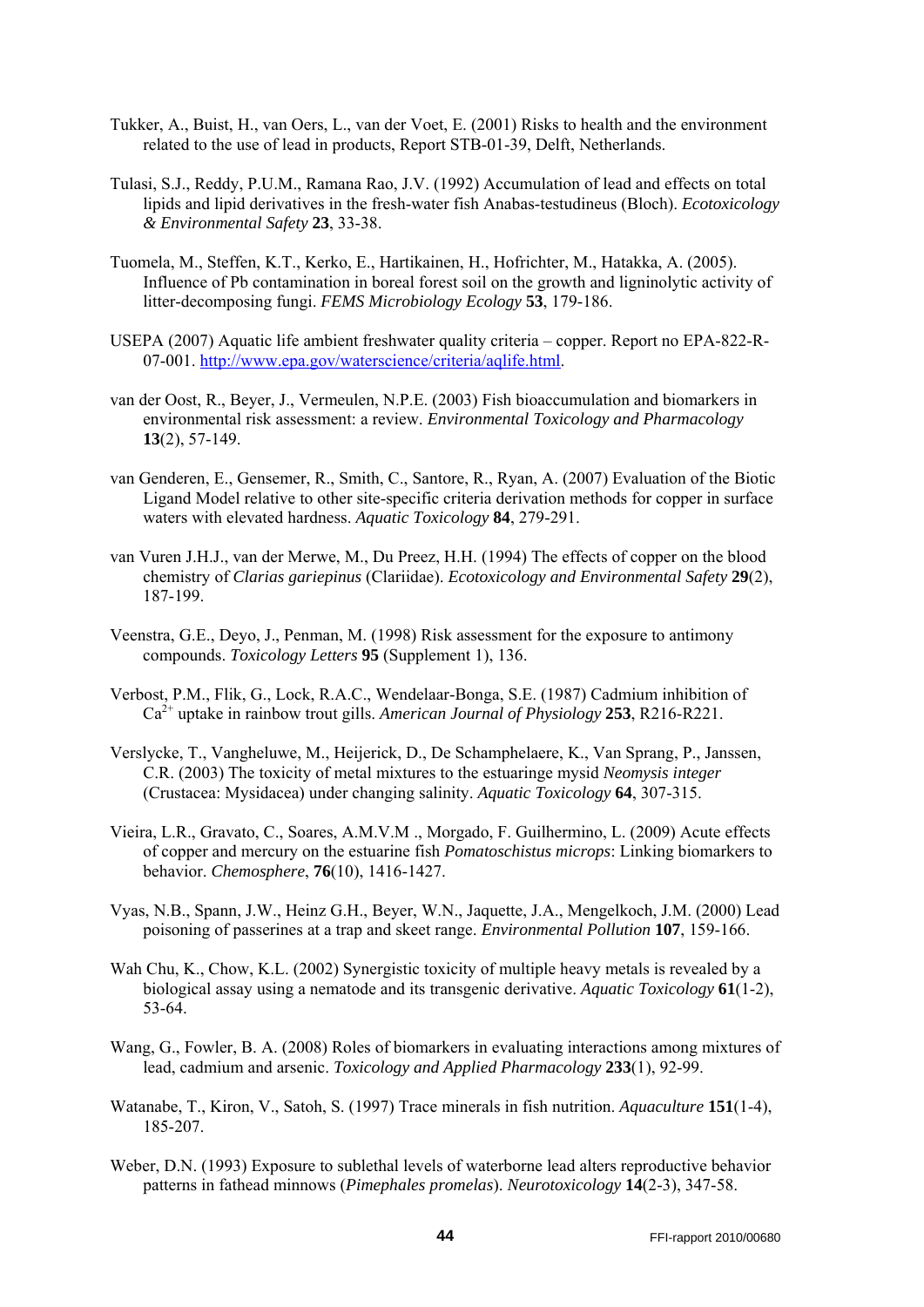Tukker, A., Buist, H., van Oers, L., van der Voet, E. (2001) Risks to health and the environment related to the use of lead in products, Report STB-01-39, Delft, Netherlands.

Tulasi, S.J., Reddy, P.U.M., Ramana Rao, J.V. (1992) Accumulation of lead and effects on total lipids and lipid derivatives in the fresh-water fish Anabas-testudineus (Bloch). *Ecotoxicology & Environmental Safety* **23**, 33-38.

Tuomela, M., Steffen, K.T., Kerko, E., Hartikainen, H., Hofrichter, M., Hatakka, A. (2005). Influence of Pb contamination in boreal forest soil on the growth and ligninolytic activity of litter-decomposing fungi. *FEMS Microbiology Ecology* **53**, 179-186.

USEPA (2007) Aquatic life ambient freshwater quality criteria – copper. Report no EPA-822-R-07-001. http://www.epa.gov/waterscience/criteria/aqlife.html.

van der Oost, R., Beyer, J., Vermeulen, N.P.E. (2003) Fish bioaccumulation and biomarkers in environmental risk assessment: a review. *Environmental Toxicology and Pharmacology* **13**(2), 57-149.

van Genderen, E., Gensemer, R., Smith, C., Santore, R., Ryan, A. (2007) Evaluation of the Biotic Ligand Model relative to other site-specific criteria derivation methods for copper in surface waters with elevated hardness. *Aquatic Toxicology* **84**, 279-291.

van Vuren J.H.J., van der Merwe, M., Du Preez, H.H. (1994) The effects of copper on the blood chemistry of *Clarias gariepinus* (Clariidae). *Ecotoxicology and Environmental Safety* **29**(2), 187-199.

Veenstra, G.E., Deyo, J., Penman, M. (1998) Risk assessment for the exposure to antimony compounds. *Toxicology Letters* **95** (Supplement 1), 136.

Verbost, P.M., Flik, G., Lock, R.A.C., Wendelaar-Bonga, S.E. (1987) Cadmium inhibition of $Ca^{2+}$ uptake in rainbow trout gills. *American Journal of Physiology* **253**, R216-R221.

Verslycke, T., Vangheluwe, M., Heijerick, D., De Schamphelaere, K., Van Sprang, P., Janssen, C.R. (2003) The toxicity of metal mixtures to the estuaringe mysid *Neomysis integer* (Crustacea: Mysidacea) under changing salinity. *Aquatic Toxicology* **64**, 307-315.

Vieira, L.R., Gravato, C., Soares, A.M.V.M ., Morgado, F. Guilhermino, L. (2009) Acute effects of copper and mercury on the estuarine fish *Pomatoschistus microps*: Linking biomarkers to behavior. *Chemosphere*, **76**(10), 1416-1427.

Vyas, N.B., Spann, J.W., Heinz G.H., Beyer, W.N., Jaquette, J.A., Mengelkoch, J.M. (2000) Lead poisoning of passerines at a trap and skeet range. *Environmental Pollution* **107**, 159-166.

Wah Chu, K., Chow, K.L. (2002) Synergistic toxicity of multiple heavy metals is revealed by a biological assay using a nematode and its transgenic derivative. *Aquatic Toxicology* **61**(1-2), 53-64.

Wang, G., Fowler, B. A. (2008) Roles of biomarkers in evaluating interactions among mixtures of lead, cadmium and arsenic. *Toxicology and Applied Pharmacology* **233**(1), 92-99.

Watanabe, T., Kiron, V., Satoh, S. (1997) Trace minerals in fish nutrition. *Aquaculture* **151**(1-4), 185-207.

Weber, D.N. (1993) Exposure to sublethal levels of waterborne lead alters reproductive behavior patterns in fathead minnows (*Pimephales promelas*). *Neurotoxicology* **14**(2-3), 347-58.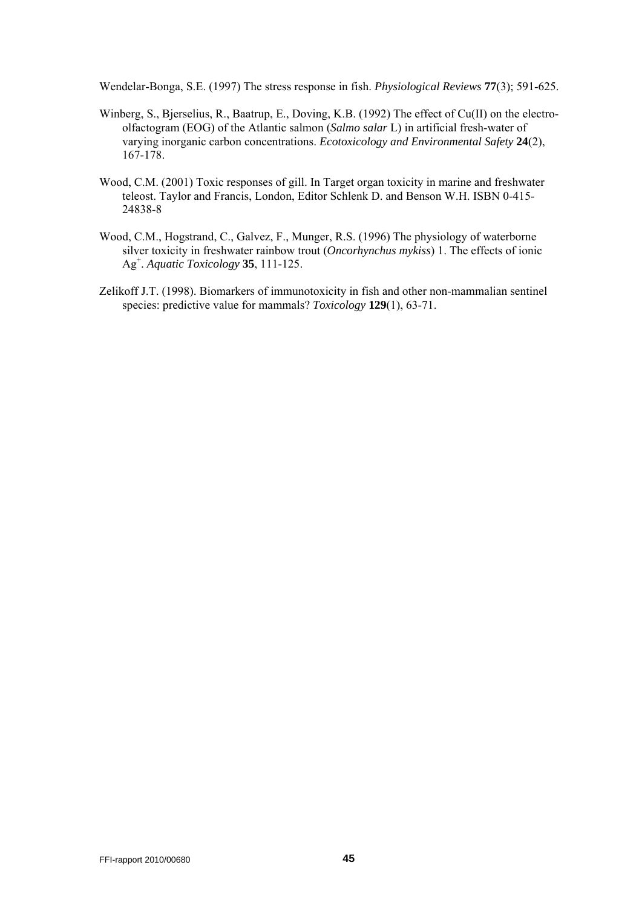Wendelar-Bonga, S.E. (1997) The stress response in fish. *Physiological Reviews* **77**(3); 591-625.

Winberg, S., Bjerselius, R., Baatrup, E., Doving, K.B. (1992) The effect of Cu(II) on the electro-olfactogram (EOG) of the Atlantic salmon (*Salmo salar* L) in artificial fresh-water of varying inorganic carbon concentrations. *Ecotoxicology and Environmental Safety* **24**(2), 167-178.

Wood, C.M. (2001) Toxic responses of gill. In Target organ toxicity in marine and freshwater teleost. Taylor and Francis, London, Editor Schlenk D. and Benson W.H. ISBN 0-415-24838-8

Wood, C.M., Hogstrand, C., Galvez, F., Munger, R.S. (1996) The physiology of waterborne silver toxicity in freshwater rainbow trout (*Oncorhynchus mykiss*) 1. The effects of ionic $Ag^{+}$. *Aquatic Toxicology* **35**, 111-125.

Zelikoff J.T. (1998). Biomarkers of immunotoxicity in fish and other non-mammalian sentinel species: predictive value for mammals? *Toxicology* **129**(1), 63-71.